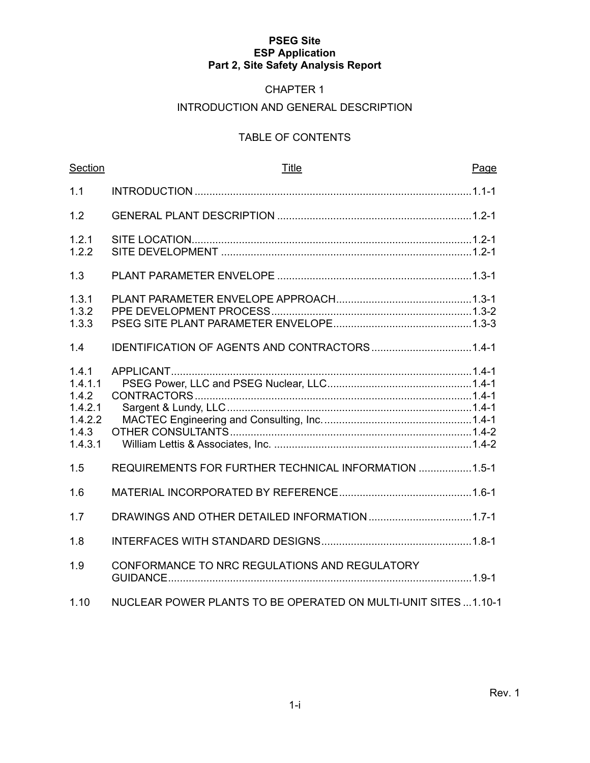**PSEG Site**
**ESP Application**
**Part 2, Site Safety Analysis Report**

# CHAPTER 1

# INTRODUCTION AND GENERAL DESCRIPTION

## TABLE OF CONTENTS

| Section | Title | Page |
|---|---|---|
| 1.1 | INTRODUCTION | 1.1-1 |
| 1.2 | GENERAL PLANT DESCRIPTION | 1.2-1 |
| 1.2.1 | SITE LOCATION | 1.2-1 |
| 1.2.2 | SITE DEVELOPMENT | 1.2-1 |
| 1.3 | PLANT PARAMETER ENVELOPE | 1.3-1 |
| 1.3.1 | PLANT PARAMETER ENVELOPE APPROACH | 1.3-1 |
| 1.3.2 | PPE DEVELOPMENT PROCESS | 1.3-2 |
| 1.3.3 | PSEG SITE PLANT PARAMETER ENVELOPE | 1.3-3 |
| 1.4 | IDENTIFICATION OF AGENTS AND CONTRACTORS | 1.4-1 |
| 1.4.1 | APPLICANT | 1.4-1 |
| 1.4.1.1 | PSEG Power, LLC and PSEG Nuclear, LLC | 1.4-1 |
| 1.4.2 | CONTRACTORS | 1.4-1 |
| 1.4.2.1 | Sargent & Lundy, LLC | 1.4-1 |
| 1.4.2.2 | MACTEC Engineering and Consulting, Inc. | 1.4-1 |
| 1.4.3 | OTHER CONSULTANTS | 1.4-2 |
| 1.4.3.1 | William Lettis & Associates, Inc. | 1.4-2 |
| 1.5 | REQUIREMENTS FOR FURTHER TECHNICAL INFORMATION | 1.5-1 |
| 1.6 | MATERIAL INCORPORATED BY REFERENCE | 1.6-1 |
| 1.7 | DRAWINGS AND OTHER DETAILED INFORMATION | 1.7-1 |
| 1.8 | INTERFACES WITH STANDARD DESIGNS | 1.8-1 |
| 1.9 | CONFORMANCE TO NRC REGULATIONS AND REGULATORY GUIDANCE | 1.9-1 |
| 1.10 | NUCLEAR POWER PLANTS TO BE OPERATED ON MULTI-UNIT SITES | 1.10-1 |

Rev. 1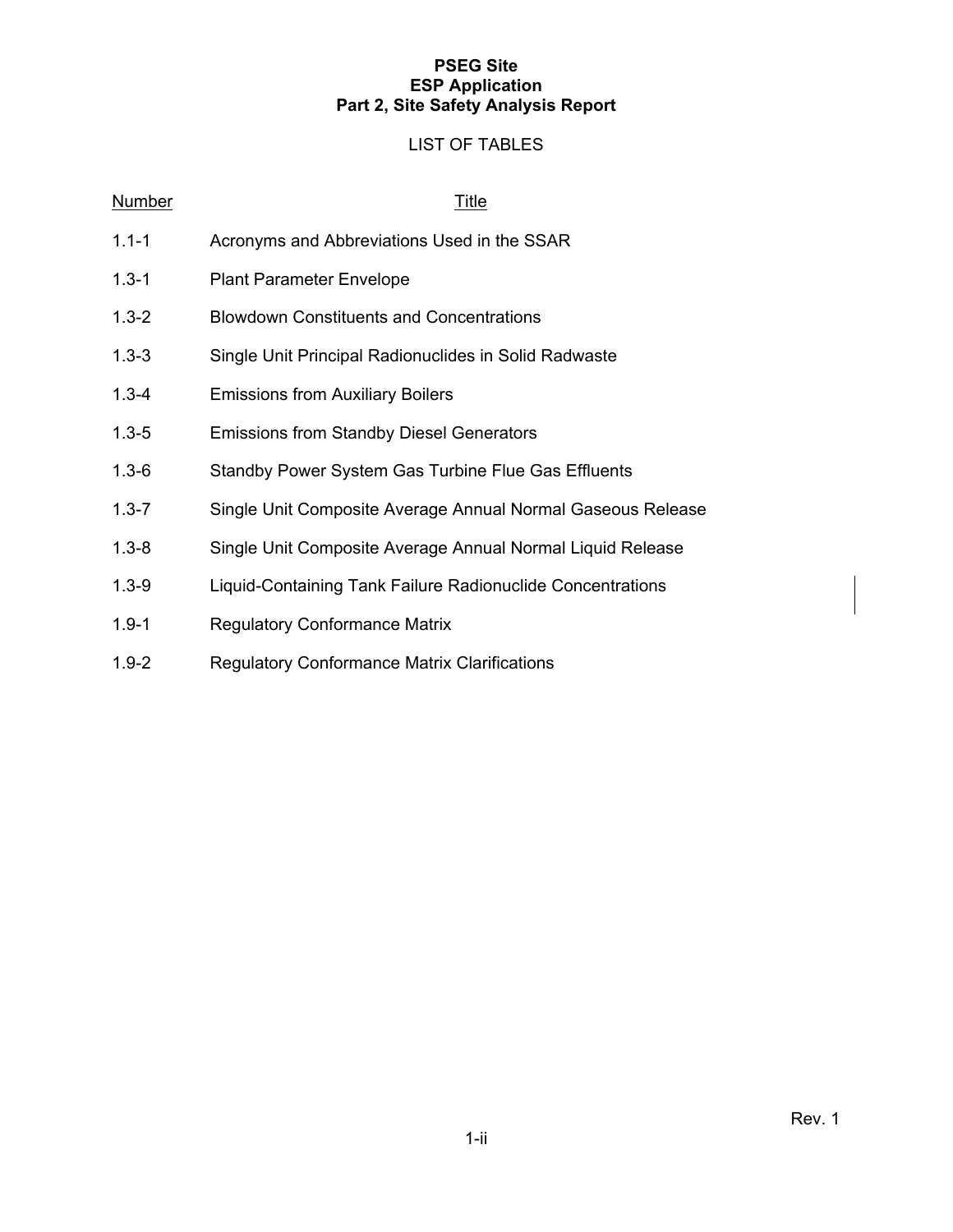**PSEG Site**
**ESP Application**
**Part 2, Site Safety Analysis Report**

LIST OF TABLES

| Number | Title |
|---|---|
| 1.1-1 | Acronyms and Abbreviations Used in the SSAR |
| 1.3-1 | Plant Parameter Envelope |
| 1.3-2 | Blowdown Constituents and Concentrations |
| 1.3-3 | Single Unit Principal Radionuclides in Solid Radwaste |
| 1.3-4 | Emissions from Auxiliary Boilers |
| 1.3-5 | Emissions from Standby Diesel Generators |
| 1.3-6 | Standby Power System Gas Turbine Flue Gas Effluents |
| 1.3-7 | Single Unit Composite Average Annual Normal Gaseous Release |
| 1.3-8 | Single Unit Composite Average Annual Normal Liquid Release |
| 1.3-9 | Liquid-Containing Tank Failure Radionuclide Concentrations |
| 1.9-1 | Regulatory Conformance Matrix |
| 1.9-2 | Regulatory Conformance Matrix Clarifications |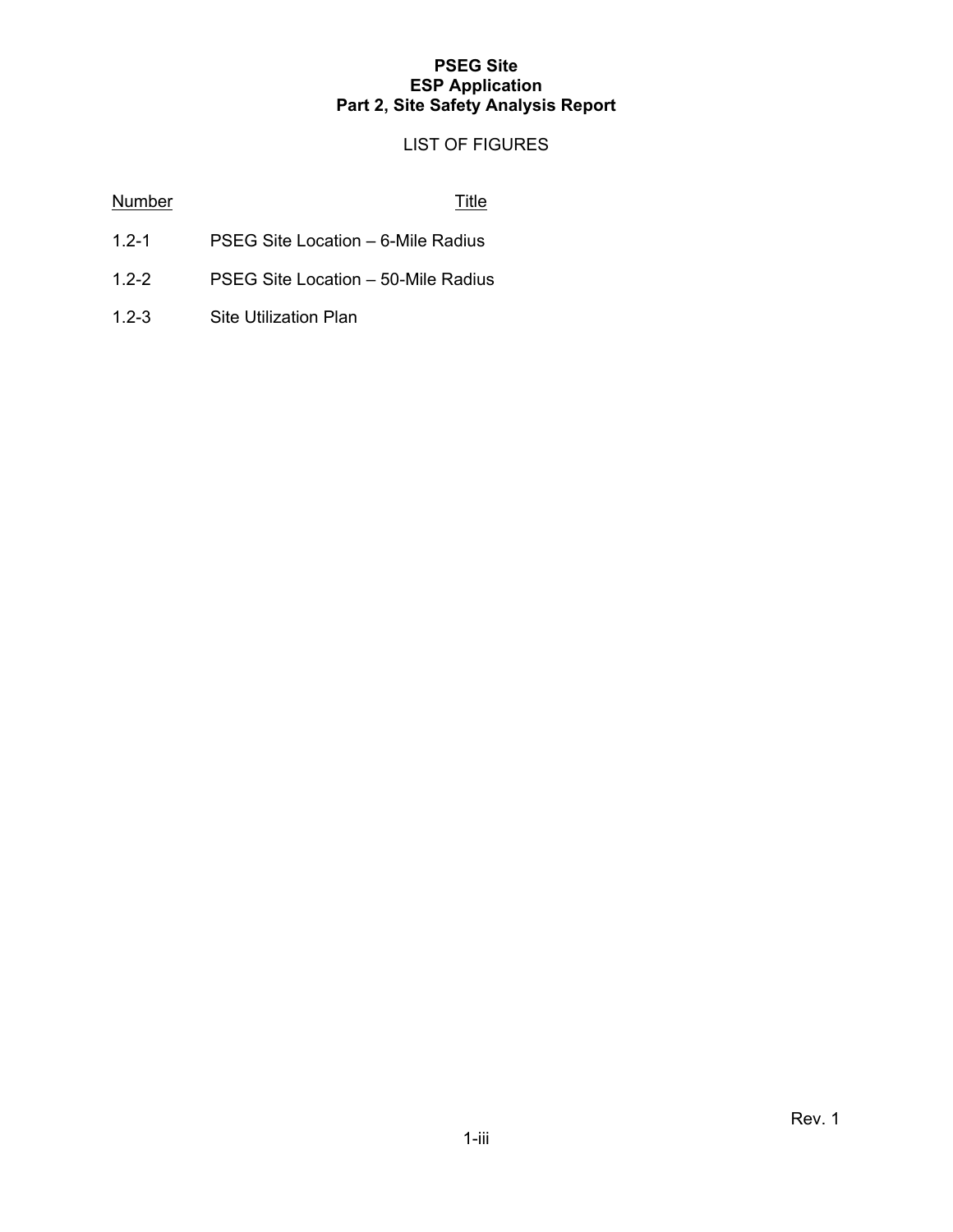**PSEG Site**
**ESP Application**
**Part 2, Site Safety Analysis Report**

## LIST OF FIGURES

| Number | Title |
|---|---|
| 1.2-1 | PSEG Site Location – 6-Mile Radius |
| 1.2-2 | PSEG Site Location – 50-Mile Radius |
| 1.2-3 | Site Utilization Plan |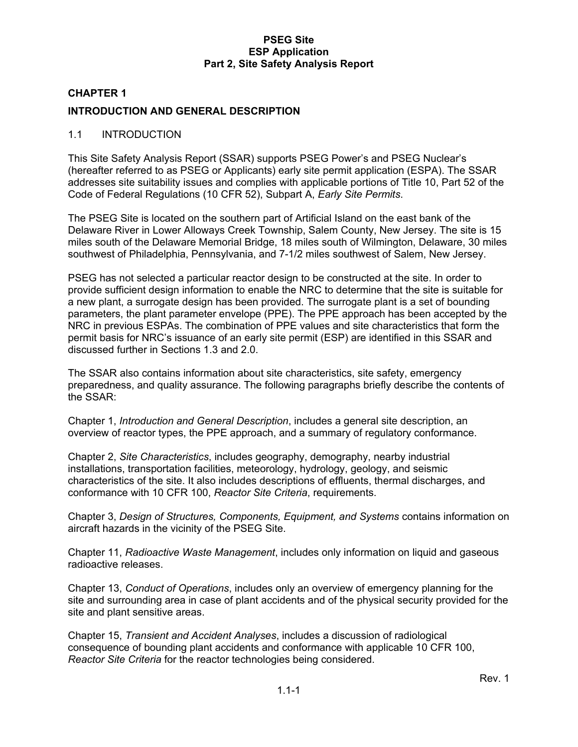## CHAPTER 1

## INTRODUCTION AND GENERAL DESCRIPTION

### 1.1 INTRODUCTION

This Site Safety Analysis Report (SSAR) supports PSEG Power's and PSEG Nuclear's (hereafter referred to as PSEG or Applicants) early site permit application (ESPA). The SSAR addresses site suitability issues and complies with applicable portions of Title 10, Part 52 of the Code of Federal Regulations (10 CFR 52), Subpart A, *Early Site Permits*.

The PSEG Site is located on the southern part of Artificial Island on the east bank of the Delaware River in Lower Alloways Creek Township, Salem County, New Jersey. The site is 15 miles south of the Delaware Memorial Bridge, 18 miles south of Wilmington, Delaware, 30 miles southwest of Philadelphia, Pennsylvania, and 7-1/2 miles southwest of Salem, New Jersey.

PSEG has not selected a particular reactor design to be constructed at the site. In order to provide sufficient design information to enable the NRC to determine that the site is suitable for a new plant, a surrogate design has been provided. The surrogate plant is a set of bounding parameters, the plant parameter envelope (PPE). The PPE approach has been accepted by the NRC in previous ESPAs. The combination of PPE values and site characteristics that form the permit basis for NRC's issuance of an early site permit (ESP) are identified in this SSAR and discussed further in Sections 1.3 and 2.0.

The SSAR also contains information about site characteristics, site safety, emergency preparedness, and quality assurance. The following paragraphs briefly describe the contents of the SSAR:

Chapter 1, *Introduction and General Description*, includes a general site description, an overview of reactor types, the PPE approach, and a summary of regulatory conformance.

Chapter 2, *Site Characteristics*, includes geography, demography, nearby industrial installations, transportation facilities, meteorology, hydrology, geology, and seismic characteristics of the site. It also includes descriptions of effluents, thermal discharges, and conformance with 10 CFR 100, *Reactor Site Criteria*, requirements.

Chapter 3, *Design of Structures, Components, Equipment, and Systems* contains information on aircraft hazards in the vicinity of the PSEG Site.

Chapter 11, *Radioactive Waste Management*, includes only information on liquid and gaseous radioactive releases.

Chapter 13, *Conduct of Operations*, includes only an overview of emergency planning for the site and surrounding area in case of plant accidents and of the physical security provided for the site and plant sensitive areas.

Chapter 15, *Transient and Accident Analyses*, includes a discussion of radiological consequence of bounding plant accidents and conformance with applicable 10 CFR 100, *Reactor Site Criteria* for the reactor technologies being considered.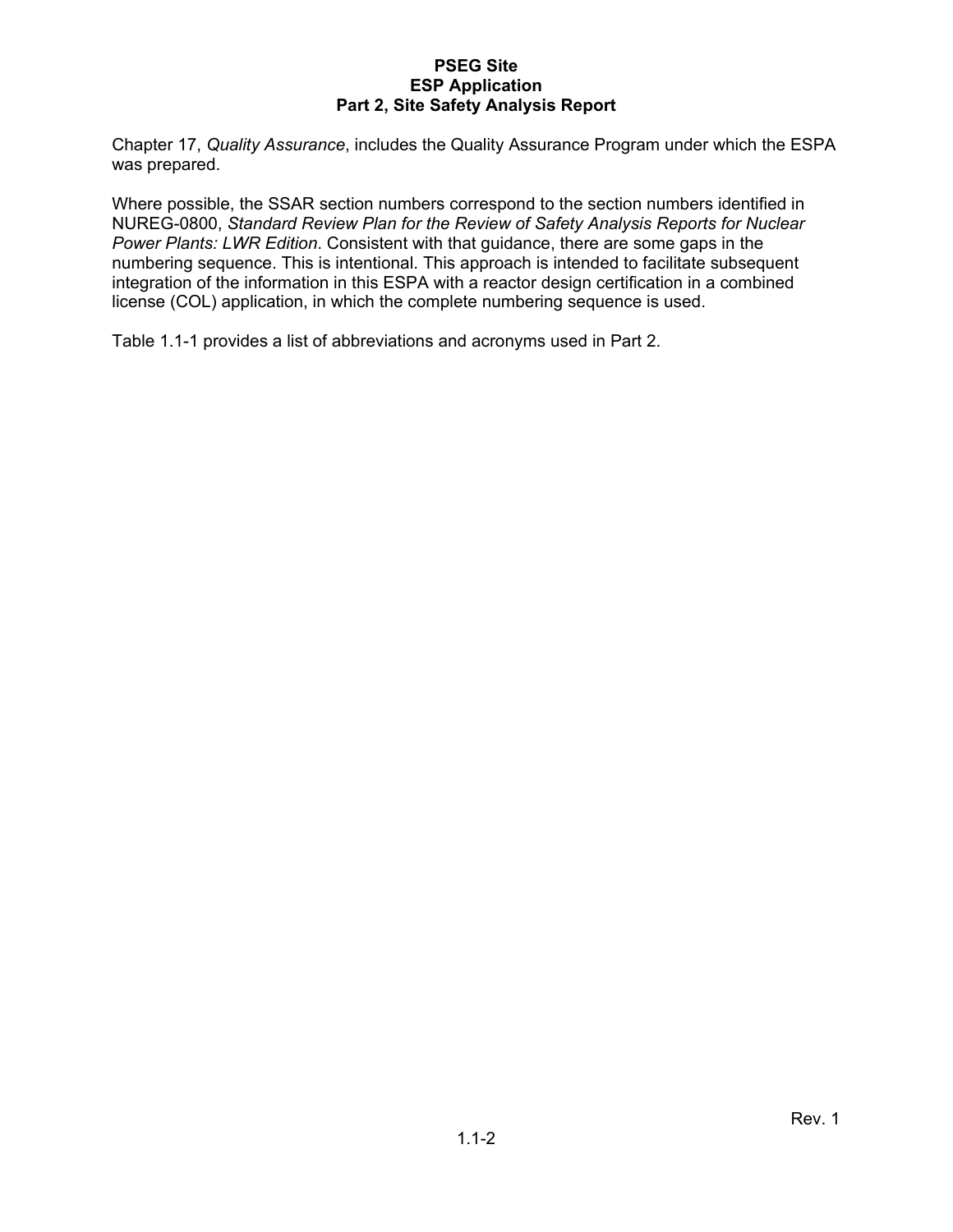Chapter 17, *Quality Assurance*, includes the Quality Assurance Program under which the ESPA was prepared.

Where possible, the SSAR section numbers correspond to the section numbers identified in NUREG-0800, *Standard Review Plan for the Review of Safety Analysis Reports for Nuclear Power Plants: LWR Edition*. Consistent with that guidance, there are some gaps in the numbering sequence. This is intentional. This approach is intended to facilitate subsequent integration of the information in this ESPA with a reactor design certification in a combined license (COL) application, in which the complete numbering sequence is used.

Table 1.1-1 provides a list of abbreviations and acronyms used in Part 2.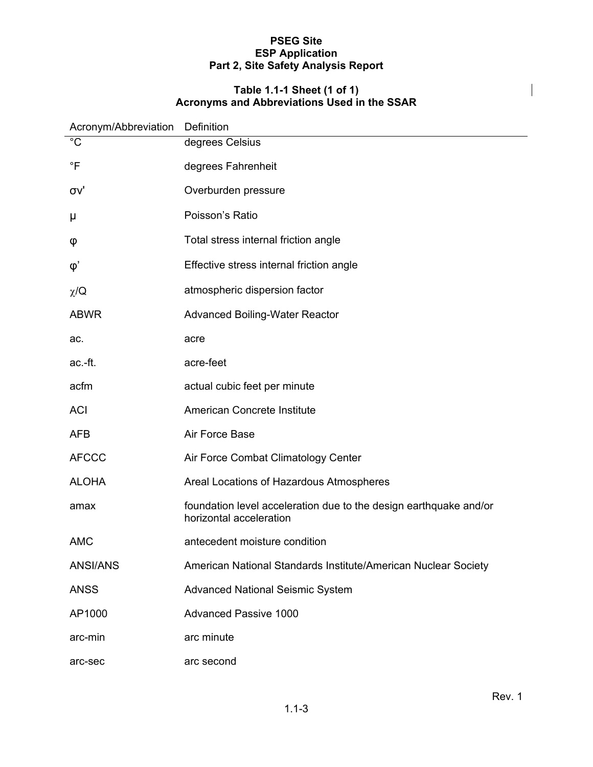# PSEG Site
## ESP Application
## Part 2, Site Safety Analysis Report

### Table 1.1-1 Sheet (1 of 1)
### Acronyms and Abbreviations Used in the SSAR

| Acronym/Abbreviation | Definition |
|---|---|
| °C | degrees Celsius |
| °F | degrees Fahrenheit |
| $\sigma v'$ | Overburden pressure |
| $\mu$ | Poisson's Ratio |
| $\varphi$ | Total stress internal friction angle |
| $\varphi'$ | Effective stress internal friction angle |
| $\chi/Q$ | atmospheric dispersion factor |
| ABWR | Advanced Boiling-Water Reactor |
| ac. | acre |
| ac.-ft. | acre-feet |
| acfm | actual cubic feet per minute |
| ACI | American Concrete Institute |
| AFB | Air Force Base |
| AFCCC | Air Force Combat Climatology Center |
| ALOHA | Areal Locations of Hazardous Atmospheres |
| amax | foundation level acceleration due to the design earthquake and/or horizontal acceleration |
| AMC | antecedent moisture condition |
| ANSI/ANS | American National Standards Institute/American Nuclear Society |
| ANSS | Advanced National Seismic System |
| AP1000 | Advanced Passive 1000 |
| arc-min | arc minute |
| arc-sec | arc second |

Rev. 1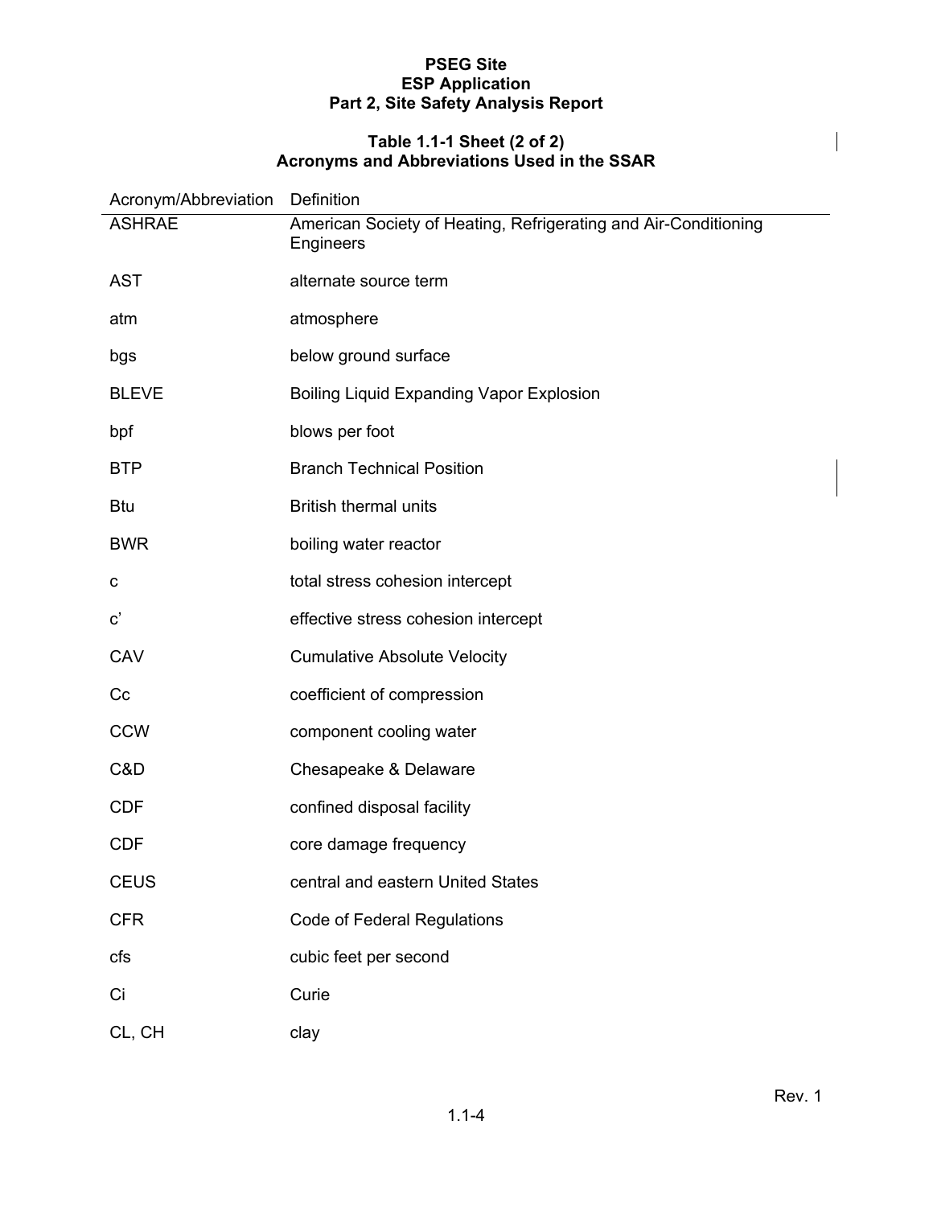**Table 1.1-1 Sheet (2 of 2)**
**Acronyms and Abbreviations Used in the SSAR**

| Acronym/Abbreviation | Definition |
|---|---|
| ASHRAE | American Society of Heating, Refrigerating and Air-Conditioning Engineers |
| AST | alternate source term |
| atm | atmosphere |
| bgs | below ground surface |
| BLEVE | Boiling Liquid Expanding Vapor Explosion |
| bpf | blows per foot |
| BTP | Branch Technical Position |
| Btu | British thermal units |
| BWR | boiling water reactor |
| c | total stress cohesion intercept |
| c’ | effective stress cohesion intercept |
| CAV | Cumulative Absolute Velocity |
| Cc | coefficient of compression |
| CCW | component cooling water |
| C&D | Chesapeake & Delaware |
| CDF | confined disposal facility |
| CDF | core damage frequency |
| CEUS | central and eastern United States |
| CFR | Code of Federal Regulations |
| cfs | cubic feet per second |
| Ci | Curie |
| CL, CH | clay |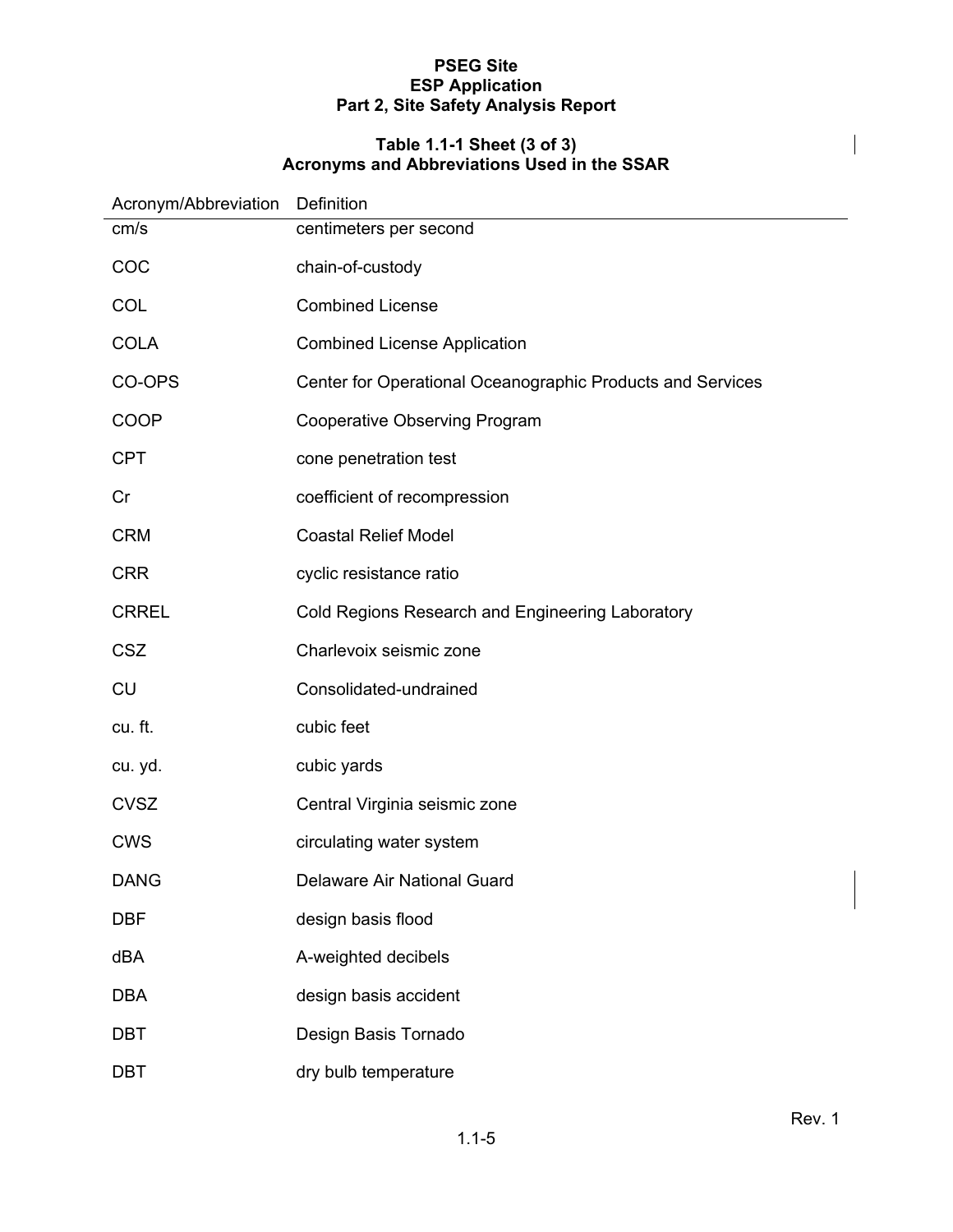**PSEG Site**
**ESP Application**
**Part 2, Site Safety Analysis Report**

### Table 1.1-1 Sheet (3 of 3)
### Acronyms and Abbreviations Used in the SSAR

| Acronym/Abbreviation | Definition |
|---|---|
| cm/s | centimeters per second |
| COC | chain-of-custody |
| COL | Combined License |
| COLA | Combined License Application |
| CO-OPS | Center for Operational Oceanographic Products and Services |
| COOP | Cooperative Observing Program |
| CPT | cone penetration test |
| Cr | coefficient of recompression |
| CRM | Coastal Relief Model |
| CRR | cyclic resistance ratio |
| CRREL | Cold Regions Research and Engineering Laboratory |
| CSZ | Charlevoix seismic zone |
| CU | Consolidated-undrained |
| cu. ft. | cubic feet |
| cu. yd. | cubic yards |
| CVSZ | Central Virginia seismic zone |
| CWS | circulating water system |
| DANG | Delaware Air National Guard |
| DBF | design basis flood |
| dBA | A-weighted decibels |
| DBA | design basis accident |
| DBT | Design Basis Tornado |
| DBT | dry bulb temperature |

Rev. 1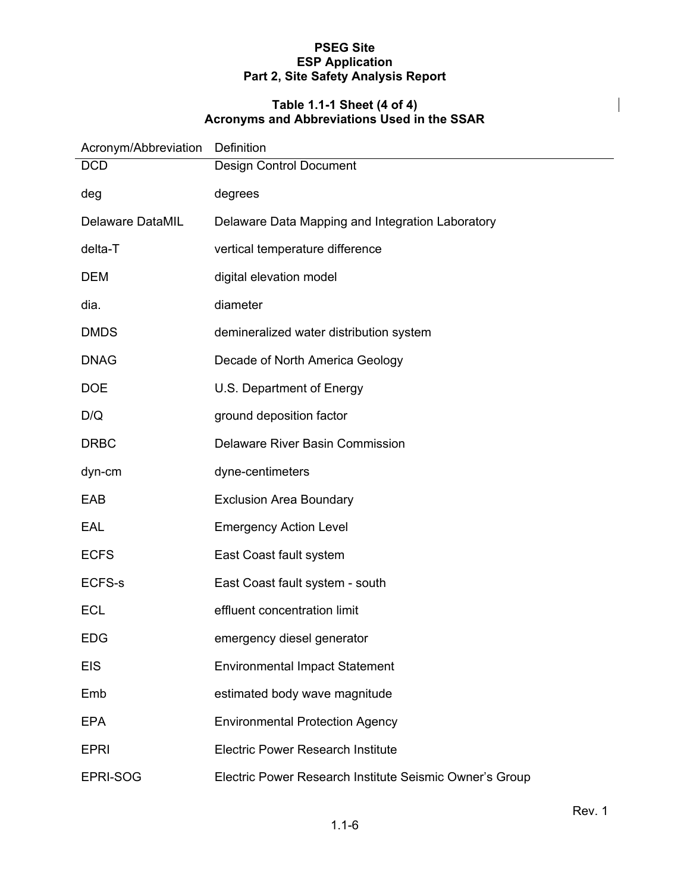### Table 1.1-1 Sheet (4 of 4)
### Acronyms and Abbreviations Used in the SSAR

| Acronym/Abbreviation | Definition |
|---|---|
| DCD | Design Control Document |
| deg | degrees |
| Delaware DataMIL | Delaware Data Mapping and Integration Laboratory |
| delta-T | vertical temperature difference |
| DEM | digital elevation model |
| dia. | diameter |
| DMDS | demineralized water distribution system |
| DNAG | Decade of North America Geology |
| DOE | U.S. Department of Energy |
| D/Q | ground deposition factor |
| DRBC | Delaware River Basin Commission |
| dyn-cm | dyne-centimeters |
| EAB | Exclusion Area Boundary |
| EAL | Emergency Action Level |
| ECFS | East Coast fault system |
| ECFS-s | East Coast fault system - south |
| ECL | effluent concentration limit |
| EDG | emergency diesel generator |
| EIS | Environmental Impact Statement |
| Emb | estimated body wave magnitude |
| EPA | Environmental Protection Agency |
| EPRI | Electric Power Research Institute |
| EPRI-SOG | Electric Power Research Institute Seismic Owner's Group |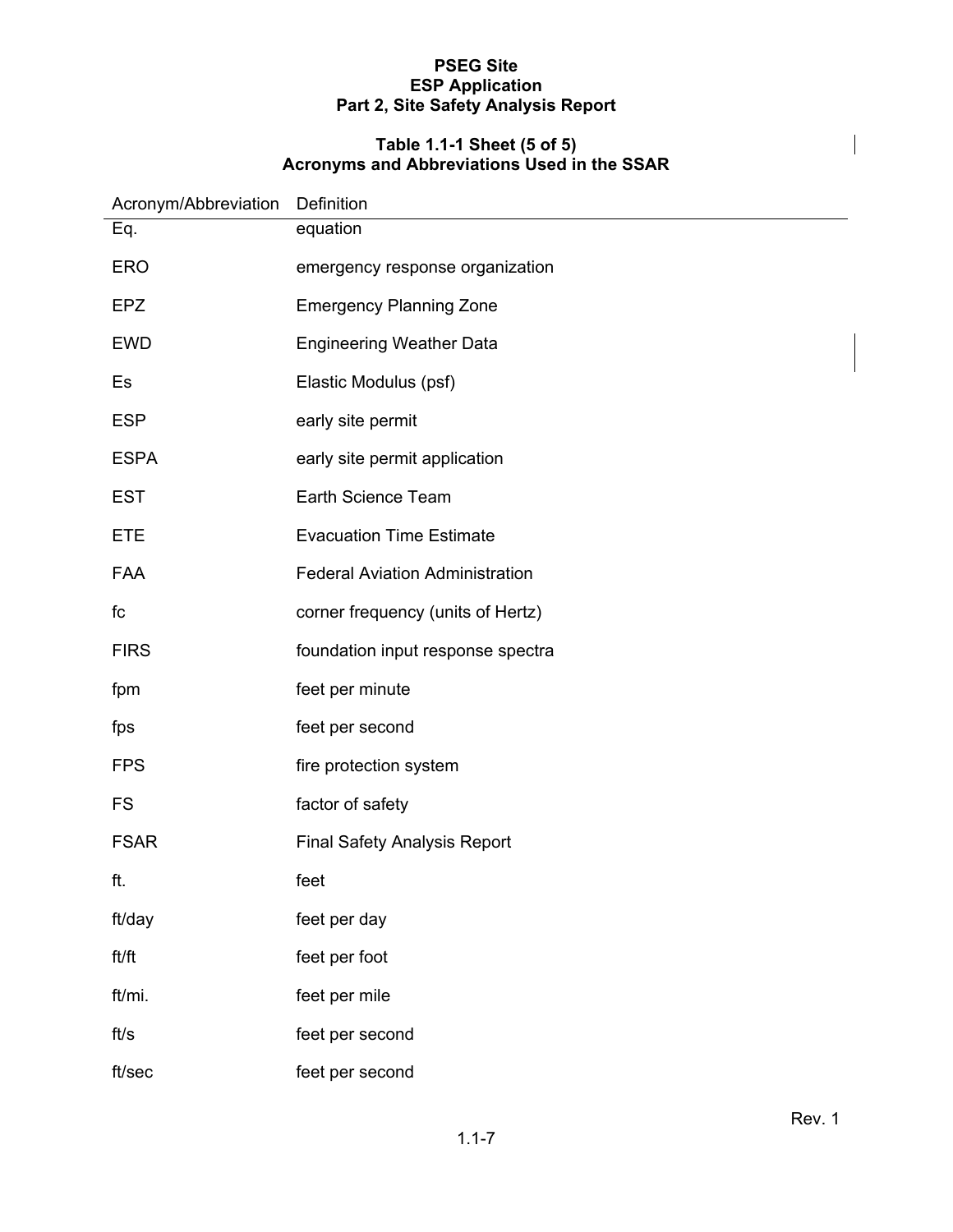### Table 1.1-1 Sheet (5 of 5)
### Acronyms and Abbreviations Used in the SSAR

| Acronym/Abbreviation | Definition |
|---|---|
| Eq. | equation |
| ERO | emergency response organization |
| EPZ | Emergency Planning Zone |
| EWD | Engineering Weather Data |
| Es | Elastic Modulus (psf) |
| ESP | early site permit |
| ESPA | early site permit application |
| EST | Earth Science Team |
| ETE | Evacuation Time Estimate |
| FAA | Federal Aviation Administration |
| fc | corner frequency (units of Hertz) |
| FIRS | foundation input response spectra |
| fpm | feet per minute |
| fps | feet per second |
| FPS | fire protection system |
| FS | factor of safety |
| FSAR | Final Safety Analysis Report |
| ft. | feet |
| ft/day | feet per day |
| ft/ft | feet per foot |
| ft/mi. | feet per mile |
| ft/s | feet per second |
| ft/sec | feet per second |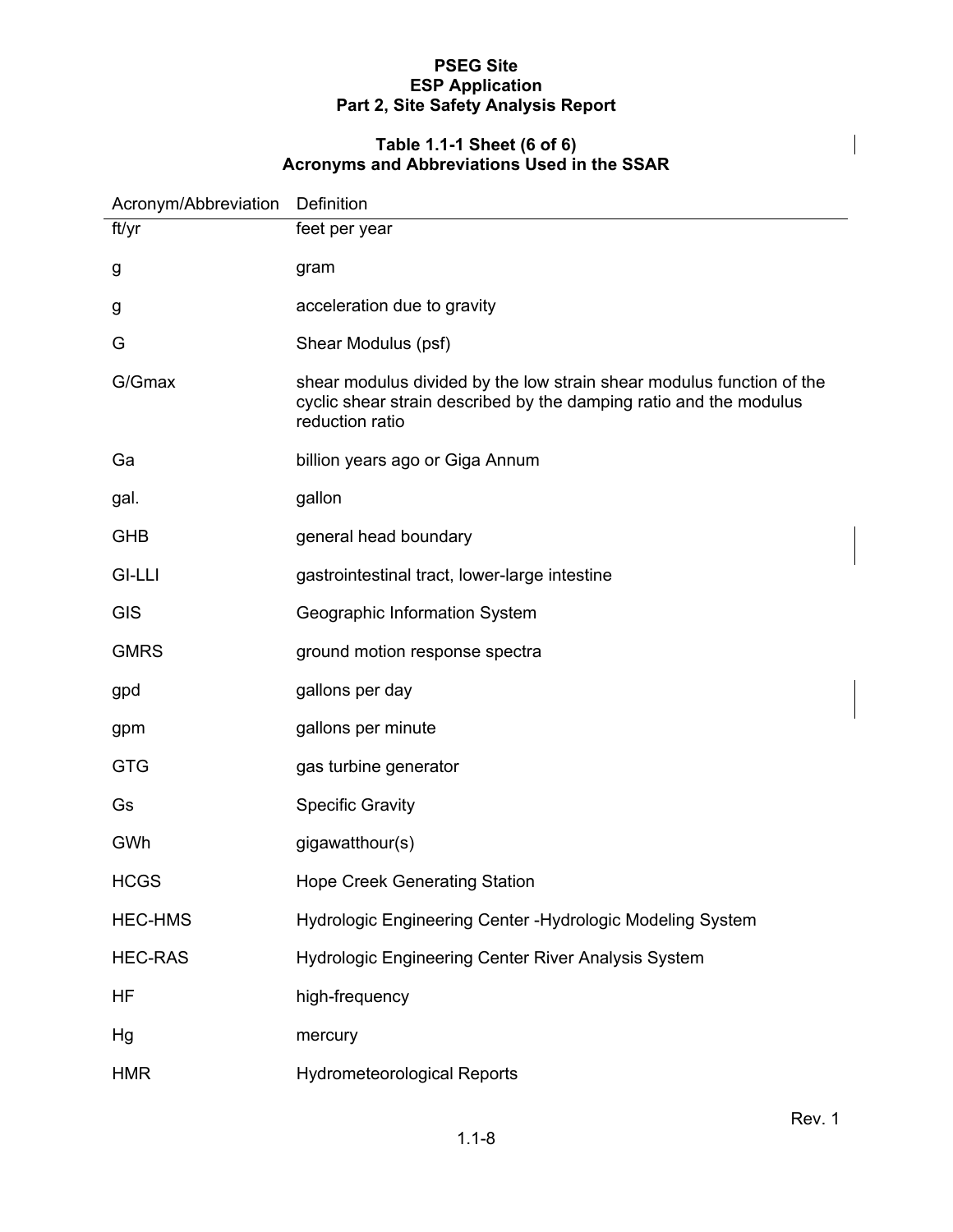**Table 1.1-1 Sheet (6 of 6)**
**Acronyms and Abbreviations Used in the SSAR**

| Acronym/Abbreviation | Definition |
|---|---|
| ft/yr | feet per year |
| g | gram |
| g | acceleration due to gravity |
| G | Shear Modulus (psf) |
| G/Gmax | shear modulus divided by the low strain shear modulus function of the cyclic shear strain described by the damping ratio and the modulus reduction ratio |
| Ga | billion years ago or Giga Annum |
| gal. | gallon |
| GHB | general head boundary |
| GI-LLI | gastrointestinal tract, lower-large intestine |
| GIS | Geographic Information System |
| GMRS | ground motion response spectra |
| gpd | gallons per day |
| gpm | gallons per minute |
| GTG | gas turbine generator |
| Gs | Specific Gravity |
| GWh | gigawatthour(s) |
| HCGS | Hope Creek Generating Station |
| HEC-HMS | Hydrologic Engineering Center -Hydrologic Modeling System |
| HEC-RAS | Hydrologic Engineering Center River Analysis System |
| HF | high-frequency |
| Hg | mercury |
| HMR | Hydrometeorological Reports |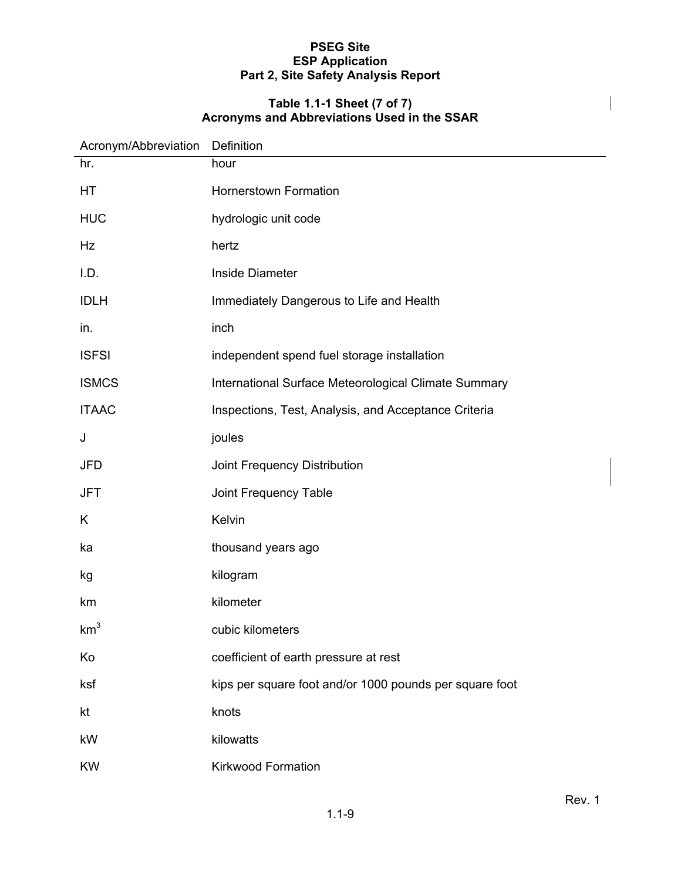**Table 1.1-1 Sheet (7 of 7)**
**Acronyms and Abbreviations Used in the SSAR**

| Acronym/Abbreviation | Definition |
|---|---|
| hr. | hour |
| HT | Hornerstown Formation |
| HUC | hydrologic unit code |
| Hz | hertz |
| I.D. | Inside Diameter |
| IDLH | Immediately Dangerous to Life and Health |
| in. | inch |
| ISFSI | independent spend fuel storage installation |
| ISMCS | International Surface Meteorological Climate Summary |
| ITAAC | Inspections, Test, Analysis, and Acceptance Criteria |
| J | joules |
| JFD | Joint Frequency Distribution |
| JFT | Joint Frequency Table |
| K | Kelvin |
| ka | thousand years ago |
| kg | kilogram |
| km | kilometer |
| $km^3$ | cubic kilometers |
| Ko | coefficient of earth pressure at rest |
| ksf | kips per square foot and/or 1000 pounds per square foot |
| kt | knots |
| kW | kilowatts |
| KW | Kirkwood Formation |

Rev. 1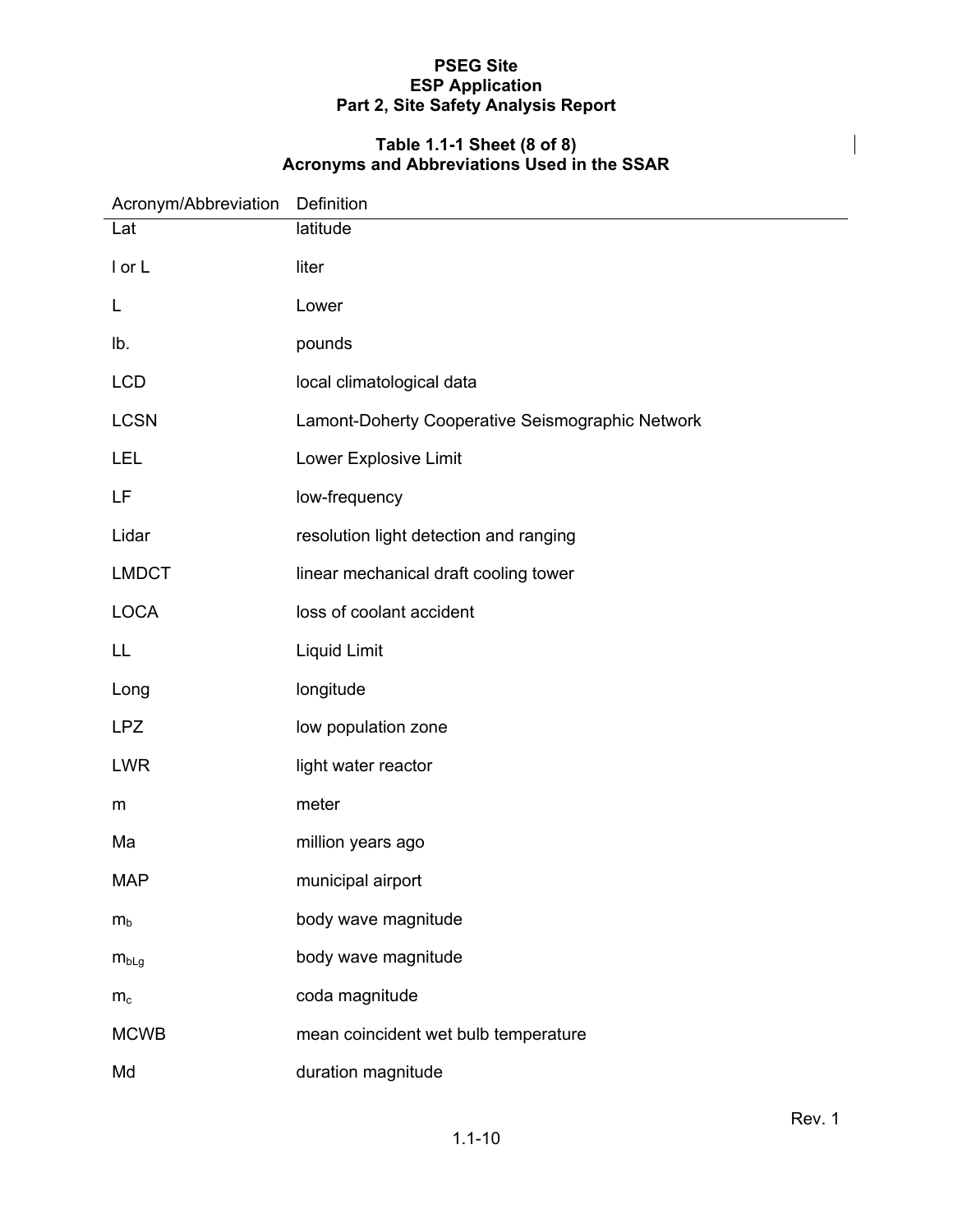**Table 1.1-1 Sheet (8 of 8)**
**Acronyms and Abbreviations Used in the SSAR**

| Acronym/Abbreviation | Definition |
|---|---|
| Lat | latitude |
| l or L | liter |
| L | Lower |
| lb. | pounds |
| LCD | local climatological data |
| LCSN | Lamont-Doherty Cooperative Seismographic Network |
| LEL | Lower Explosive Limit |
| LF | low-frequency |
| Lidar | resolution light detection and ranging |
| LMDCT | linear mechanical draft cooling tower |
| LOCA | loss of coolant accident |
| LL | Liquid Limit |
| Long | longitude |
| LPZ | low population zone |
| LWR | light water reactor |
| m | meter |
| Ma | million years ago |
| MAP | municipal airport |
| $m_b$ | body wave magnitude |
| $m_{bLg}$ | body wave magnitude |
| $m_c$ | coda magnitude |
| MCWB | mean coincident wet bulb temperature |
| Md | duration magnitude |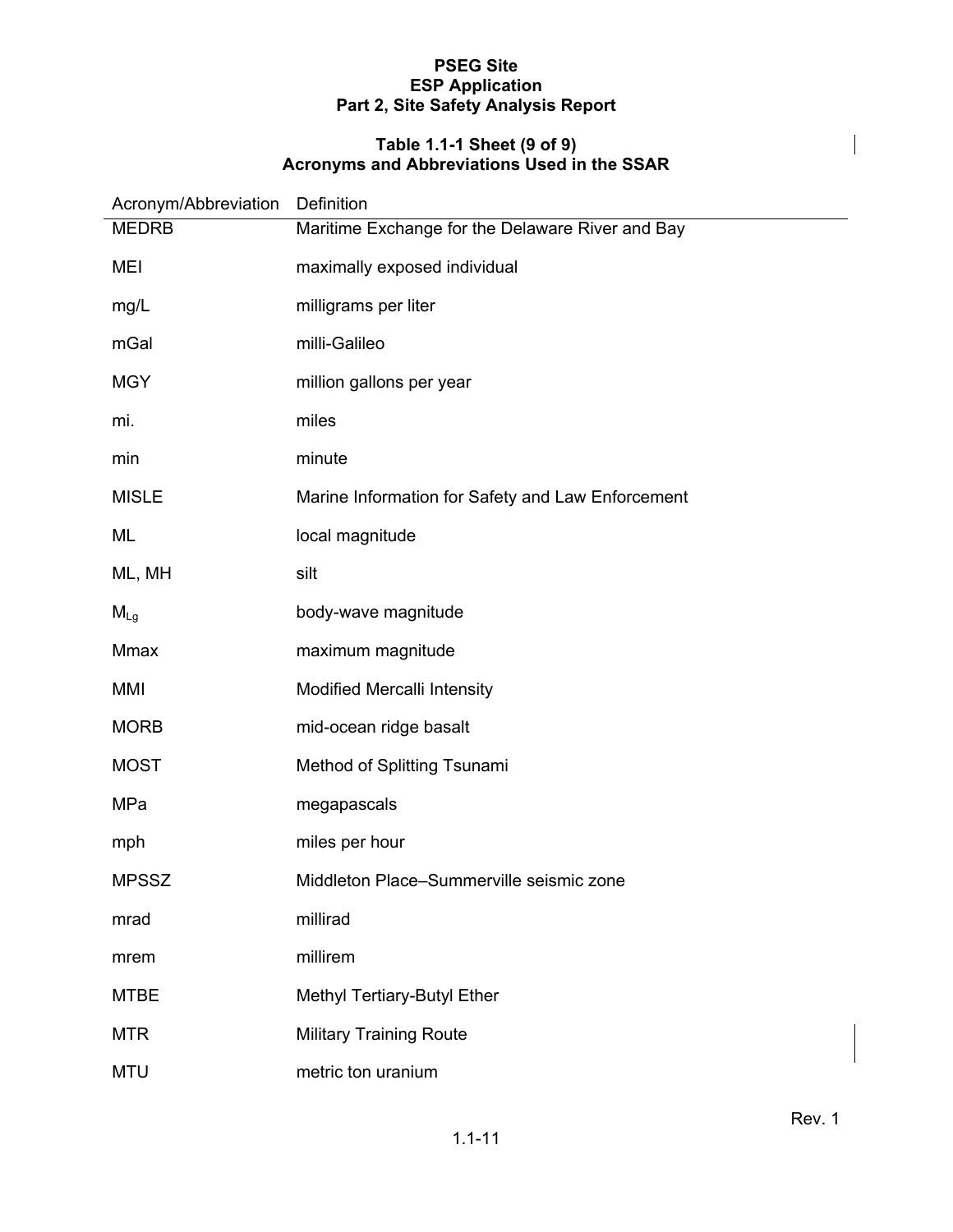## Table 1.1-1 Sheet (9 of 9)
## Acronyms and Abbreviations Used in the SSAR

| Acronym/Abbreviation | Definition |
|---|---|
| MEDRB | Maritime Exchange for the Delaware River and Bay |
| MEI | maximally exposed individual |
| mg/L | milligrams per liter |
| mGal | milli-Galileo |
| MGY | million gallons per year |
| mi. | miles |
| min | minute |
| MISLE | Marine Information for Safety and Law Enforcement |
| ML | local magnitude |
| ML, MH | silt |
| $M_{Lg}$ | body-wave magnitude |
| Mmax | maximum magnitude |
| MMI | Modified Mercalli Intensity |
| MORB | mid-ocean ridge basalt |
| MOST | Method of Splitting Tsunami |
| MPa | megapascals |
| mph | miles per hour |
| MPSSZ | Middleton Place–Summerville seismic zone |
| mrad | millirad |
| mrem | millirem |
| MTBE | Methyl Tertiary-Butyl Ether |
| MTR | Military Training Route |
| MTU | metric ton uranium |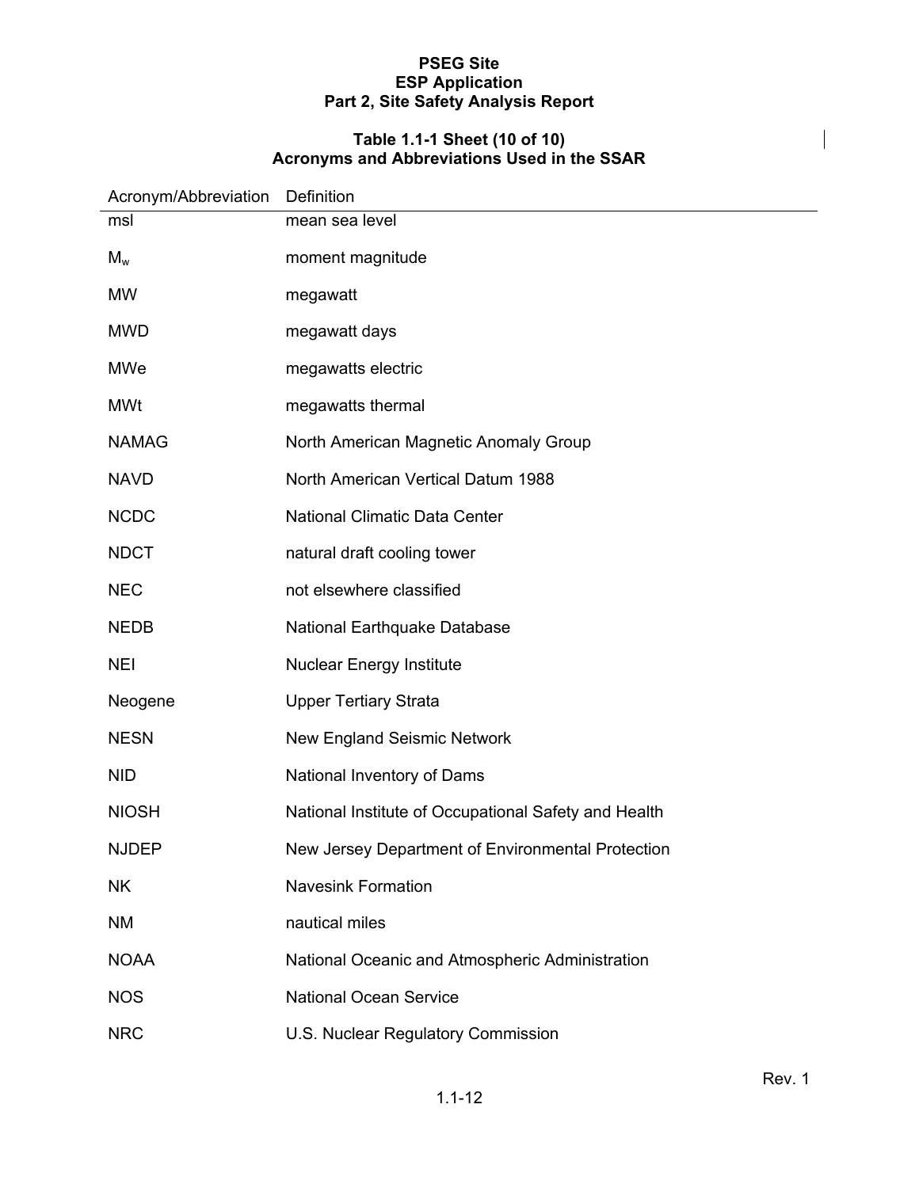**Table 1.1-1 Sheet (10 of 10)**
**Acronyms and Abbreviations Used in the SSAR**

| Acronym/Abbreviation | Definition |
|---|---|
| msl | mean sea level |
| $M_w$ | moment magnitude |
| MW | megawatt |
| MWD | megawatt days |
| MWe | megawatts electric |
| MWt | megawatts thermal |
| NAMAG | North American Magnetic Anomaly Group |
| NAVD | North American Vertical Datum 1988 |
| NCDC | National Climatic Data Center |
| NDCT | natural draft cooling tower |
| NEC | not elsewhere classified |
| NEDB | National Earthquake Database |
| NEI | Nuclear Energy Institute |
| Neogene | Upper Tertiary Strata |
| NESN | New England Seismic Network |
| NID | National Inventory of Dams |
| NIOSH | National Institute of Occupational Safety and Health |
| NJDEP | New Jersey Department of Environmental Protection |
| NK | Navesink Formation |
| NM | nautical miles |
| NOAA | National Oceanic and Atmospheric Administration |
| NOS | National Ocean Service |
| NRC | U.S. Nuclear Regulatory Commission |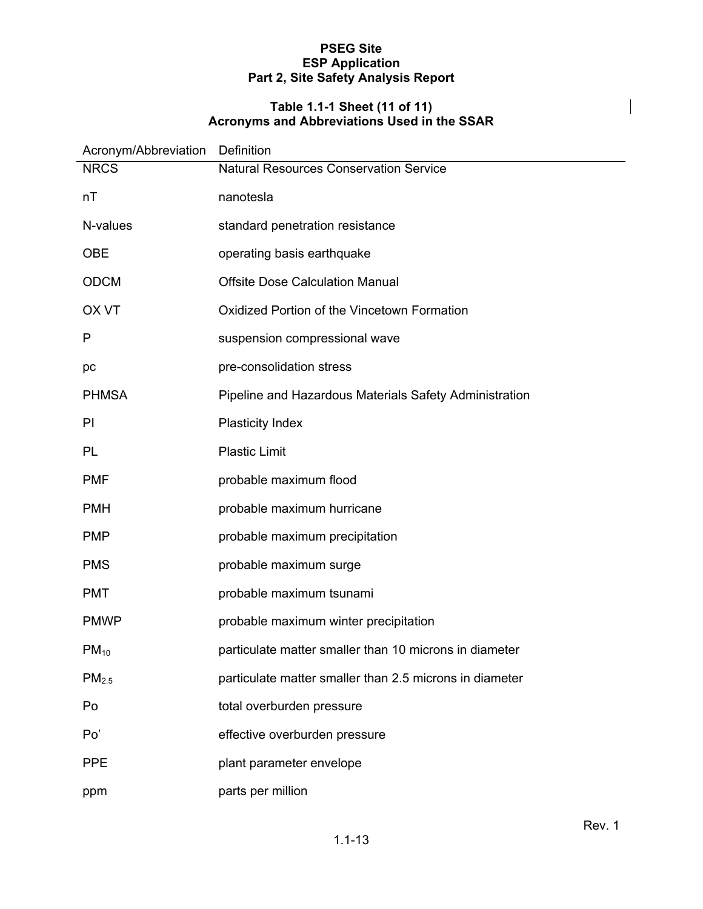**Table 1.1-1 Sheet (11 of 11)**
**Acronyms and Abbreviations Used in the SSAR**

| Acronym/Abbreviation | Definition |
|---|---|
| NRCS | Natural Resources Conservation Service |
| nT | nanotesla |
| N-values | standard penetration resistance |
| OBE | operating basis earthquake |
| ODCM | Offsite Dose Calculation Manual |
| OX VT | Oxidized Portion of the Vincetown Formation |
| P | suspension compressional wave |
| pc | pre-consolidation stress |
| PHMSA | Pipeline and Hazardous Materials Safety Administration |
| PI | Plasticity Index |
| PL | Plastic Limit |
| PMF | probable maximum flood |
| PMH | probable maximum hurricane |
| PMP | probable maximum precipitation |
| PMS | probable maximum surge |
| PMT | probable maximum tsunami |
| PMWP | probable maximum winter precipitation |
| $PM_{10}$ | particulate matter smaller than 10 microns in diameter |
| $PM_{2.5}$ | particulate matter smaller than 2.5 microns in diameter |
| Po | total overburden pressure |
| Po' | effective overburden pressure |
| PPE | plant parameter envelope |
| ppm | parts per million |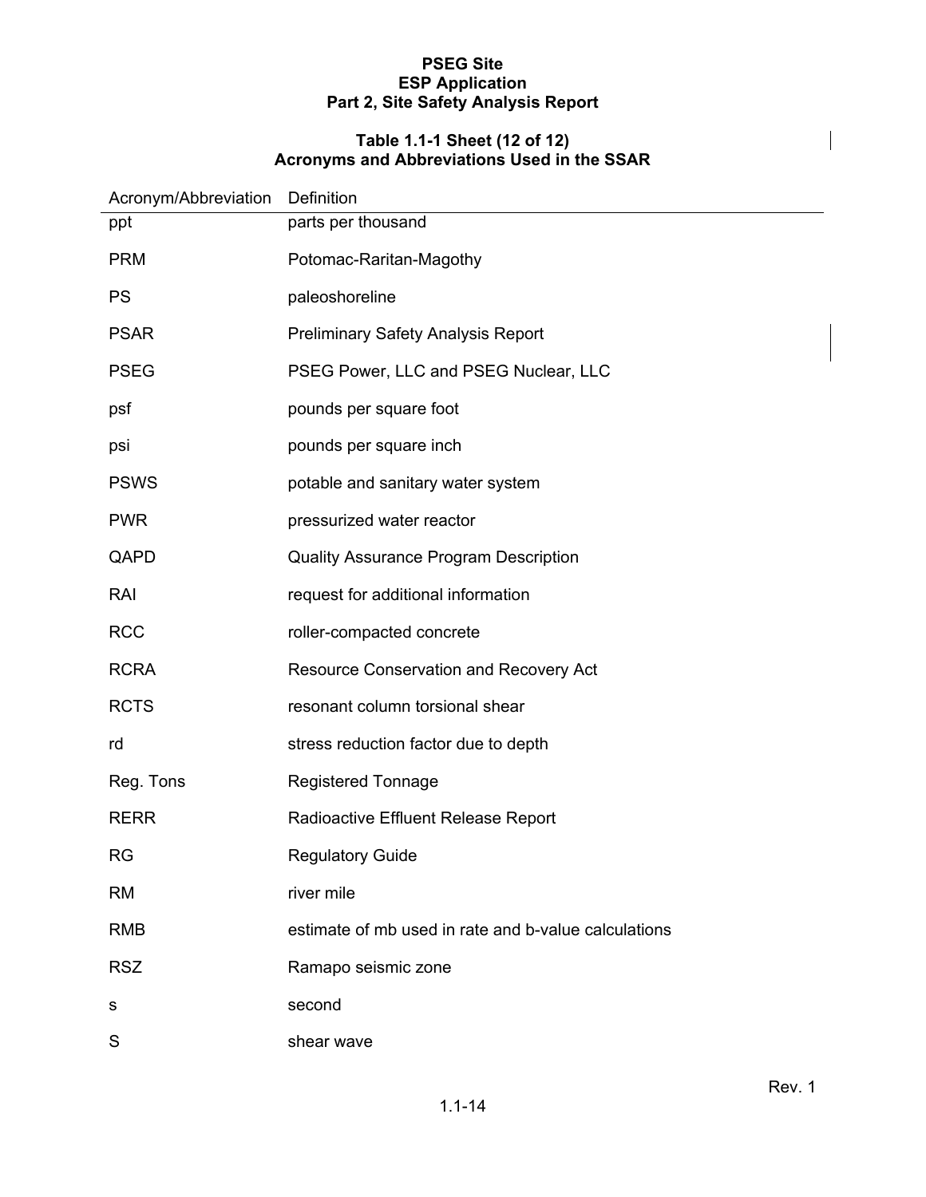### Table 1.1-1 Sheet (12 of 12)
### Acronyms and Abbreviations Used in the SSAR

| Acronym/Abbreviation | Definition |
|---|---|
| ppt | parts per thousand |
| PRM | Potomac-Raritan-Magothy |
| PS | paleoshoreline |
| PSAR | Preliminary Safety Analysis Report |
| PSEG | PSEG Power, LLC and PSEG Nuclear, LLC |
| psf | pounds per square foot |
| psi | pounds per square inch |
| PSWS | potable and sanitary water system |
| PWR | pressurized water reactor |
| QAPD | Quality Assurance Program Description |
| RAI | request for additional information |
| RCC | roller-compacted concrete |
| RCRA | Resource Conservation and Recovery Act |
| RCTS | resonant column torsional shear |
| rd | stress reduction factor due to depth |
| Reg. Tons | Registered Tonnage |
| RERR | Radioactive Effluent Release Report |
| RG | Regulatory Guide |
| RM | river mile |
| RMB | estimate of mb used in rate and b-value calculations |
| RSZ | Ramapo seismic zone |
| s | second |
| S | shear wave |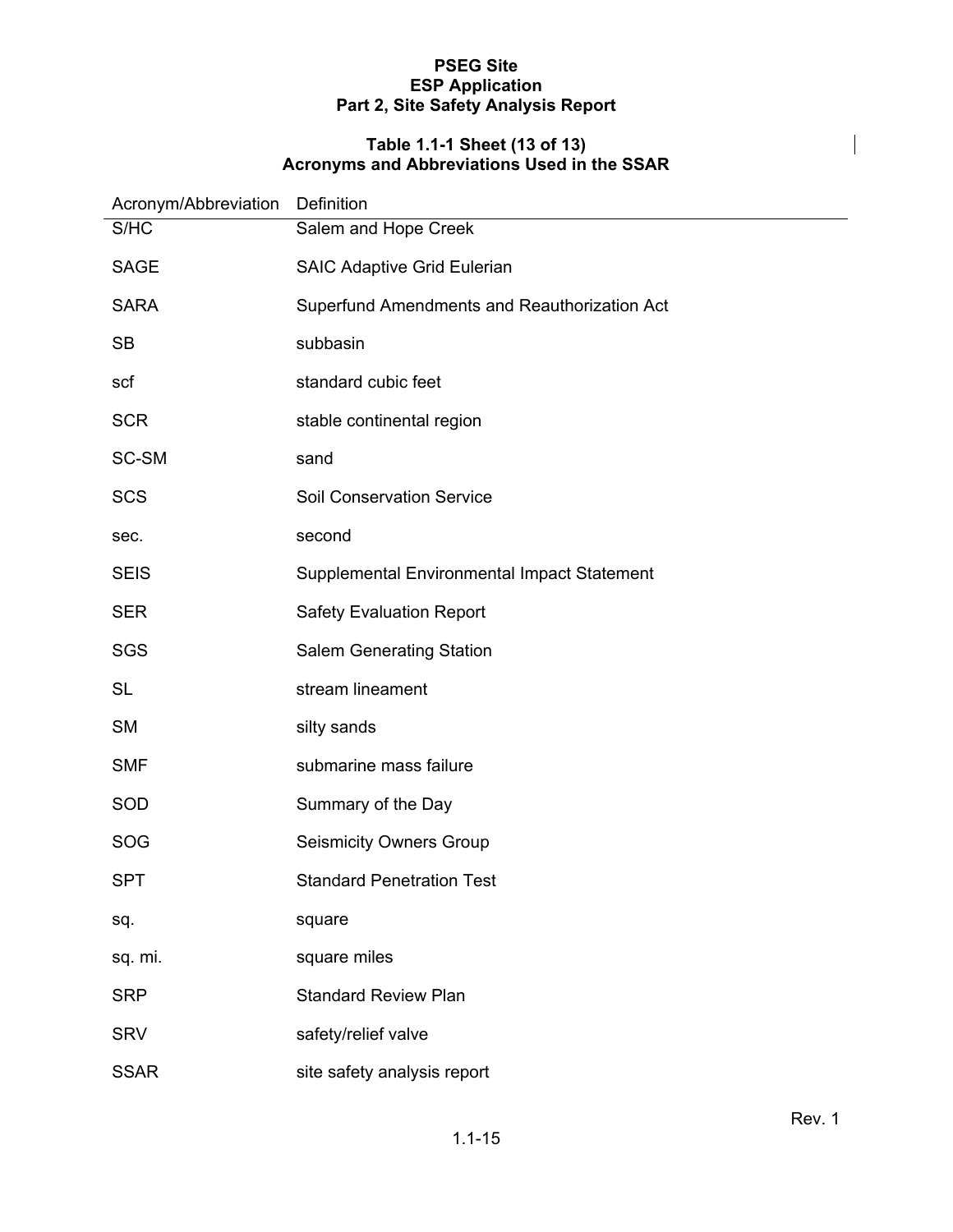### Table 1.1-1 Sheet (13 of 13)
### Acronyms and Abbreviations Used in the SSAR

| Acronym/Abbreviation | Definition |
|---|---|
| S/HC | Salem and Hope Creek |
| SAGE | SAIC Adaptive Grid Eulerian |
| SARA | Superfund Amendments and Reauthorization Act |
| SB | subbasin |
| scf | standard cubic feet |
| SCR | stable continental region |
| SC-SM | sand |
| SCS | Soil Conservation Service |
| sec. | second |
| SEIS | Supplemental Environmental Impact Statement |
| SER | Safety Evaluation Report |
| SGS | Salem Generating Station |
| SL | stream lineament |
| SM | silty sands |
| SMF | submarine mass failure |
| SOD | Summary of the Day |
| SOG | Seismicity Owners Group |
| SPT | Standard Penetration Test |
| sq. | square |
| sq. mi. | square miles |
| SRP | Standard Review Plan |
| SRV | safety/relief valve |
| SSAR | site safety analysis report |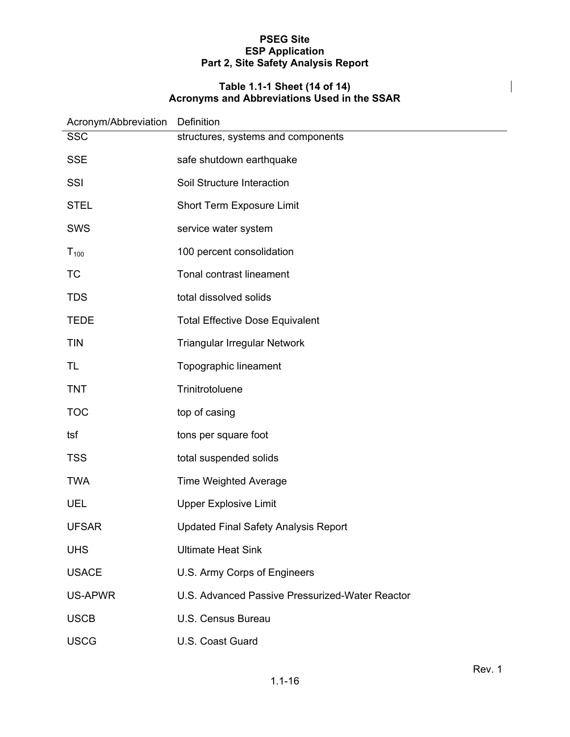**Table 1.1-1 Sheet (14 of 14)**
**Acronyms and Abbreviations Used in the SSAR**

| Acronym/Abbreviation | Definition |
|---|---|
| SSC | structures, systems and components |
| SSE | safe shutdown earthquake |
| SSI | Soil Structure Interaction |
| STEL | Short Term Exposure Limit |
| SWS | service water system |
| $T_{100}$ | 100 percent consolidation |
| TC | Tonal contrast lineament |
| TDS | total dissolved solids |
| TEDE | Total Effective Dose Equivalent |
| TIN | Triangular Irregular Network |
| TL | Topographic lineament |
| TNT | Trinitrotoluene |
| TOC | top of casing |
| tsf | tons per square foot |
| TSS | total suspended solids |
| TWA | Time Weighted Average |
| UEL | Upper Explosive Limit |
| UFSAR | Updated Final Safety Analysis Report |
| UHS | Ultimate Heat Sink |
| USACE | U.S. Army Corps of Engineers |
| US-APWR | U.S. Advanced Passive Pressurized-Water Reactor |
| USCB | U.S. Census Bureau |
| USCG | U.S. Coast Guard |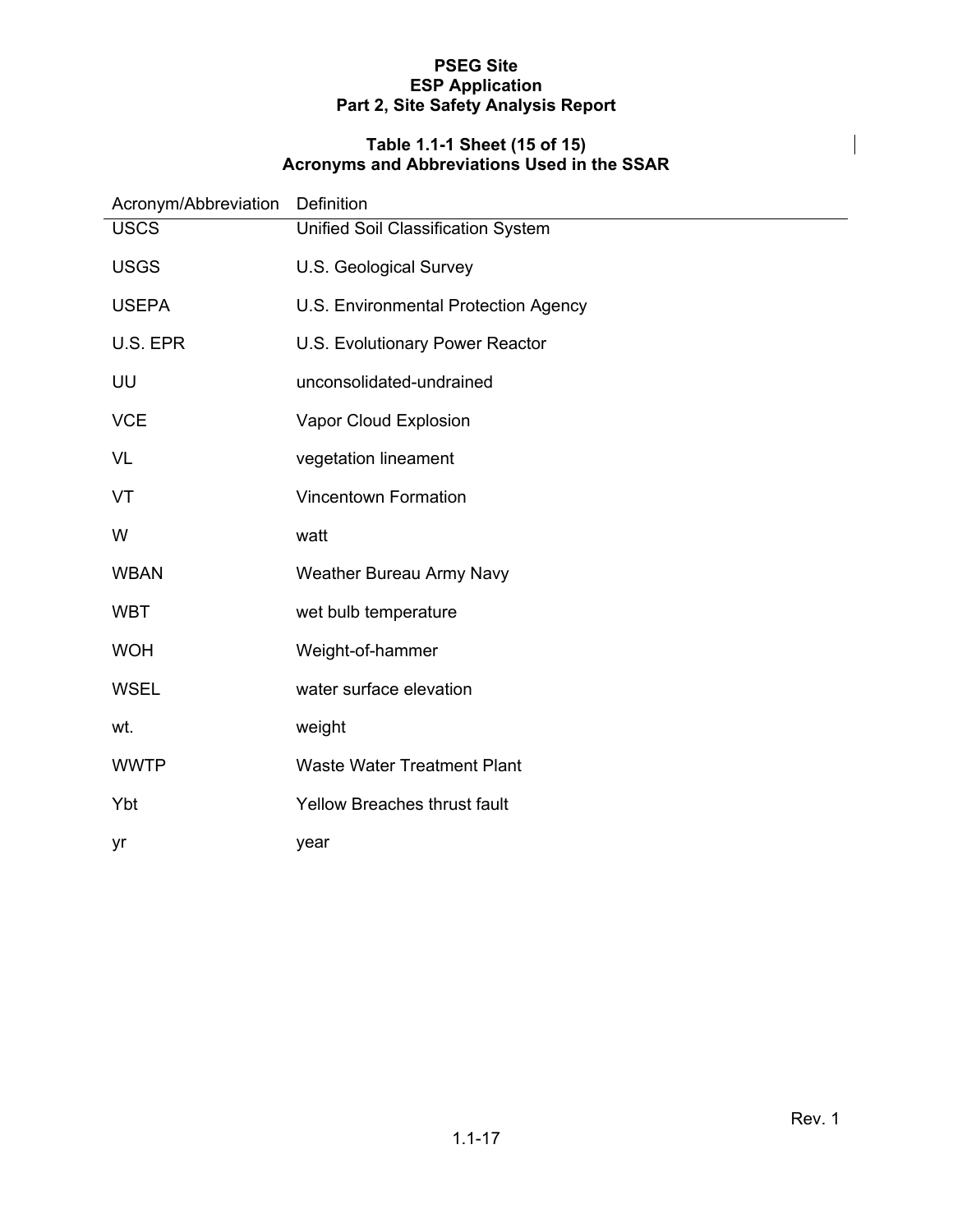**Table 1.1-1 Sheet (15 of 15)**
**Acronyms and Abbreviations Used in the SSAR**

| Acronym/Abbreviation | Definition |
|---|---|
| USCS | Unified Soil Classification System |
| USGS | U.S. Geological Survey |
| USEPA | U.S. Environmental Protection Agency |
| U.S. EPR | U.S. Evolutionary Power Reactor |
| UU | unconsolidated-undrained |
| VCE | Vapor Cloud Explosion |
| VL | vegetation lineament |
| VT | Vincentown Formation |
| W | watt |
| WBAN | Weather Bureau Army Navy |
| WBT | wet bulb temperature |
| WOH | Weight-of-hammer |
| WSEL | water surface elevation |
| wt. | weight |
| WWTP | Waste Water Treatment Plant |
| Ybt | Yellow Breaches thrust fault |
| yr | year |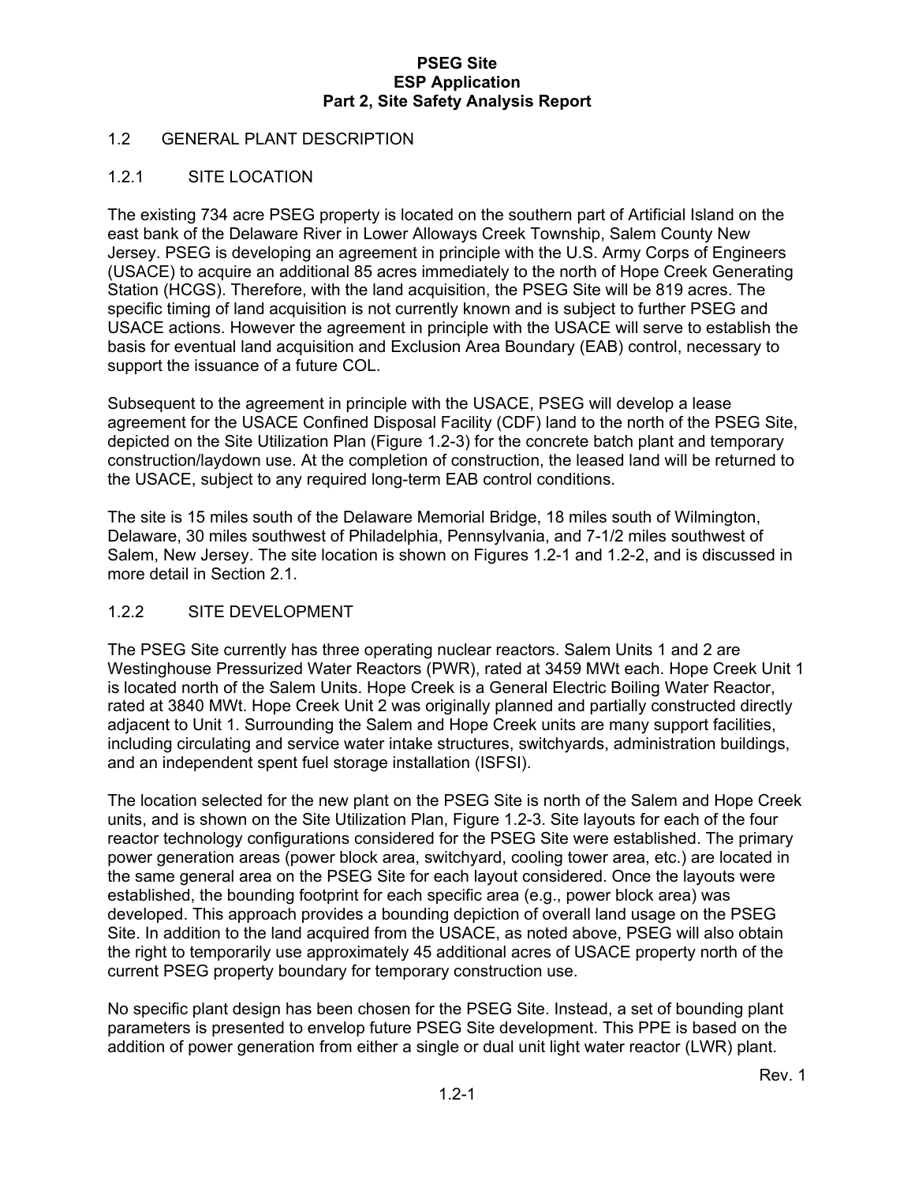## 1.2 GENERAL PLANT DESCRIPTION

### 1.2.1 SITE LOCATION

The existing 734 acre PSEG property is located on the southern part of Artificial Island on the east bank of the Delaware River in Lower Alloways Creek Township, Salem County New Jersey. PSEG is developing an agreement in principle with the U.S. Army Corps of Engineers (USACE) to acquire an additional 85 acres immediately to the north of Hope Creek Generating Station (HCGS). Therefore, with the land acquisition, the PSEG Site will be 819 acres. The specific timing of land acquisition is not currently known and is subject to further PSEG and USACE actions. However the agreement in principle with the USACE will serve to establish the basis for eventual land acquisition and Exclusion Area Boundary (EAB) control, necessary to support the issuance of a future COL.

Subsequent to the agreement in principle with the USACE, PSEG will develop a lease agreement for the USACE Confined Disposal Facility (CDF) land to the north of the PSEG Site, depicted on the Site Utilization Plan (Figure 1.2-3) for the concrete batch plant and temporary construction/laydown use. At the completion of construction, the leased land will be returned to the USACE, subject to any required long-term EAB control conditions.

The site is 15 miles south of the Delaware Memorial Bridge, 18 miles south of Wilmington, Delaware, 30 miles southwest of Philadelphia, Pennsylvania, and 7-1/2 miles southwest of Salem, New Jersey. The site location is shown on Figures 1.2-1 and 1.2-2, and is discussed in more detail in Section 2.1.

### 1.2.2 SITE DEVELOPMENT

The PSEG Site currently has three operating nuclear reactors. Salem Units 1 and 2 are Westinghouse Pressurized Water Reactors (PWR), rated at 3459 MWt each. Hope Creek Unit 1 is located north of the Salem Units. Hope Creek is a General Electric Boiling Water Reactor, rated at 3840 MWt. Hope Creek Unit 2 was originally planned and partially constructed directly adjacent to Unit 1. Surrounding the Salem and Hope Creek units are many support facilities, including circulating and service water intake structures, switchyards, administration buildings, and an independent spent fuel storage installation (ISFSI).

The location selected for the new plant on the PSEG Site is north of the Salem and Hope Creek units, and is shown on the Site Utilization Plan, Figure 1.2-3. Site layouts for each of the four reactor technology configurations considered for the PSEG Site were established. The primary power generation areas (power block area, switchyard, cooling tower area, etc.) are located in the same general area on the PSEG Site for each layout considered. Once the layouts were established, the bounding footprint for each specific area (e.g., power block area) was developed. This approach provides a bounding depiction of overall land usage on the PSEG Site. In addition to the land acquired from the USACE, as noted above, PSEG will also obtain the right to temporarily use approximately 45 additional acres of USACE property north of the current PSEG property boundary for temporary construction use.

No specific plant design has been chosen for the PSEG Site. Instead, a set of bounding plant parameters is presented to envelop future PSEG Site development. This PPE is based on the addition of power generation from either a single or dual unit light water reactor (LWR) plant.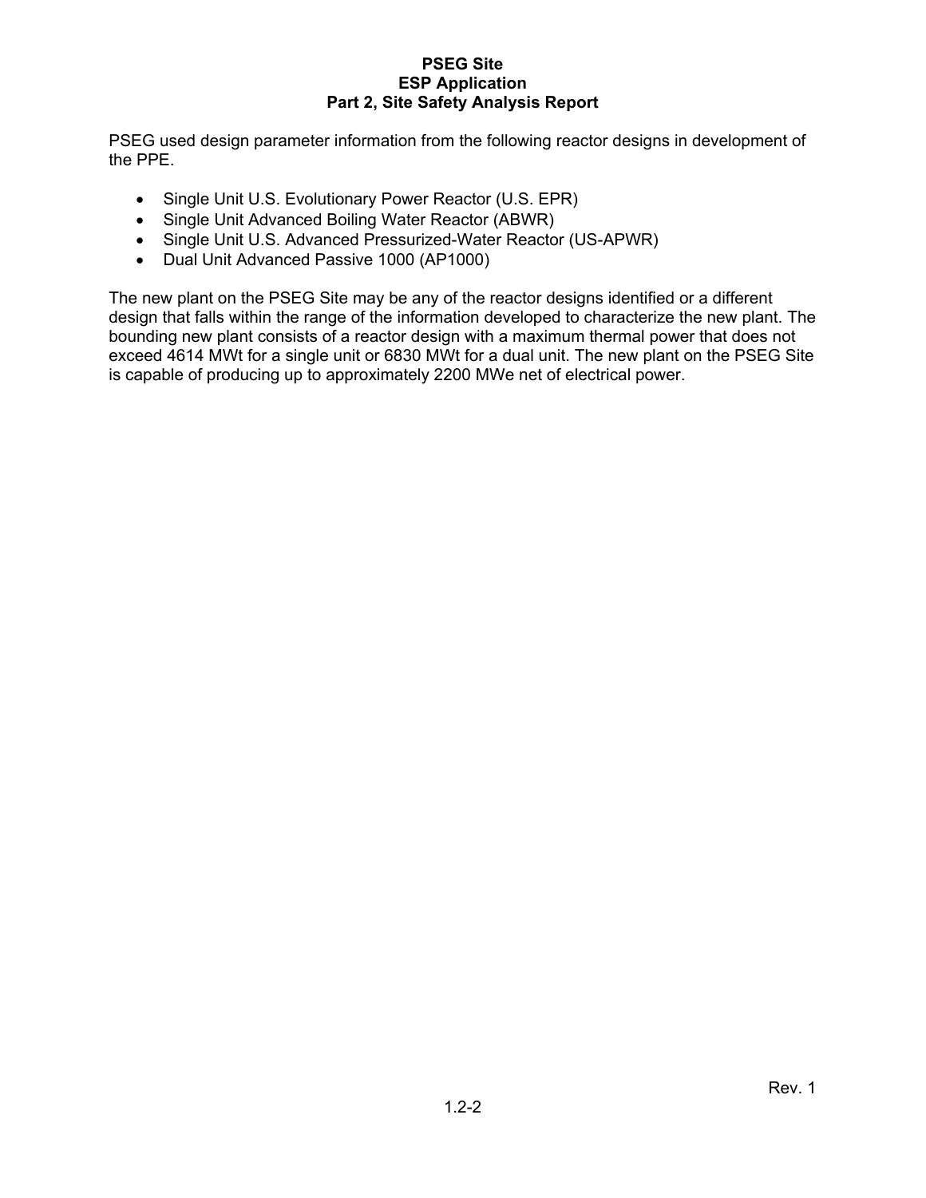PSEG used design parameter information from the following reactor designs in development of the PPE.

- Single Unit U.S. Evolutionary Power Reactor (U.S. EPR)
- Single Unit Advanced Boiling Water Reactor (ABWR)
- Single Unit U.S. Advanced Pressurized-Water Reactor (US-APWR)
- Dual Unit Advanced Passive 1000 (AP1000)

The new plant on the PSEG Site may be any of the reactor designs identified or a different design that falls within the range of the information developed to characterize the new plant. The bounding new plant consists of a reactor design with a maximum thermal power that does not exceed 4614 MWt for a single unit or 6830 MWt for a dual unit. The new plant on the PSEG Site is capable of producing up to approximately 2200 MWe net of electrical power.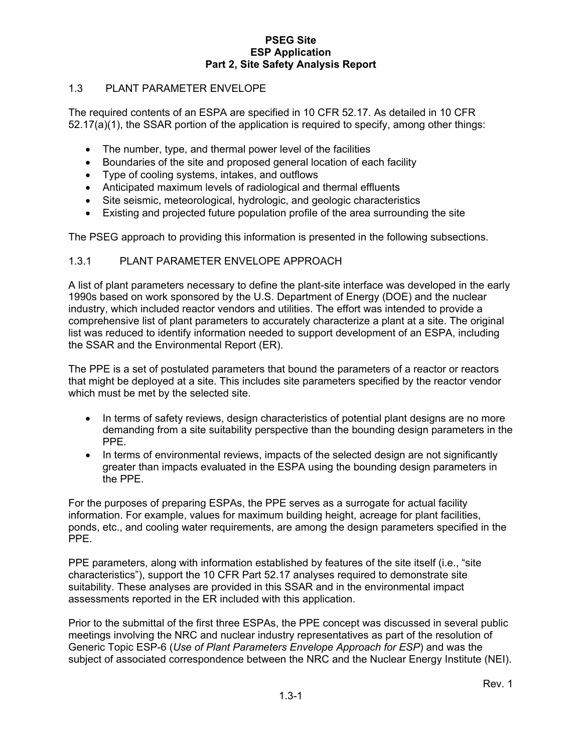## 1.3 PLANT PARAMETER ENVELOPE

The required contents of an ESPA are specified in 10 CFR 52.17. As detailed in 10 CFR 52.17(a)(1), the SSAR portion of the application is required to specify, among other things:

- The number, type, and thermal power level of the facilities
- Boundaries of the site and proposed general location of each facility
- Type of cooling systems, intakes, and outflows
- Anticipated maximum levels of radiological and thermal effluents
- Site seismic, meteorological, hydrologic, and geologic characteristics
- Existing and projected future population profile of the area surrounding the site

The PSEG approach to providing this information is presented in the following subsections.

### 1.3.1 PLANT PARAMETER ENVELOPE APPROACH

A list of plant parameters necessary to define the plant-site interface was developed in the early 1990s based on work sponsored by the U.S. Department of Energy (DOE) and the nuclear industry, which included reactor vendors and utilities. The effort was intended to provide a comprehensive list of plant parameters to accurately characterize a plant at a site. The original list was reduced to identify information needed to support development of an ESPA, including the SSAR and the Environmental Report (ER).

The PPE is a set of postulated parameters that bound the parameters of a reactor or reactors that might be deployed at a site. This includes site parameters specified by the reactor vendor which must be met by the selected site.

- In terms of safety reviews, design characteristics of potential plant designs are no more demanding from a site suitability perspective than the bounding design parameters in the PPE.
- In terms of environmental reviews, impacts of the selected design are not significantly greater than impacts evaluated in the ESPA using the bounding design parameters in the PPE.

For the purposes of preparing ESPAs, the PPE serves as a surrogate for actual facility information. For example, values for maximum building height, acreage for plant facilities, ponds, etc., and cooling water requirements, are among the design parameters specified in the PPE.

PPE parameters, along with information established by features of the site itself (i.e., "site characteristics"), support the 10 CFR Part 52.17 analyses required to demonstrate site suitability. These analyses are provided in this SSAR and in the environmental impact assessments reported in the ER included with this application.

Prior to the submittal of the first three ESPAs, the PPE concept was discussed in several public meetings involving the NRC and nuclear industry representatives as part of the resolution of Generic Topic ESP-6 (*Use of Plant Parameters Envelope Approach for ESP*) and was the subject of associated correspondence between the NRC and the Nuclear Energy Institute (NEI).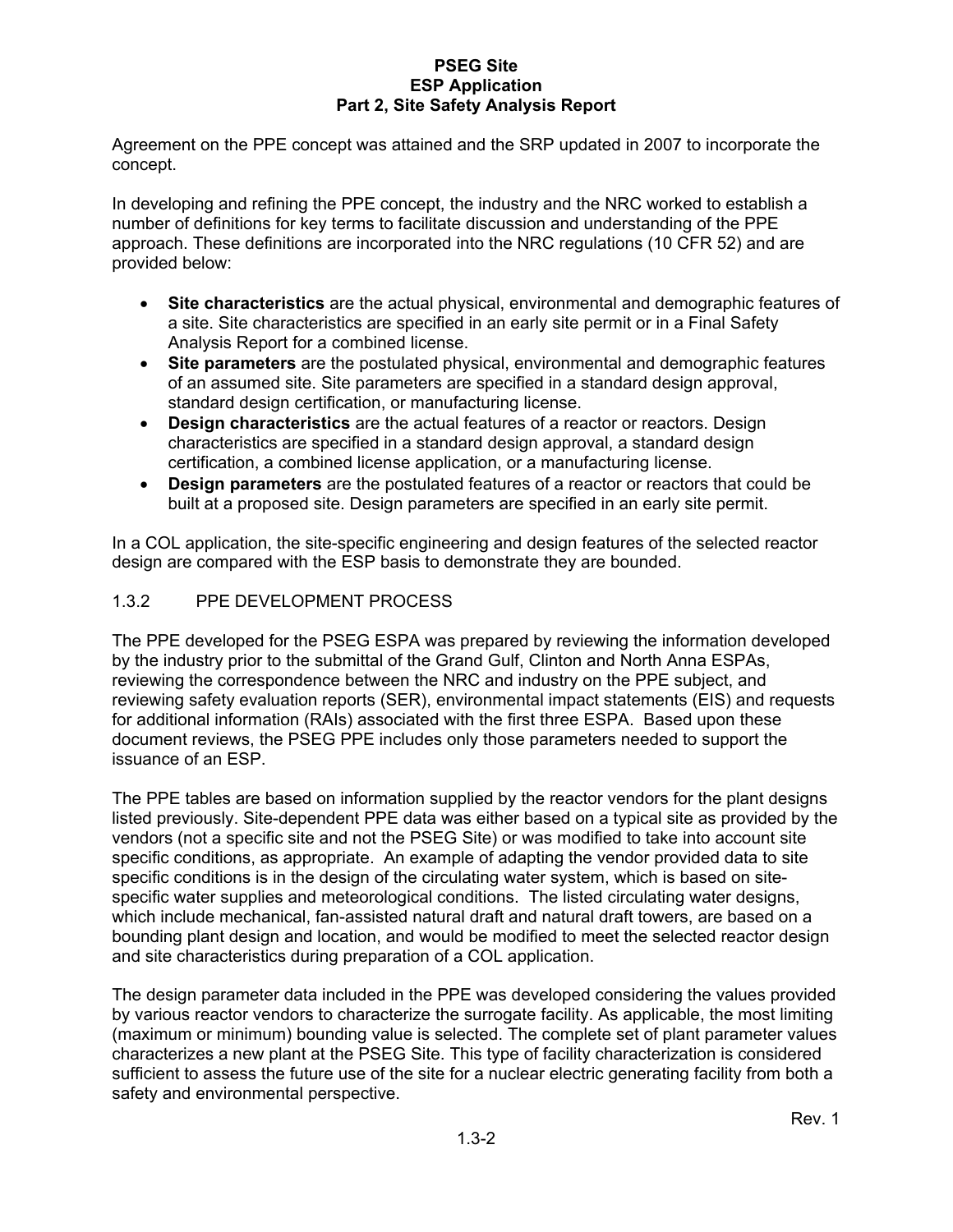Agreement on the PPE concept was attained and the SRP updated in 2007 to incorporate the concept.

In developing and refining the PPE concept, the industry and the NRC worked to establish a number of definitions for key terms to facilitate discussion and understanding of the PPE approach. These definitions are incorporated into the NRC regulations (10 CFR 52) and are provided below:

- **Site characteristics** are the actual physical, environmental and demographic features of a site. Site characteristics are specified in an early site permit or in a Final Safety Analysis Report for a combined license.
- **Site parameters** are the postulated physical, environmental and demographic features of an assumed site. Site parameters are specified in a standard design approval, standard design certification, or manufacturing license.
- **Design characteristics** are the actual features of a reactor or reactors. Design characteristics are specified in a standard design approval, a standard design certification, a combined license application, or a manufacturing license.
- **Design parameters** are the postulated features of a reactor or reactors that could be built at a proposed site. Design parameters are specified in an early site permit.

In a COL application, the site-specific engineering and design features of the selected reactor design are compared with the ESP basis to demonstrate they are bounded.

### 1.3.2 PPE DEVELOPMENT PROCESS

The PPE developed for the PSEG ESPA was prepared by reviewing the information developed by the industry prior to the submittal of the Grand Gulf, Clinton and North Anna ESPAs, reviewing the correspondence between the NRC and industry on the PPE subject, and reviewing safety evaluation reports (SER), environmental impact statements (EIS) and requests for additional information (RAIs) associated with the first three ESPA. Based upon these document reviews, the PSEG PPE includes only those parameters needed to support the issuance of an ESP.

The PPE tables are based on information supplied by the reactor vendors for the plant designs listed previously. Site-dependent PPE data was either based on a typical site as provided by the vendors (not a specific site and not the PSEG Site) or was modified to take into account site specific conditions, as appropriate. An example of adapting the vendor provided data to site specific conditions is in the design of the circulating water system, which is based on site-specific water supplies and meteorological conditions. The listed circulating water designs, which include mechanical, fan-assisted natural draft and natural draft towers, are based on a bounding plant design and location, and would be modified to meet the selected reactor design and site characteristics during preparation of a COL application.

The design parameter data included in the PPE was developed considering the values provided by various reactor vendors to characterize the surrogate facility. As applicable, the most limiting (maximum or minimum) bounding value is selected. The complete set of plant parameter values characterizes a new plant at the PSEG Site. This type of facility characterization is considered sufficient to assess the future use of the site for a nuclear electric generating facility from both a safety and environmental perspective.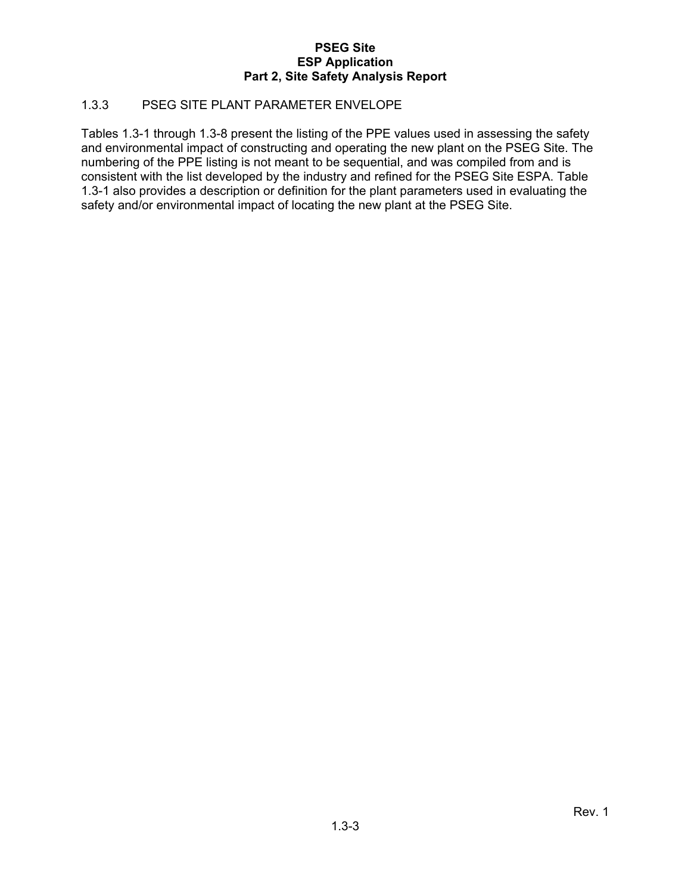### 1.3.3 PSEG SITE PLANT PARAMETER ENVELOPE

Tables 1.3-1 through 1.3-8 present the listing of the PPE values used in assessing the safety and environmental impact of constructing and operating the new plant on the PSEG Site. The numbering of the PPE listing is not meant to be sequential, and was compiled from and is consistent with the list developed by the industry and refined for the PSEG Site ESPA. Table 1.3-1 also provides a description or definition for the plant parameters used in evaluating the safety and/or environmental impact of locating the new plant at the PSEG Site.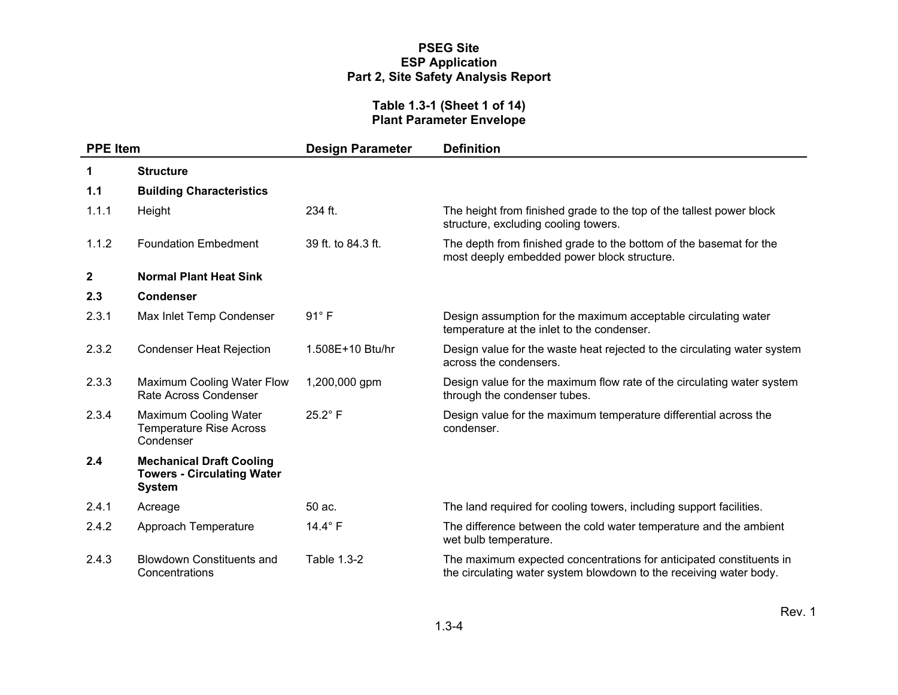**PSEG Site**
**ESP Application**
**Part 2, Site Safety Analysis Report**

**Table 1.3-1 (Sheet 1 of 14)**
**Plant Parameter Envelope**

| PPE Item | | Design Parameter | Definition |
|---|---|---|---|
| **1** | **Structure** | | |
| **1.1** | **Building Characteristics** | | |
| 1.1.1 | Height | 234 ft. | The height from finished grade to the top of the tallest power block structure, excluding cooling towers. |
| 1.1.2 | Foundation Embedment | 39 ft. to 84.3 ft. | The depth from finished grade to the bottom of the basemat for the most deeply embedded power block structure. |
| **2** | **Normal Plant Heat Sink** | | |
| **2.3** | **Condenser** | | |
| 2.3.1 | Max Inlet Temp Condenser | 91° F | Design assumption for the maximum acceptable circulating water temperature at the inlet to the condenser. |
| 2.3.2 | Condenser Heat Rejection | 1.508E+10 Btu/hr | Design value for the waste heat rejected to the circulating water system across the condensers. |
| 2.3.3 | Maximum Cooling Water Flow Rate Across Condenser | 1,200,000 gpm | Design value for the maximum flow rate of the circulating water system through the condenser tubes. |
| 2.3.4 | Maximum Cooling Water Temperature Rise Across Condenser | 25.2° F | Design value for the maximum temperature differential across the condenser. |
| **2.4** | **Mechanical Draft Cooling Towers - Circulating Water System** | | |
| 2.4.1 | Acreage | 50 ac. | The land required for cooling towers, including support facilities. |
| 2.4.2 | Approach Temperature | 14.4° F | The difference between the cold water temperature and the ambient wet bulb temperature. |
| 2.4.3 | Blowdown Constituents and Concentrations | Table 1.3-2 | The maximum expected concentrations for anticipated constituents in the circulating water system blowdown to the receiving water body. |

Rev. 1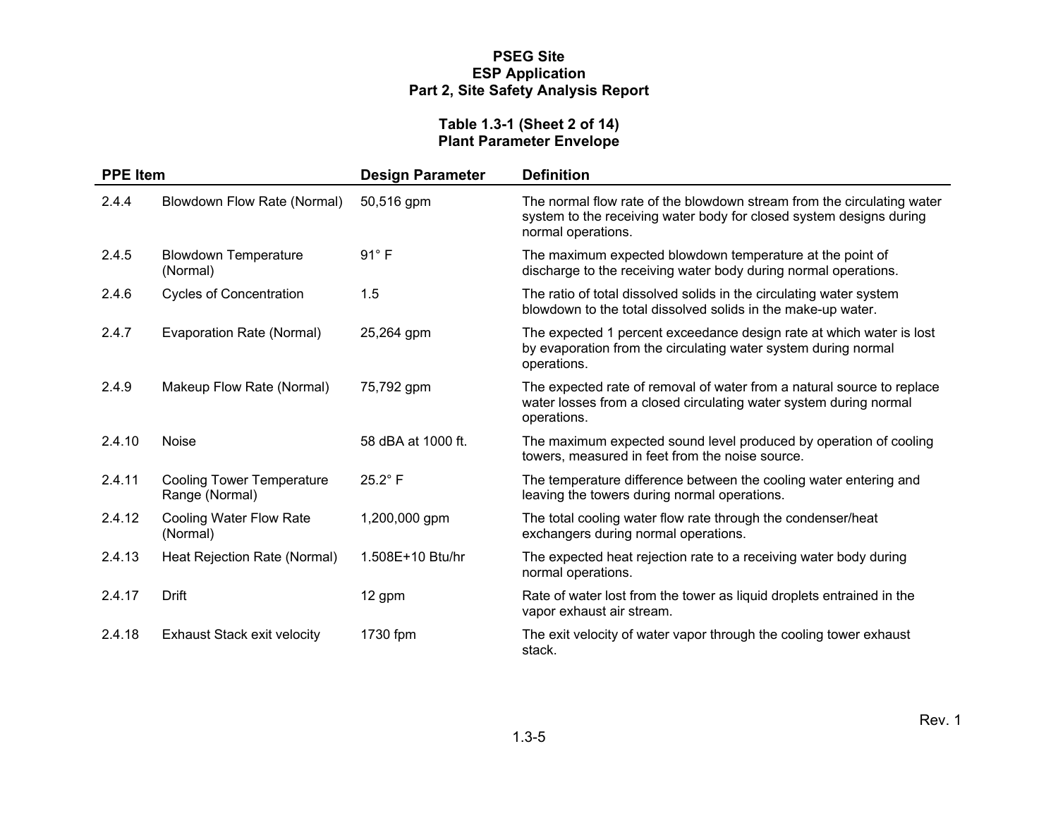**Table 1.3-1 (Sheet 2 of 14)**
**Plant Parameter Envelope**

| PPE Item | | Design Parameter | Definition |
|---|---|---|---|
| 2.4.4 | Blowdown Flow Rate (Normal) | 50,516 gpm | The normal flow rate of the blowdown stream from the circulating water system to the receiving water body for closed system designs during normal operations. |
| 2.4.5 | Blowdown Temperature (Normal) | 91° F | The maximum expected blowdown temperature at the point of discharge to the receiving water body during normal operations. |
| 2.4.6 | Cycles of Concentration | 1.5 | The ratio of total dissolved solids in the circulating water system blowdown to the total dissolved solids in the make-up water. |
| 2.4.7 | Evaporation Rate (Normal) | 25,264 gpm | The expected 1 percent exceedance design rate at which water is lost by evaporation from the circulating water system during normal operations. |
| 2.4.9 | Makeup Flow Rate (Normal) | 75,792 gpm | The expected rate of removal of water from a natural source to replace water losses from a closed circulating water system during normal operations. |
| 2.4.10 | Noise | 58 dBA at 1000 ft. | The maximum expected sound level produced by operation of cooling towers, measured in feet from the noise source. |
| 2.4.11 | Cooling Tower Temperature Range (Normal) | 25.2° F | The temperature difference between the cooling water entering and leaving the towers during normal operations. |
| 2.4.12 | Cooling Water Flow Rate (Normal) | 1,200,000 gpm | The total cooling water flow rate through the condenser/heat exchangers during normal operations. |
| 2.4.13 | Heat Rejection Rate (Normal) | 1.508E+10 Btu/hr | The expected heat rejection rate to a receiving water body during normal operations. |
| 2.4.17 | Drift | 12 gpm | Rate of water lost from the tower as liquid droplets entrained in the vapor exhaust air stream. |
| 2.4.18 | Exhaust Stack exit velocity | 1730 fpm | The exit velocity of water vapor through the cooling tower exhaust stack. |

Rev. 1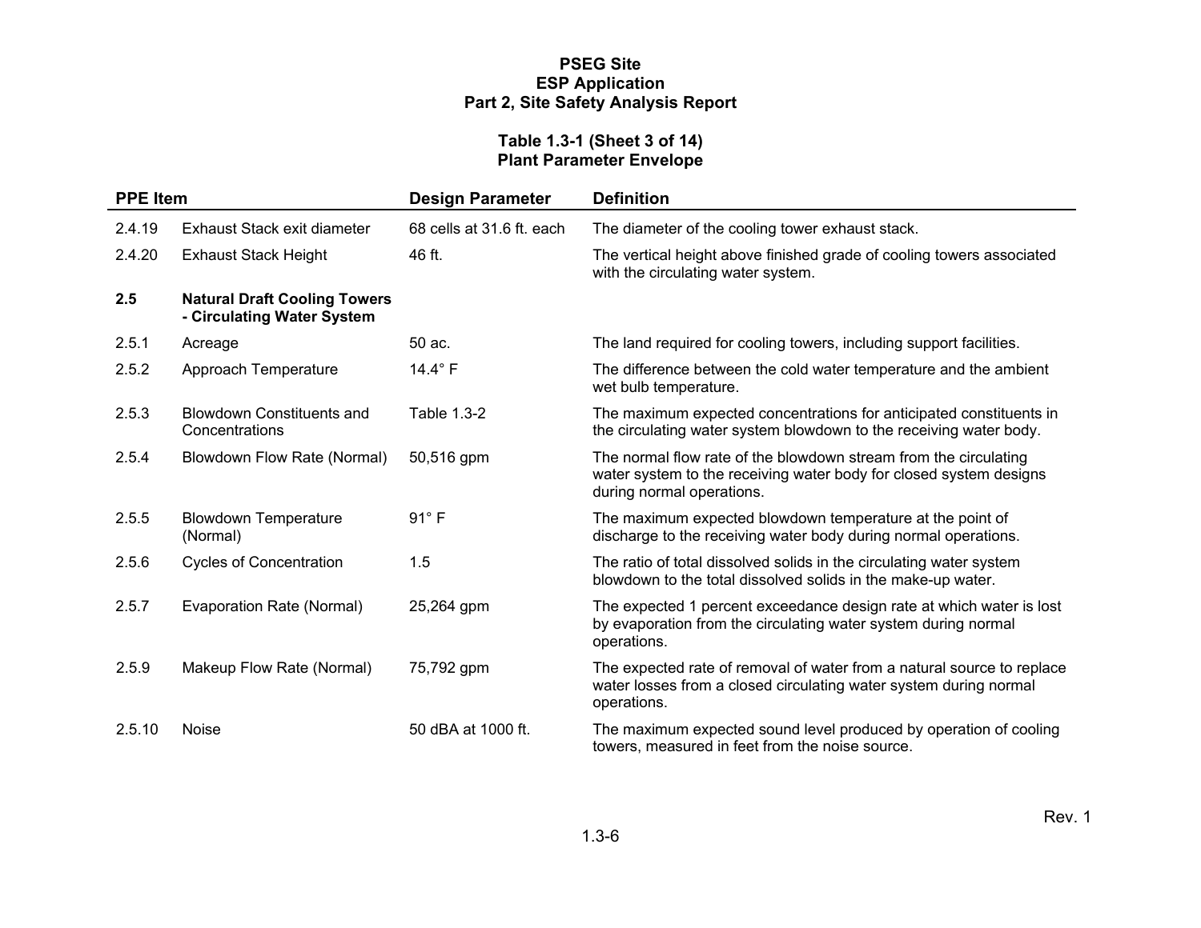**Table 1.3-1 (Sheet 3 of 14)**
**Plant Parameter Envelope**

| PPE Item | | Design Parameter | Definition |
|---|---|---|---|
| 2.4.19 | Exhaust Stack exit diameter | 68 cells at 31.6 ft. each | The diameter of the cooling tower exhaust stack. |
| 2.4.20 | Exhaust Stack Height | 46 ft. | The vertical height above finished grade of cooling towers associated with the circulating water system. |
| **2.5** | **Natural Draft Cooling Towers - Circulating Water System** | | |
| 2.5.1 | Acreage | 50 ac. | The land required for cooling towers, including support facilities. |
| 2.5.2 | Approach Temperature | 14.4° F | The difference between the cold water temperature and the ambient wet bulb temperature. |
| 2.5.3 | Blowdown Constituents and Concentrations | Table 1.3-2 | The maximum expected concentrations for anticipated constituents in the circulating water system blowdown to the receiving water body. |
| 2.5.4 | Blowdown Flow Rate (Normal) | 50,516 gpm | The normal flow rate of the blowdown stream from the circulating water system to the receiving water body for closed system designs during normal operations. |
| 2.5.5 | Blowdown Temperature (Normal) | 91° F | The maximum expected blowdown temperature at the point of discharge to the receiving water body during normal operations. |
| 2.5.6 | Cycles of Concentration | 1.5 | The ratio of total dissolved solids in the circulating water system blowdown to the total dissolved solids in the make-up water. |
| 2.5.7 | Evaporation Rate (Normal) | 25,264 gpm | The expected 1 percent exceedance design rate at which water is lost by evaporation from the circulating water system during normal operations. |
| 2.5.9 | Makeup Flow Rate (Normal) | 75,792 gpm | The expected rate of removal of water from a natural source to replace water losses from a closed circulating water system during normal operations. |
| 2.5.10 | Noise | 50 dBA at 1000 ft. | The maximum expected sound level produced by operation of cooling towers, measured in feet from the noise source. |

Rev. 1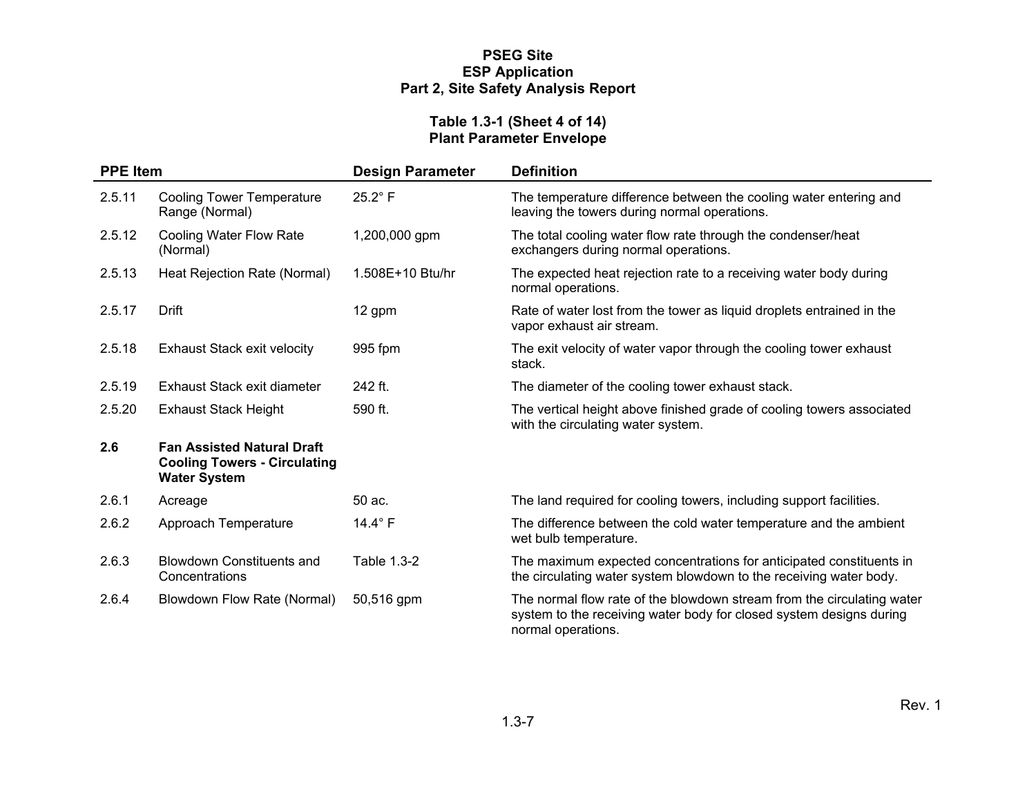**Table 1.3-1 (Sheet 4 of 14)**
**Plant Parameter Envelope**

| PPE Item | | Design Parameter | Definition |
|---|---|---|---|
| 2.5.11 | Cooling Tower Temperature Range (Normal) | 25.2° F | The temperature difference between the cooling water entering and leaving the towers during normal operations. |
| 2.5.12 | Cooling Water Flow Rate (Normal) | 1,200,000 gpm | The total cooling water flow rate through the condenser/heat exchangers during normal operations. |
| 2.5.13 | Heat Rejection Rate (Normal) | 1.508E+10 Btu/hr | The expected heat rejection rate to a receiving water body during normal operations. |
| 2.5.17 | Drift | 12 gpm | Rate of water lost from the tower as liquid droplets entrained in the vapor exhaust air stream. |
| 2.5.18 | Exhaust Stack exit velocity | 995 fpm | The exit velocity of water vapor through the cooling tower exhaust stack. |
| 2.5.19 | Exhaust Stack exit diameter | 242 ft. | The diameter of the cooling tower exhaust stack. |
| 2.5.20 | Exhaust Stack Height | 590 ft. | The vertical height above finished grade of cooling towers associated with the circulating water system. |
| **2.6** | **Fan Assisted Natural Draft Cooling Towers - Circulating Water System** | | |
| 2.6.1 | Acreage | 50 ac. | The land required for cooling towers, including support facilities. |
| 2.6.2 | Approach Temperature | 14.4° F | The difference between the cold water temperature and the ambient wet bulb temperature. |
| 2.6.3 | Blowdown Constituents and Concentrations | Table 1.3-2 | The maximum expected concentrations for anticipated constituents in the circulating water system blowdown to the receiving water body. |
| 2.6.4 | Blowdown Flow Rate (Normal) | 50,516 gpm | The normal flow rate of the blowdown stream from the circulating water system to the receiving water body for closed system designs during normal operations. |

Rev. 1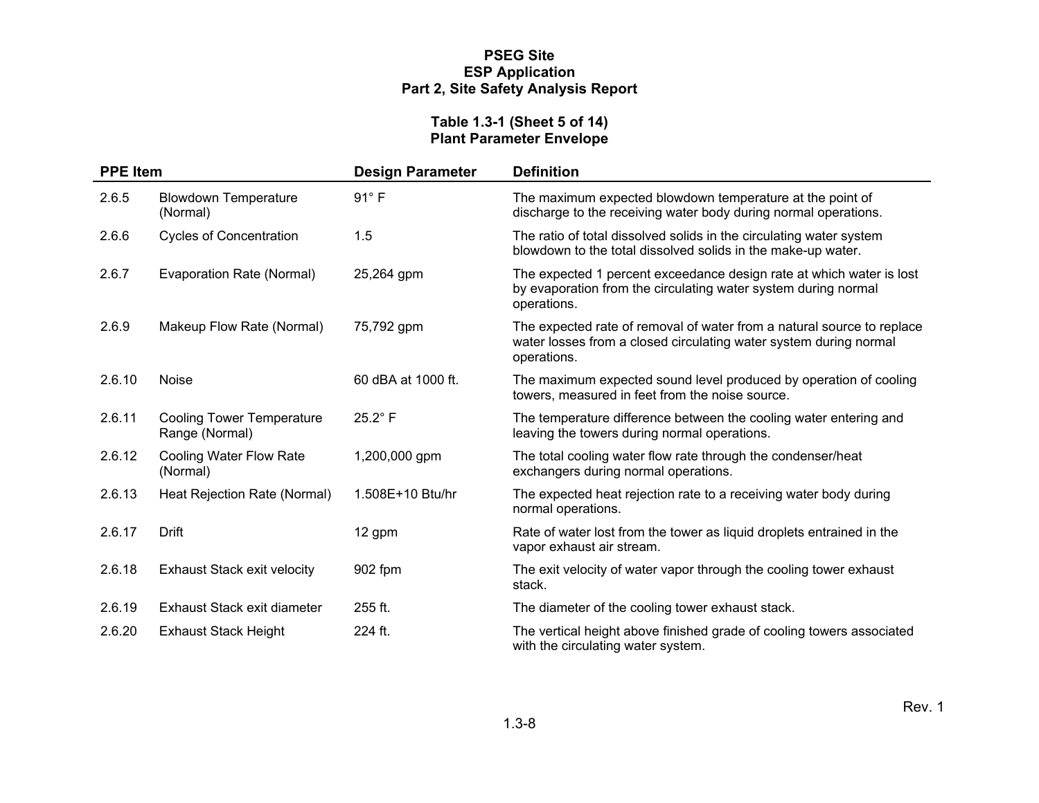**Table 1.3-1 (Sheet 5 of 14)**
**Plant Parameter Envelope**

| PPE Item | | Design Parameter | Definition |
|---|---|---|---|
| 2.6.5 | Blowdown Temperature (Normal) | 91° F | The maximum expected blowdown temperature at the point of discharge to the receiving water body during normal operations. |
| 2.6.6 | Cycles of Concentration | 1.5 | The ratio of total dissolved solids in the circulating water system blowdown to the total dissolved solids in the make-up water. |
| 2.6.7 | Evaporation Rate (Normal) | 25,264 gpm | The expected 1 percent exceedance design rate at which water is lost by evaporation from the circulating water system during normal operations. |
| 2.6.9 | Makeup Flow Rate (Normal) | 75,792 gpm | The expected rate of removal of water from a natural source to replace water losses from a closed circulating water system during normal operations. |
| 2.6.10 | Noise | 60 dBA at 1000 ft. | The maximum expected sound level produced by operation of cooling towers, measured in feet from the noise source. |
| 2.6.11 | Cooling Tower Temperature Range (Normal) | 25.2° F | The temperature difference between the cooling water entering and leaving the towers during normal operations. |
| 2.6.12 | Cooling Water Flow Rate (Normal) | 1,200,000 gpm | The total cooling water flow rate through the condenser/heat exchangers during normal operations. |
| 2.6.13 | Heat Rejection Rate (Normal) | 1.508E+10 Btu/hr | The expected heat rejection rate to a receiving water body during normal operations. |
| 2.6.17 | Drift | 12 gpm | Rate of water lost from the tower as liquid droplets entrained in the vapor exhaust air stream. |
| 2.6.18 | Exhaust Stack exit velocity | 902 fpm | The exit velocity of water vapor through the cooling tower exhaust stack. |
| 2.6.19 | Exhaust Stack exit diameter | 255 ft. | The diameter of the cooling tower exhaust stack. |
| 2.6.20 | Exhaust Stack Height | 224 ft. | The vertical height above finished grade of cooling towers associated with the circulating water system. |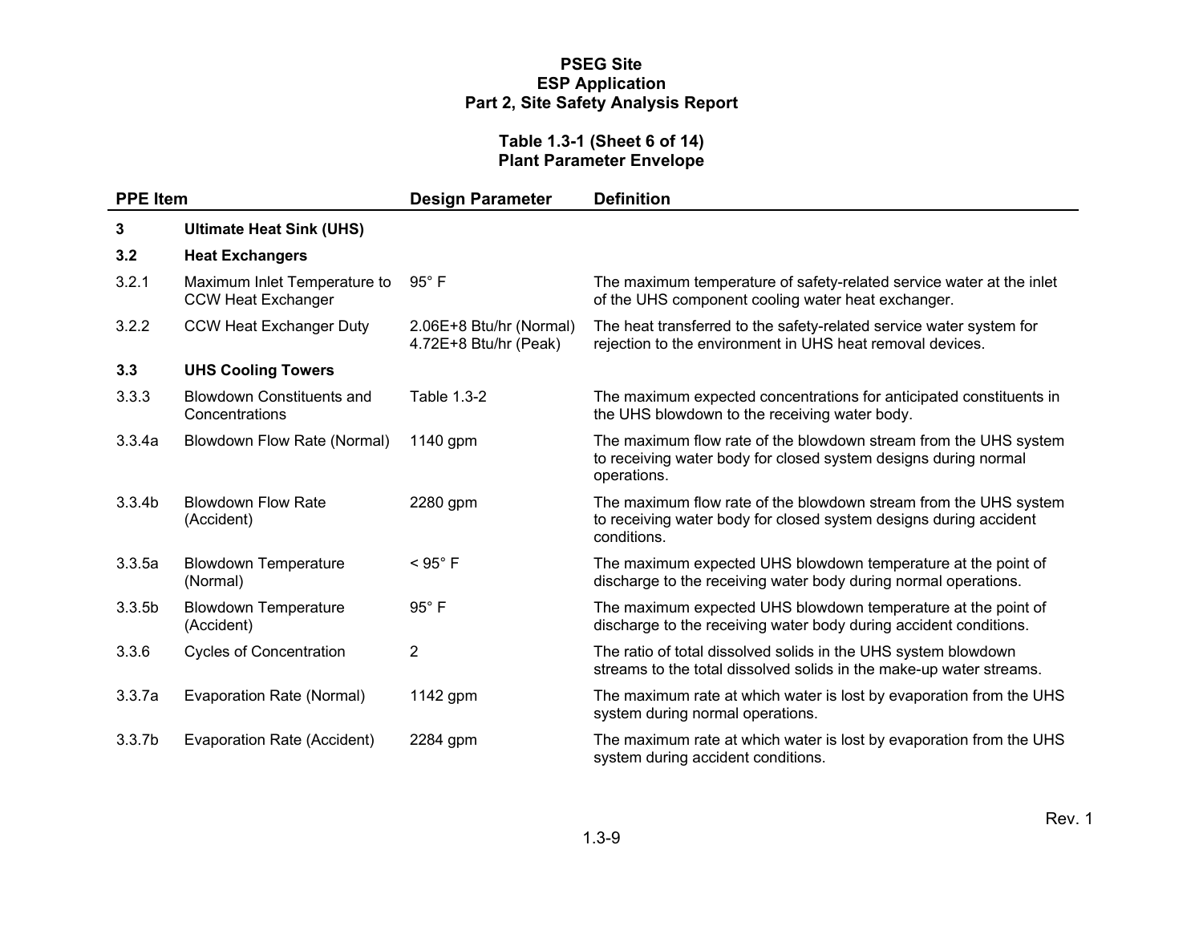**PSEG Site**
**ESP Application**
**Part 2, Site Safety Analysis Report**

**Table 1.3-1 (Sheet 6 of 14)**
**Plant Parameter Envelope**

| PPE Item | | Design Parameter | Definition |
|---|---|---|---|
| **3** | **Ultimate Heat Sink (UHS)** | | |
| **3.2** | **Heat Exchangers** | | |
| 3.2.1 | Maximum Inlet Temperature to CCW Heat Exchanger | 95° F | The maximum temperature of safety-related service water at the inlet of the UHS component cooling water heat exchanger. |
| 3.2.2 | CCW Heat Exchanger Duty | 2.06E+8 Btu/hr (Normal)<br>4.72E+8 Btu/hr (Peak) | The heat transferred to the safety-related service water system for rejection to the environment in UHS heat removal devices. |
| **3.3** | **UHS Cooling Towers** | | |
| 3.3.3 | Blowdown Constituents and Concentrations | Table 1.3-2 | The maximum expected concentrations for anticipated constituents in the UHS blowdown to the receiving water body. |
| 3.3.4a | Blowdown Flow Rate (Normal) | 1140 gpm | The maximum flow rate of the blowdown stream from the UHS system to receiving water body for closed system designs during normal operations. |
| 3.3.4b | Blowdown Flow Rate (Accident) | 2280 gpm | The maximum flow rate of the blowdown stream from the UHS system to receiving water body for closed system designs during accident conditions. |
| 3.3.5a | Blowdown Temperature (Normal) | < 95° F | The maximum expected UHS blowdown temperature at the point of discharge to the receiving water body during normal operations. |
| 3.3.5b | Blowdown Temperature (Accident) | 95° F | The maximum expected UHS blowdown temperature at the point of discharge to the receiving water body during accident conditions. |
| 3.3.6 | Cycles of Concentration | 2 | The ratio of total dissolved solids in the UHS system blowdown streams to the total dissolved solids in the make-up water streams. |
| 3.3.7a | Evaporation Rate (Normal) | 1142 gpm | The maximum rate at which water is lost by evaporation from the UHS system during normal operations. |
| 3.3.7b | Evaporation Rate (Accident) | 2284 gpm | The maximum rate at which water is lost by evaporation from the UHS system during accident conditions. |

Rev. 1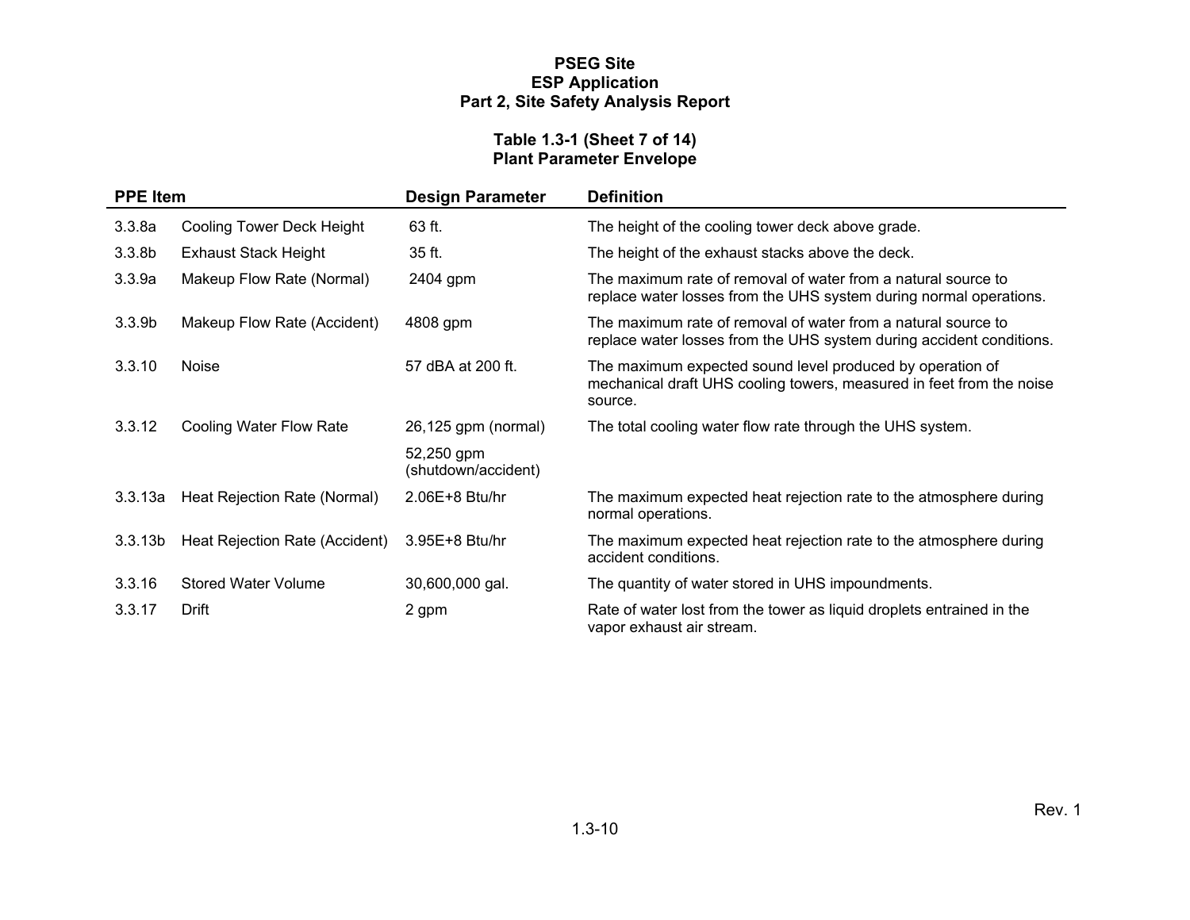**PSEG Site**
**ESP Application**
**Part 2, Site Safety Analysis Report**

**Table 1.3-1 (Sheet 7 of 14)**
**Plant Parameter Envelope**

| PPE Item | | Design Parameter | Definition |
|---|---|---|---|
| 3.3.8a | Cooling Tower Deck Height | 63 ft. | The height of the cooling tower deck above grade. |
| 3.3.8b | Exhaust Stack Height | 35 ft. | The height of the exhaust stacks above the deck. |
| 3.3.9a | Makeup Flow Rate (Normal) | 2404 gpm | The maximum rate of removal of water from a natural source to replace water losses from the UHS system during normal operations. |
| 3.3.9b | Makeup Flow Rate (Accident) | 4808 gpm | The maximum rate of removal of water from a natural source to replace water losses from the UHS system during accident conditions. |
| 3.3.10 | Noise | 57 dBA at 200 ft. | The maximum expected sound level produced by operation of mechanical draft UHS cooling towers, measured in feet from the noise source. |
| 3.3.12 | Cooling Water Flow Rate | 26,125 gpm (normal) | The total cooling water flow rate through the UHS system. |
| | | 52,250 gpm (shutdown/accident) | |
| 3.3.13a | Heat Rejection Rate (Normal) | 2.06E+8 Btu/hr | The maximum expected heat rejection rate to the atmosphere during normal operations. |
| 3.3.13b | Heat Rejection Rate (Accident) | 3.95E+8 Btu/hr | The maximum expected heat rejection rate to the atmosphere during accident conditions. |
| 3.3.16 | Stored Water Volume | 30,600,000 gal. | The quantity of water stored in UHS impoundments. |
| 3.3.17 | Drift | 2 gpm | Rate of water lost from the tower as liquid droplets entrained in the vapor exhaust air stream. |

Rev. 1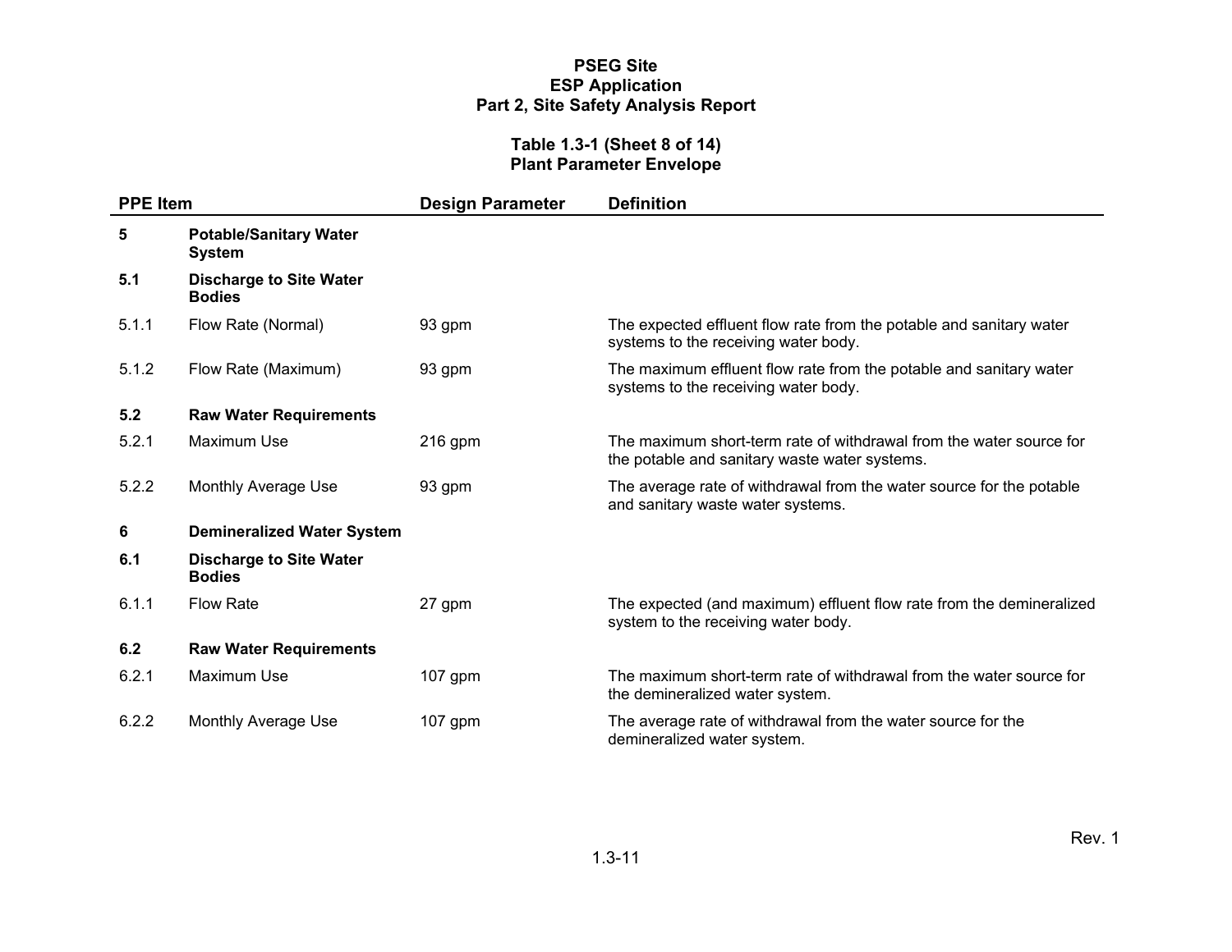**Table 1.3-1 (Sheet 8 of 14)**
**Plant Parameter Envelope**

| PPE Item | | Design Parameter | Definition |
|---|---|---|---|
| **5** | **Potable/Sanitary Water System** | | |
| **5.1** | **Discharge to Site Water Bodies** | | |
| 5.1.1 | Flow Rate (Normal) | 93 gpm | The expected effluent flow rate from the potable and sanitary water systems to the receiving water body. |
| 5.1.2 | Flow Rate (Maximum) | 93 gpm | The maximum effluent flow rate from the potable and sanitary water systems to the receiving water body. |
| **5.2** | **Raw Water Requirements** | | |
| 5.2.1 | Maximum Use | 216 gpm | The maximum short-term rate of withdrawal from the water source for the potable and sanitary waste water systems. |
| 5.2.2 | Monthly Average Use | 93 gpm | The average rate of withdrawal from the water source for the potable and sanitary waste water systems. |
| **6** | **Demineralized Water System** | | |
| **6.1** | **Discharge to Site Water Bodies** | | |
| 6.1.1 | Flow Rate | 27 gpm | The expected (and maximum) effluent flow rate from the demineralized system to the receiving water body. |
| **6.2** | **Raw Water Requirements** | | |
| 6.2.1 | Maximum Use | 107 gpm | The maximum short-term rate of withdrawal from the water source for the demineralized water system. |
| 6.2.2 | Monthly Average Use | 107 gpm | The average rate of withdrawal from the water source for the demineralized water system. |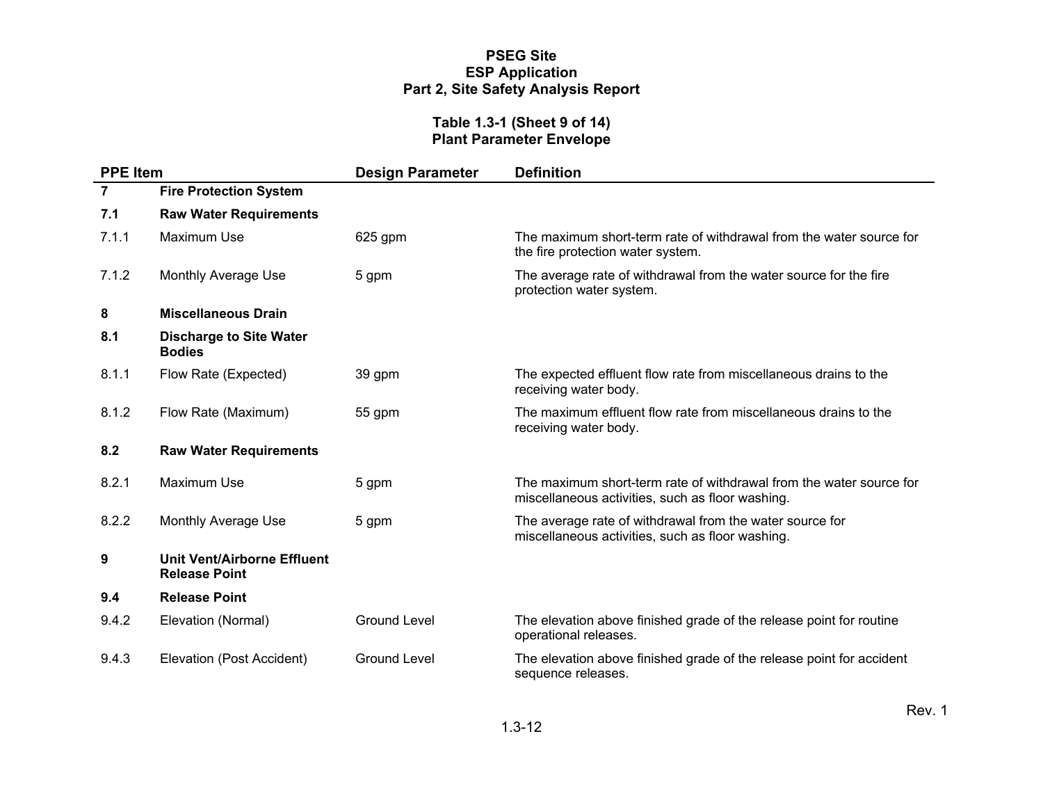**Table 1.3-1 (Sheet 9 of 14)**
**Plant Parameter Envelope**

| PPE Item | | Design Parameter | Definition |
|---|---|---|---|
| **7** | **Fire Protection System** | | |
| **7.1** | **Raw Water Requirements** | | |
| 7.1.1 | Maximum Use | 625 gpm | The maximum short-term rate of withdrawal from the water source for the fire protection water system. |
| 7.1.2 | Monthly Average Use | 5 gpm | The average rate of withdrawal from the water source for the fire protection water system. |
| **8** | **Miscellaneous Drain** | | |
| **8.1** | **Discharge to Site Water Bodies** | | |
| 8.1.1 | Flow Rate (Expected) | 39 gpm | The expected effluent flow rate from miscellaneous drains to the receiving water body. |
| 8.1.2 | Flow Rate (Maximum) | 55 gpm | The maximum effluent flow rate from miscellaneous drains to the receiving water body. |
| **8.2** | **Raw Water Requirements** | | |
| 8.2.1 | Maximum Use | 5 gpm | The maximum short-term rate of withdrawal from the water source for miscellaneous activities, such as floor washing. |
| 8.2.2 | Monthly Average Use | 5 gpm | The average rate of withdrawal from the water source for miscellaneous activities, such as floor washing. |
| **9** | **Unit Vent/Airborne Effluent Release Point** | | |
| **9.4** | **Release Point** | | |
| 9.4.2 | Elevation (Normal) | Ground Level | The elevation above finished grade of the release point for routine operational releases. |
| 9.4.3 | Elevation (Post Accident) | Ground Level | The elevation above finished grade of the release point for accident sequence releases. |

Rev. 1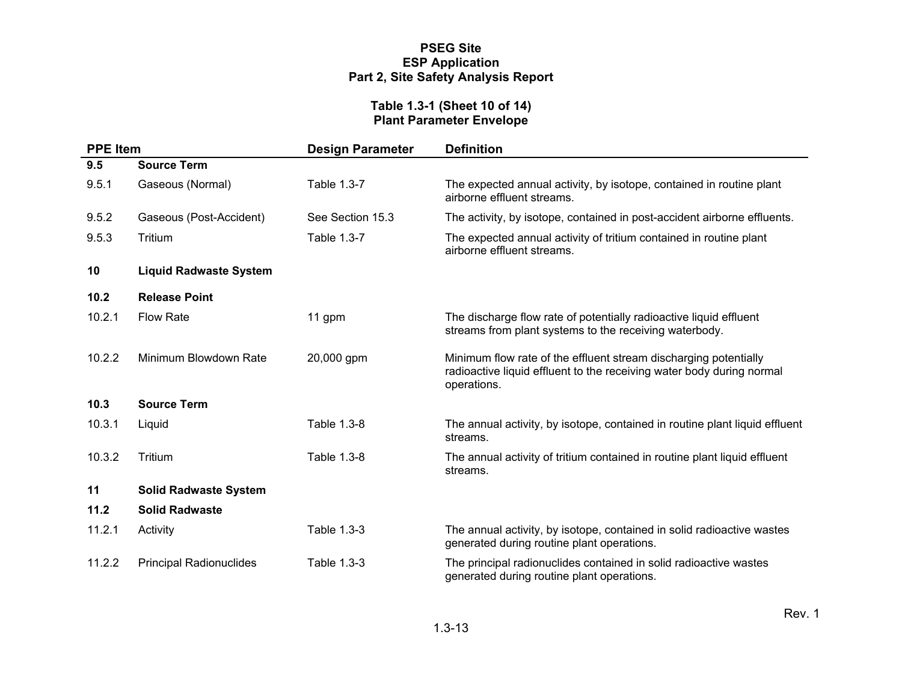**Table 1.3-1 (Sheet 10 of 14)**
**Plant Parameter Envelope**

| PPE Item | | Design Parameter | Definition |
|---|---|---|---|
| **9.5** | **Source Term** | | |
| 9.5.1 | Gaseous (Normal) | Table 1.3-7 | The expected annual activity, by isotope, contained in routine plant airborne effluent streams. |
| 9.5.2 | Gaseous (Post-Accident) | See Section 15.3 | The activity, by isotope, contained in post-accident airborne effluents. |
| 9.5.3 | Tritium | Table 1.3-7 | The expected annual activity of tritium contained in routine plant airborne effluent streams. |
| **10** | **Liquid Radwaste System** | | |
| **10.2** | **Release Point** | | |
| 10.2.1 | Flow Rate | 11 gpm | The discharge flow rate of potentially radioactive liquid effluent streams from plant systems to the receiving waterbody. |
| 10.2.2 | Minimum Blowdown Rate | 20,000 gpm | Minimum flow rate of the effluent stream discharging potentially radioactive liquid effluent to the receiving water body during normal operations. |
| **10.3** | **Source Term** | | |
| 10.3.1 | Liquid | Table 1.3-8 | The annual activity, by isotope, contained in routine plant liquid effluent streams. |
| 10.3.2 | Tritium | Table 1.3-8 | The annual activity of tritium contained in routine plant liquid effluent streams. |
| **11** | **Solid Radwaste System** | | |
| **11.2** | **Solid Radwaste** | | |
| 11.2.1 | Activity | Table 1.3-3 | The annual activity, by isotope, contained in solid radioactive wastes generated during routine plant operations. |
| 11.2.2 | Principal Radionuclides | Table 1.3-3 | The principal radionuclides contained in solid radioactive wastes generated during routine plant operations. |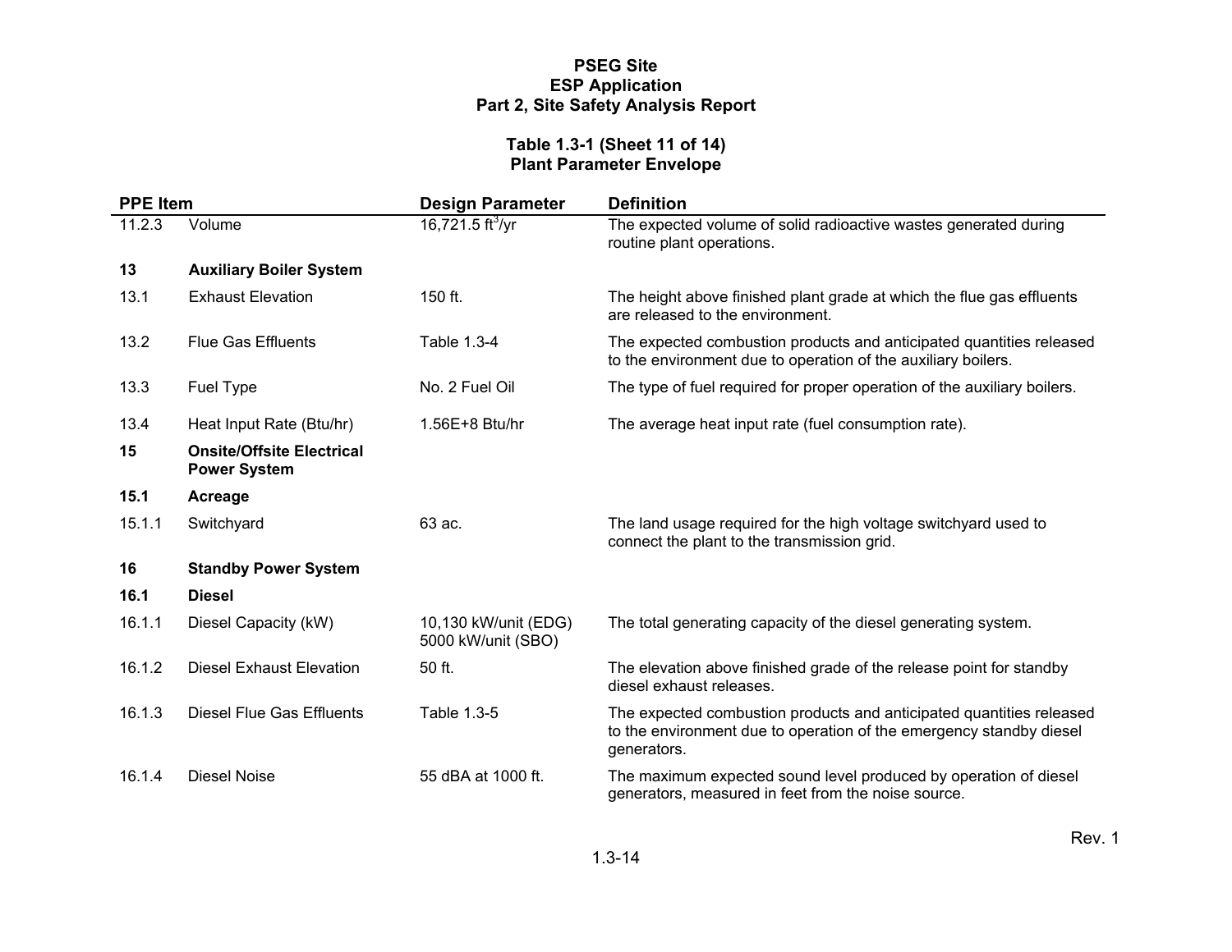**Table 1.3-1 (Sheet 11 of 14)**
**Plant Parameter Envelope**

| PPE Item | | Design Parameter | Definition |
|---|---|---|---|
| 11.2.3 | Volume | 16,721.5 $ft^3$/yr | The expected volume of solid radioactive wastes generated during routine plant operations. |
| **13** | **Auxiliary Boiler System** | | |
| 13.1 | Exhaust Elevation | 150 ft. | The height above finished plant grade at which the flue gas effluents are released to the environment. |
| 13.2 | Flue Gas Effluents | Table 1.3-4 | The expected combustion products and anticipated quantities released to the environment due to operation of the auxiliary boilers. |
| 13.3 | Fuel Type | No. 2 Fuel Oil | The type of fuel required for proper operation of the auxiliary boilers. |
| 13.4 | Heat Input Rate (Btu/hr) | 1.56E+8 Btu/hr | The average heat input rate (fuel consumption rate). |
| **15** | **Onsite/Offsite Electrical Power System** | | |
| **15.1** | **Acreage** | | |
| 15.1.1 | Switchyard | 63 ac. | The land usage required for the high voltage switchyard used to connect the plant to the transmission grid. |
| **16** | **Standby Power System** | | |
| **16.1** | **Diesel** | | |
| 16.1.1 | Diesel Capacity (kW) | 10,130 kW/unit (EDG)<br>5000 kW/unit (SBO) | The total generating capacity of the diesel generating system. |
| 16.1.2 | Diesel Exhaust Elevation | 50 ft. | The elevation above finished grade of the release point for standby diesel exhaust releases. |
| 16.1.3 | Diesel Flue Gas Effluents | Table 1.3-5 | The expected combustion products and anticipated quantities released to the environment due to operation of the emergency standby diesel generators. |
| 16.1.4 | Diesel Noise | 55 dBA at 1000 ft. | The maximum expected sound level produced by operation of diesel generators, measured in feet from the noise source. |

Rev. 1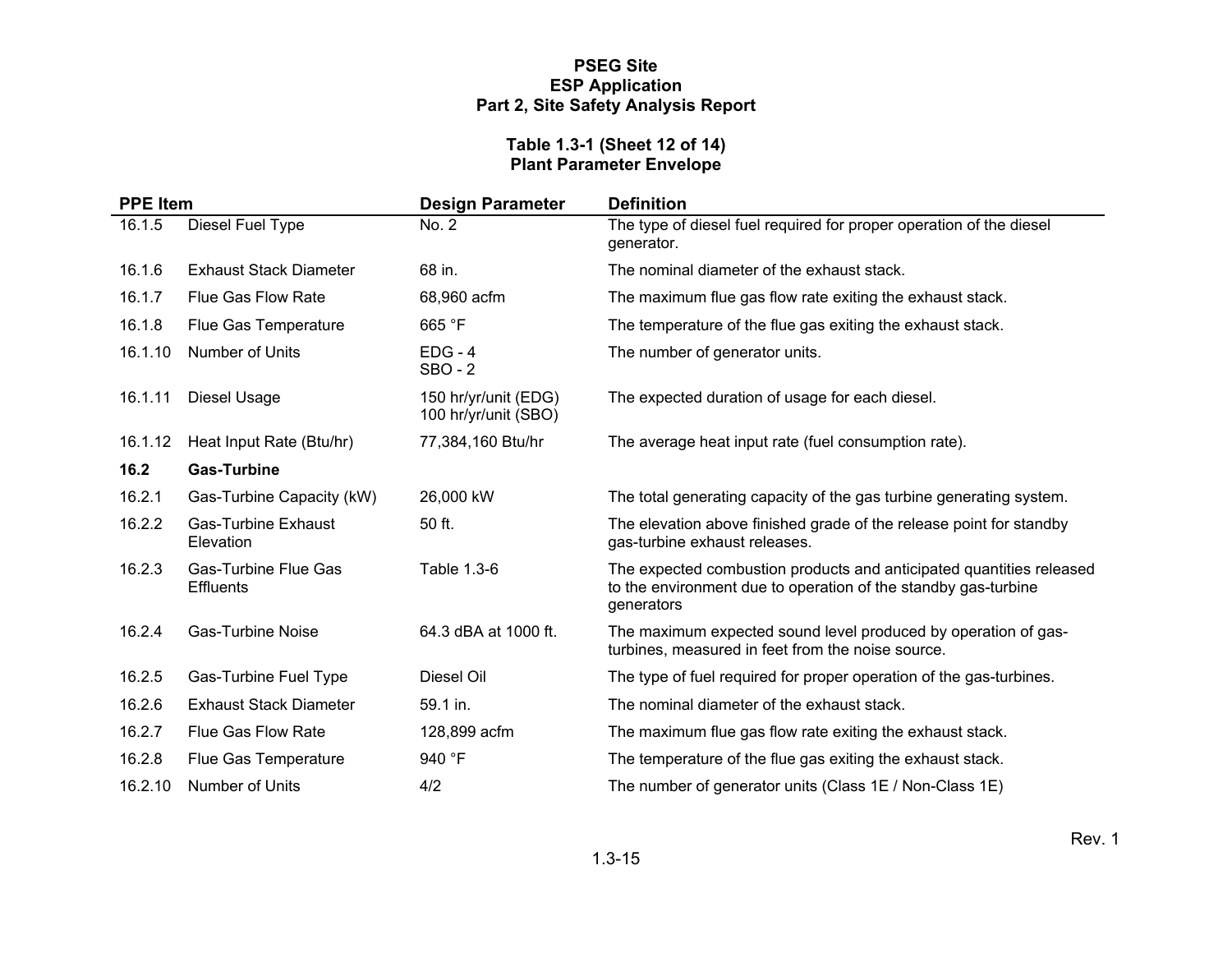## Table 1.3-1 (Sheet 12 of 14)
## Plant Parameter Envelope

| PPE Item | | Design Parameter | Definition |
|---|---|---|---|
| 16.1.5 | Diesel Fuel Type | No. 2 | The type of diesel fuel required for proper operation of the diesel generator. |
| 16.1.6 | Exhaust Stack Diameter | 68 in. | The nominal diameter of the exhaust stack. |
| 16.1.7 | Flue Gas Flow Rate | 68,960 acfm | The maximum flue gas flow rate exiting the exhaust stack. |
| 16.1.8 | Flue Gas Temperature | 665 °F | The temperature of the flue gas exiting the exhaust stack. |
| 16.1.10 | Number of Units | EDG - 4<br>SBO - 2 | The number of generator units. |
| 16.1.11 | Diesel Usage | 150 hr/yr/unit (EDG)<br>100 hr/yr/unit (SBO) | The expected duration of usage for each diesel. |
| 16.1.12 | Heat Input Rate (Btu/hr) | 77,384,160 Btu/hr | The average heat input rate (fuel consumption rate). |
| **16.2** | **Gas-Turbine** | | |
| 16.2.1 | Gas-Turbine Capacity (kW) | 26,000 kW | The total generating capacity of the gas turbine generating system. |
| 16.2.2 | Gas-Turbine Exhaust Elevation | 50 ft. | The elevation above finished grade of the release point for standby gas-turbine exhaust releases. |
| 16.2.3 | Gas-Turbine Flue Gas Effluents | Table 1.3-6 | The expected combustion products and anticipated quantities released to the environment due to operation of the standby gas-turbine generators |
| 16.2.4 | Gas-Turbine Noise | 64.3 dBA at 1000 ft. | The maximum expected sound level produced by operation of gas-turbines, measured in feet from the noise source. |
| 16.2.5 | Gas-Turbine Fuel Type | Diesel Oil | The type of fuel required for proper operation of the gas-turbines. |
| 16.2.6 | Exhaust Stack Diameter | 59.1 in. | The nominal diameter of the exhaust stack. |
| 16.2.7 | Flue Gas Flow Rate | 128,899 acfm | The maximum flue gas flow rate exiting the exhaust stack. |
| 16.2.8 | Flue Gas Temperature | 940 °F | The temperature of the flue gas exiting the exhaust stack. |
| 16.2.10 | Number of Units | 4/2 | The number of generator units (Class 1E / Non-Class 1E) |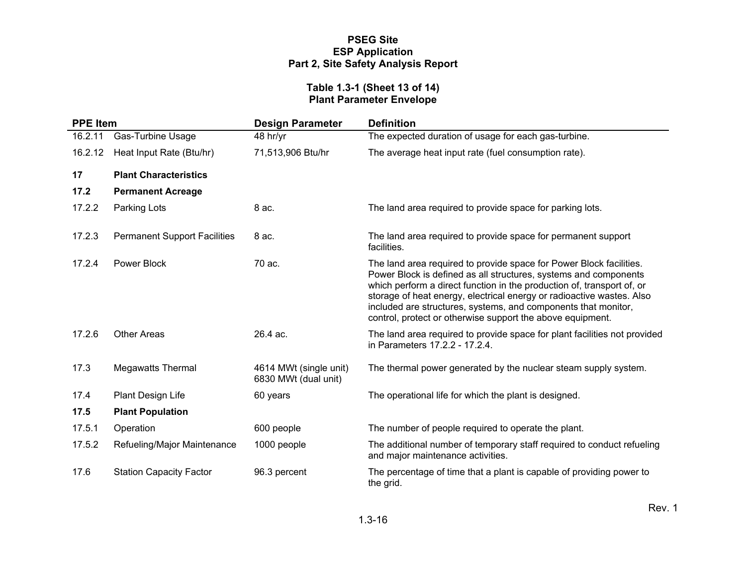# PSEG Site
# ESP Application
# Part 2, Site Safety Analysis Report

## Table 1.3-1 (Sheet 13 of 14)
## Plant Parameter Envelope

| PPE Item | | Design Parameter | Definition |
|---|---|---|---|
| 16.2.11 | Gas-Turbine Usage | 48 hr/yr | The expected duration of usage for each gas-turbine. |
| 16.2.12 | Heat Input Rate (Btu/hr) | 71,513,906 Btu/hr | The average heat input rate (fuel consumption rate). |
| **17** | **Plant Characteristics** | | |
| **17.2** | **Permanent Acreage** | | |
| 17.2.2 | Parking Lots | 8 ac. | The land area required to provide space for parking lots. |
| 17.2.3 | Permanent Support Facilities | 8 ac. | The land area required to provide space for permanent support facilities. |
| 17.2.4 | Power Block | 70 ac. | The land area required to provide space for Power Block facilities. Power Block is defined as all structures, systems and components which perform a direct function in the production of, transport of, or storage of heat energy, electrical energy or radioactive wastes. Also included are structures, systems, and components that monitor, control, protect or otherwise support the above equipment. |
| 17.2.6 | Other Areas | 26.4 ac. | The land area required to provide space for plant facilities not provided in Parameters 17.2.2 - 17.2.4. |
| 17.3 | Megawatts Thermal | 4614 MWt (single unit)<br>6830 MWt (dual unit) | The thermal power generated by the nuclear steam supply system. |
| 17.4 | Plant Design Life | 60 years | The operational life for which the plant is designed. |
| **17.5** | **Plant Population** | | |
| 17.5.1 | Operation | 600 people | The number of people required to operate the plant. |
| 17.5.2 | Refueling/Major Maintenance | 1000 people | The additional number of temporary staff required to conduct refueling and major maintenance activities. |
| 17.6 | Station Capacity Factor | 96.3 percent | The percentage of time that a plant is capable of providing power to the grid. |

Rev. 1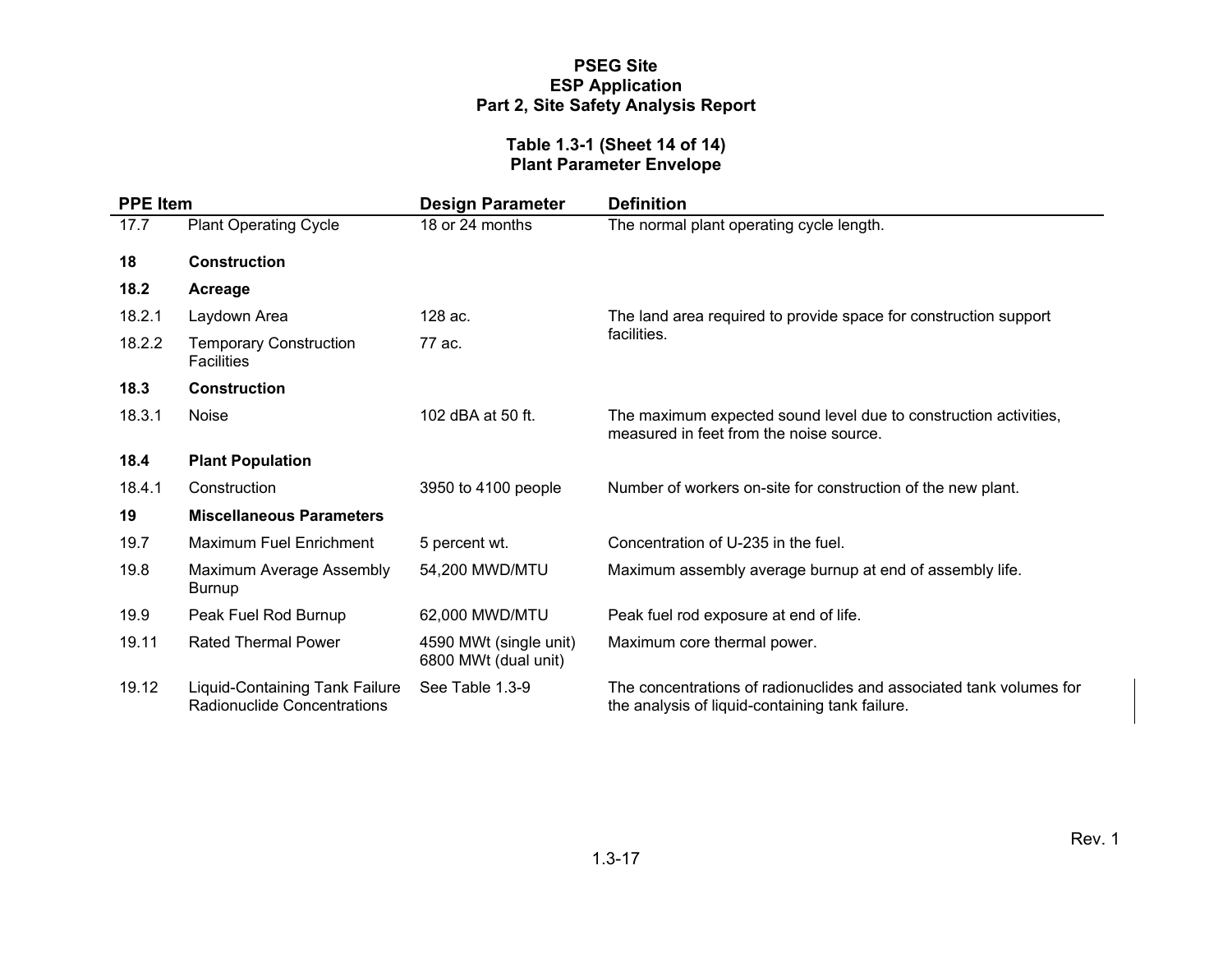**PSEG Site**
**ESP Application**
**Part 2, Site Safety Analysis Report**

**Table 1.3-1 (Sheet 14 of 14)**
**Plant Parameter Envelope**

| PPE Item | | Design Parameter | Definition |
|---|---|---|---|
| 17.7 | Plant Operating Cycle | 18 or 24 months | The normal plant operating cycle length. |
| **18** | **Construction** | | |
| **18.2** | **Acreage** | | |
| 18.2.1 | Laydown Area | 128 ac. | The land area required to provide space for construction support facilities. |
| 18.2.2 | Temporary Construction Facilities | 77 ac. | |
| **18.3** | **Construction** | | |
| 18.3.1 | Noise | 102 dBA at 50 ft. | The maximum expected sound level due to construction activities, measured in feet from the noise source. |
| **18.4** | **Plant Population** | | |
| 18.4.1 | Construction | 3950 to 4100 people | Number of workers on-site for construction of the new plant. |
| **19** | **Miscellaneous Parameters** | | |
| 19.7 | Maximum Fuel Enrichment | 5 percent wt. | Concentration of U-235 in the fuel. |
| 19.8 | Maximum Average Assembly Burnup | 54,200 MWD/MTU | Maximum assembly average burnup at end of assembly life. |
| 19.9 | Peak Fuel Rod Burnup | 62,000 MWD/MTU | Peak fuel rod exposure at end of life. |
| 19.11 | Rated Thermal Power | 4590 MWt (single unit)<br>6800 MWt (dual unit) | Maximum core thermal power. |
| 19.12 | Liquid-Containing Tank Failure Radionuclide Concentrations | See Table 1.3-9 | The concentrations of radionuclides and associated tank volumes for the analysis of liquid-containing tank failure. |

Rev. 1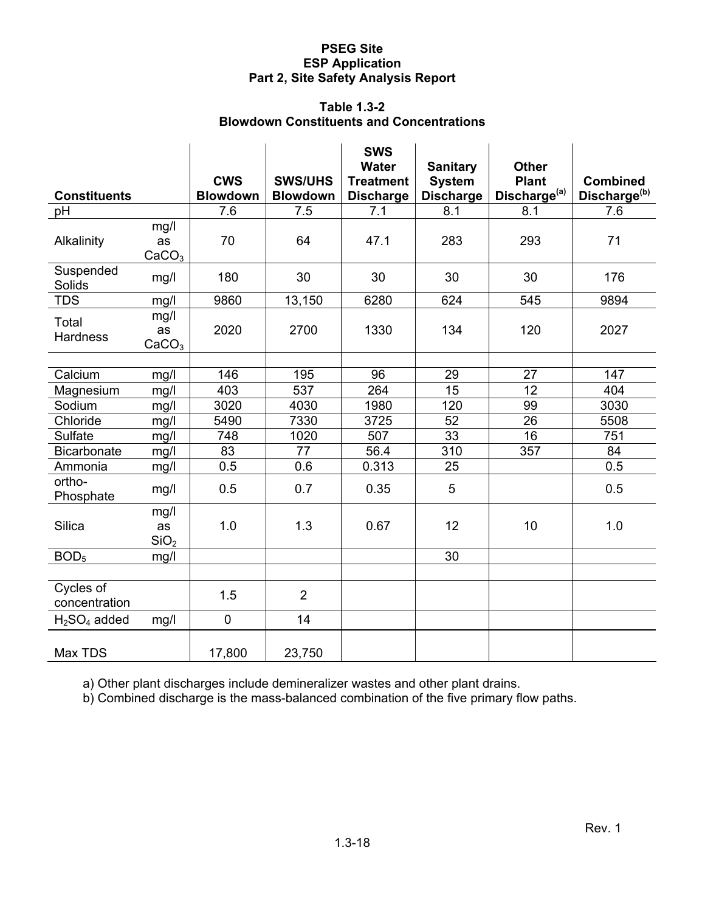**Table 1.3-2**
**Blowdown Constituents and Concentrations**

| Constituents | | CWS Blowdown | SWS/UHS Blowdown | SWS Water Treatment Discharge | Sanitary System Discharge | Other Plant Discharge[(a)] | Combined Discharge[(b)] |
|---|---|---|---|---|---|---|---|
| pH | | 7.6 | 7.5 | 7.1 | 8.1 | 8.1 | 7.6 |
| Alkalinity | mg/l as $CaCO_3$ | 70 | 64 | 47.1 | 283 | 293 | 71 |
| Suspended Solids | mg/l | 180 | 30 | 30 | 30 | 30 | 176 |
| TDS | mg/l | 9860 | 13,150 | 6280 | 624 | 545 | 9894 |
| Total Hardness | mg/l as $CaCO_3$ | 2020 | 2700 | 1330 | 134 | 120 | 2027 |
| | | | | | | | |
| Calcium | mg/l | 146 | 195 | 96 | 29 | 27 | 147 |
| Magnesium | mg/l | 403 | 537 | 264 | 15 | 12 | 404 |
| Sodium | mg/l | 3020 | 4030 | 1980 | 120 | 99 | 3030 |
| Chloride | mg/l | 5490 | 7330 | 3725 | 52 | 26 | 5508 |
| Sulfate | mg/l | 748 | 1020 | 507 | 33 | 16 | 751 |
| Bicarbonate | mg/l | 83 | 77 | 56.4 | 310 | 357 | 84 |
| Ammonia | mg/l | 0.5 | 0.6 | 0.313 | 25 | | 0.5 |
| ortho-Phosphate | mg/l | 0.5 | 0.7 | 0.35 | 5 | | 0.5 |
| Silica | mg/l as $SiO_2$ | 1.0 | 1.3 | 0.67 | 12 | 10 | 1.0 |
| $BOD_5$ | mg/l | | | | 30 | | |
| | | | | | | | |
| Cycles of concentration | | 1.5 | 2 | | | | |
| $H_2SO_4$ added | mg/l | 0 | 14 | | | | |
| Max TDS | | 17,800 | 23,750 | | | | |

a) Other plant discharges include demineralizer wastes and other plant drains.

b) Combined discharge is the mass-balanced combination of the five primary flow paths.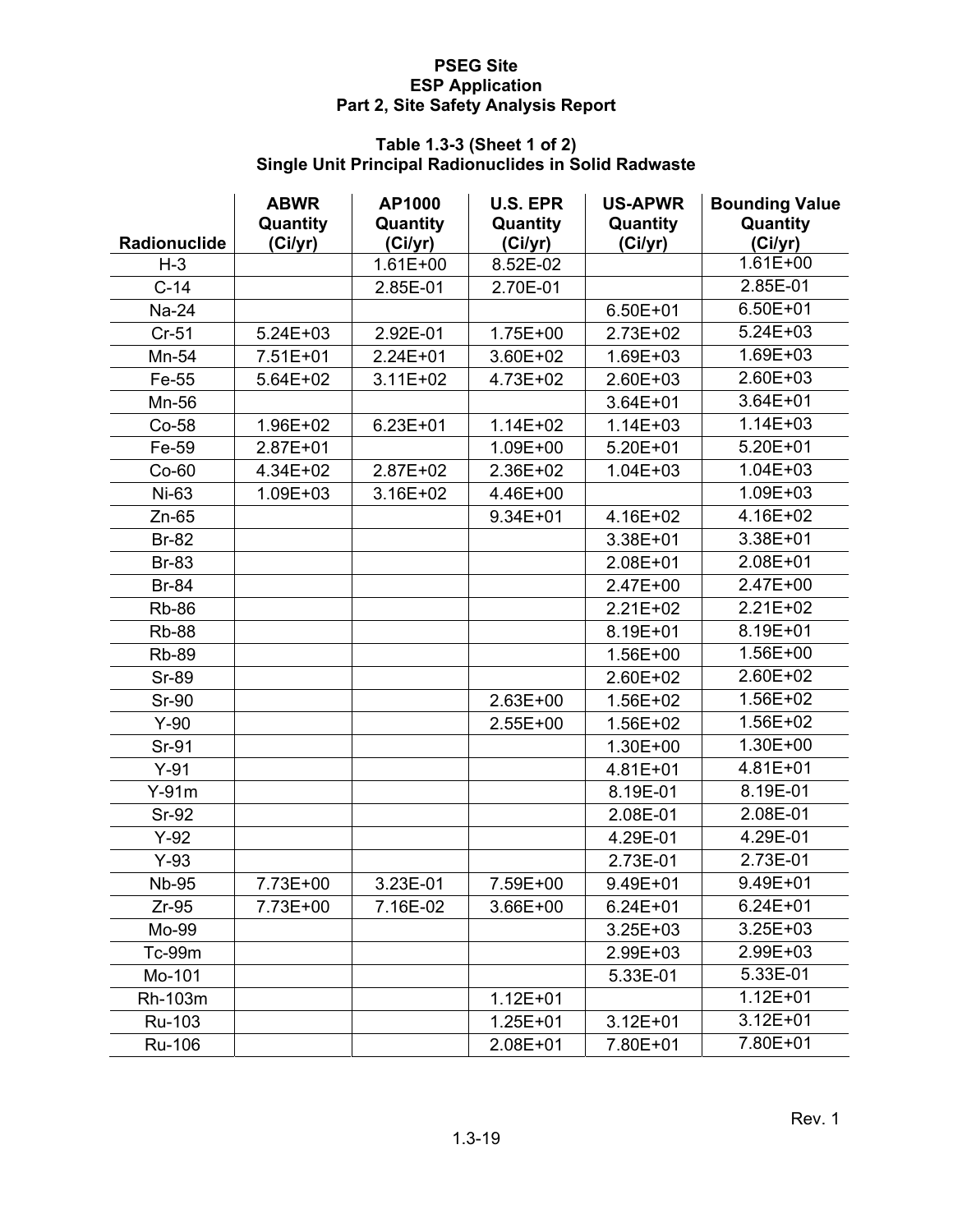PSEG Site
ESP Application
Part 2, Site Safety Analysis Report

**Table 1.3-3 (Sheet 1 of 2)**
**Single Unit Principal Radionuclides in Solid Radwaste**

| Radionuclide | ABWR Quantity (Ci/yr) | AP1000 Quantity (Ci/yr) | U.S. EPR Quantity (Ci/yr) | US-APWR Quantity (Ci/yr) | Bounding Value Quantity (Ci/yr) |
|---|---|---|---|---|---|
| H-3 | | 1.61E+00 | 8.52E-02 | | 1.61E+00 |
| C-14 | | 2.85E-01 | 2.70E-01 | | 2.85E-01 |
| Na-24 | | | | 6.50E+01 | 6.50E+01 |
| Cr-51 | 5.24E+03 | 2.92E-01 | 1.75E+00 | 2.73E+02 | 5.24E+03 |
| Mn-54 | 7.51E+01 | 2.24E+01 | 3.60E+02 | 1.69E+03 | 1.69E+03 |
| Fe-55 | 5.64E+02 | 3.11E+02 | 4.73E+02 | 2.60E+03 | 2.60E+03 |
| Mn-56 | | | | 3.64E+01 | 3.64E+01 |
| Co-58 | 1.96E+02 | 6.23E+01 | 1.14E+02 | 1.14E+03 | 1.14E+03 |
| Fe-59 | 2.87E+01 | | 1.09E+00 | 5.20E+01 | 5.20E+01 |
| Co-60 | 4.34E+02 | 2.87E+02 | 2.36E+02 | 1.04E+03 | 1.04E+03 |
| Ni-63 | 1.09E+03 | 3.16E+02 | 4.46E+00 | | 1.09E+03 |
| Zn-65 | | | 9.34E+01 | 4.16E+02 | 4.16E+02 |
| Br-82 | | | | 3.38E+01 | 3.38E+01 |
| Br-83 | | | | 2.08E+01 | 2.08E+01 |
| Br-84 | | | | 2.47E+00 | 2.47E+00 |
| Rb-86 | | | | 2.21E+02 | 2.21E+02 |
| Rb-88 | | | | 8.19E+01 | 8.19E+01 |
| Rb-89 | | | | 1.56E+00 | 1.56E+00 |
| Sr-89 | | | | 2.60E+02 | 2.60E+02 |
| Sr-90 | | | 2.63E+00 | 1.56E+02 | 1.56E+02 |
| Y-90 | | | 2.55E+00 | 1.56E+02 | 1.56E+02 |
| Sr-91 | | | | 1.30E+00 | 1.30E+00 |
| Y-91 | | | | 4.81E+01 | 4.81E+01 |
| Y-91m | | | | 8.19E-01 | 8.19E-01 |
| Sr-92 | | | | 2.08E-01 | 2.08E-01 |
| Y-92 | | | | 4.29E-01 | 4.29E-01 |
| Y-93 | | | | 2.73E-01 | 2.73E-01 |
| Nb-95 | 7.73E+00 | 3.23E-01 | 7.59E+00 | 9.49E+01 | 9.49E+01 |
| Zr-95 | 7.73E+00 | 7.16E-02 | 3.66E+00 | 6.24E+01 | 6.24E+01 |
| Mo-99 | | | | 3.25E+03 | 3.25E+03 |
| Tc-99m | | | | 2.99E+03 | 2.99E+03 |
| Mo-101 | | | | 5.33E-01 | 5.33E-01 |
| Rh-103m | | | 1.12E+01 | | 1.12E+01 |
| Ru-103 | | | 1.25E+01 | 3.12E+01 | 3.12E+01 |
| Ru-106 | | | 2.08E+01 | 7.80E+01 | 7.80E+01 |

Rev. 1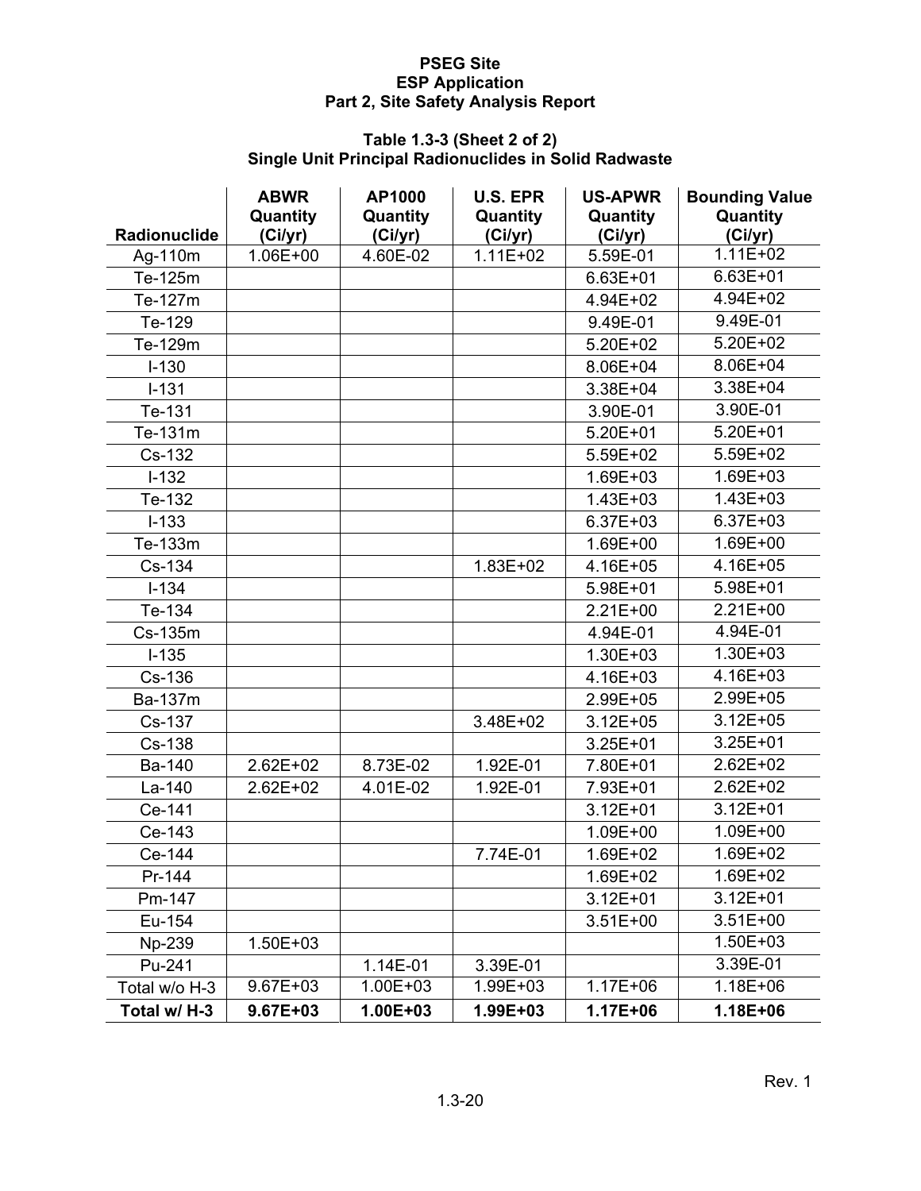**PSEG Site**
**ESP Application**
**Part 2, Site Safety Analysis Report**

**Table 1.3-3 (Sheet 2 of 2)**
**Single Unit Principal Radionuclides in Solid Radwaste**

| Radionuclide | ABWR Quantity (Ci/yr) | AP1000 Quantity (Ci/yr) | U.S. EPR Quantity (Ci/yr) | US-APWR Quantity (Ci/yr) | Bounding Value Quantity (Ci/yr) |
|---|---|---|---|---|---|
| Ag-110m | 1.06E+00 | 4.60E-02 | 1.11E+02 | 5.59E-01 | 1.11E+02 |
| Te-125m | | | | 6.63E+01 | 6.63E+01 |
| Te-127m | | | | 4.94E+02 | 4.94E+02 |
| Te-129 | | | | 9.49E-01 | 9.49E-01 |
| Te-129m | | | | 5.20E+02 | 5.20E+02 |
| I-130 | | | | 8.06E+04 | 8.06E+04 |
| I-131 | | | | 3.38E+04 | 3.38E+04 |
| Te-131 | | | | 3.90E-01 | 3.90E-01 |
| Te-131m | | | | 5.20E+01 | 5.20E+01 |
| Cs-132 | | | | 5.59E+02 | 5.59E+02 |
| I-132 | | | | 1.69E+03 | 1.69E+03 |
| Te-132 | | | | 1.43E+03 | 1.43E+03 |
| I-133 | | | | 6.37E+03 | 6.37E+03 |
| Te-133m | | | | 1.69E+00 | 1.69E+00 |
| Cs-134 | | | 1.83E+02 | 4.16E+05 | 4.16E+05 |
| I-134 | | | | 5.98E+01 | 5.98E+01 |
| Te-134 | | | | 2.21E+00 | 2.21E+00 |
| Cs-135m | | | | 4.94E-01 | 4.94E-01 |
| I-135 | | | | 1.30E+03 | 1.30E+03 |
| Cs-136 | | | | 4.16E+03 | 4.16E+03 |
| Ba-137m | | | | 2.99E+05 | 2.99E+05 |
| Cs-137 | | | 3.48E+02 | 3.12E+05 | 3.12E+05 |
| Cs-138 | | | | 3.25E+01 | 3.25E+01 |
| Ba-140 | 2.62E+02 | 8.73E-02 | 1.92E-01 | 7.80E+01 | 2.62E+02 |
| La-140 | 2.62E+02 | 4.01E-02 | 1.92E-01 | 7.93E+01 | 2.62E+02 |
| Ce-141 | | | | 3.12E+01 | 3.12E+01 |
| Ce-143 | | | | 1.09E+00 | 1.09E+00 |
| Ce-144 | | | 7.74E-01 | 1.69E+02 | 1.69E+02 |
| Pr-144 | | | | 1.69E+02 | 1.69E+02 |
| Pm-147 | | | | 3.12E+01 | 3.12E+01 |
| Eu-154 | | | | 3.51E+00 | 3.51E+00 |
| Np-239 | 1.50E+03 | | | | 1.50E+03 |
| Pu-241 | | 1.14E-01 | 3.39E-01 | | 3.39E-01 |
| Total w/o H-3 | 9.67E+03 | 1.00E+03 | 1.99E+03 | 1.17E+06 | 1.18E+06 |
| **Total w/ H-3** | **9.67E+03** | **1.00E+03** | **1.99E+03** | **1.17E+06** | **1.18E+06** |

Rev. 1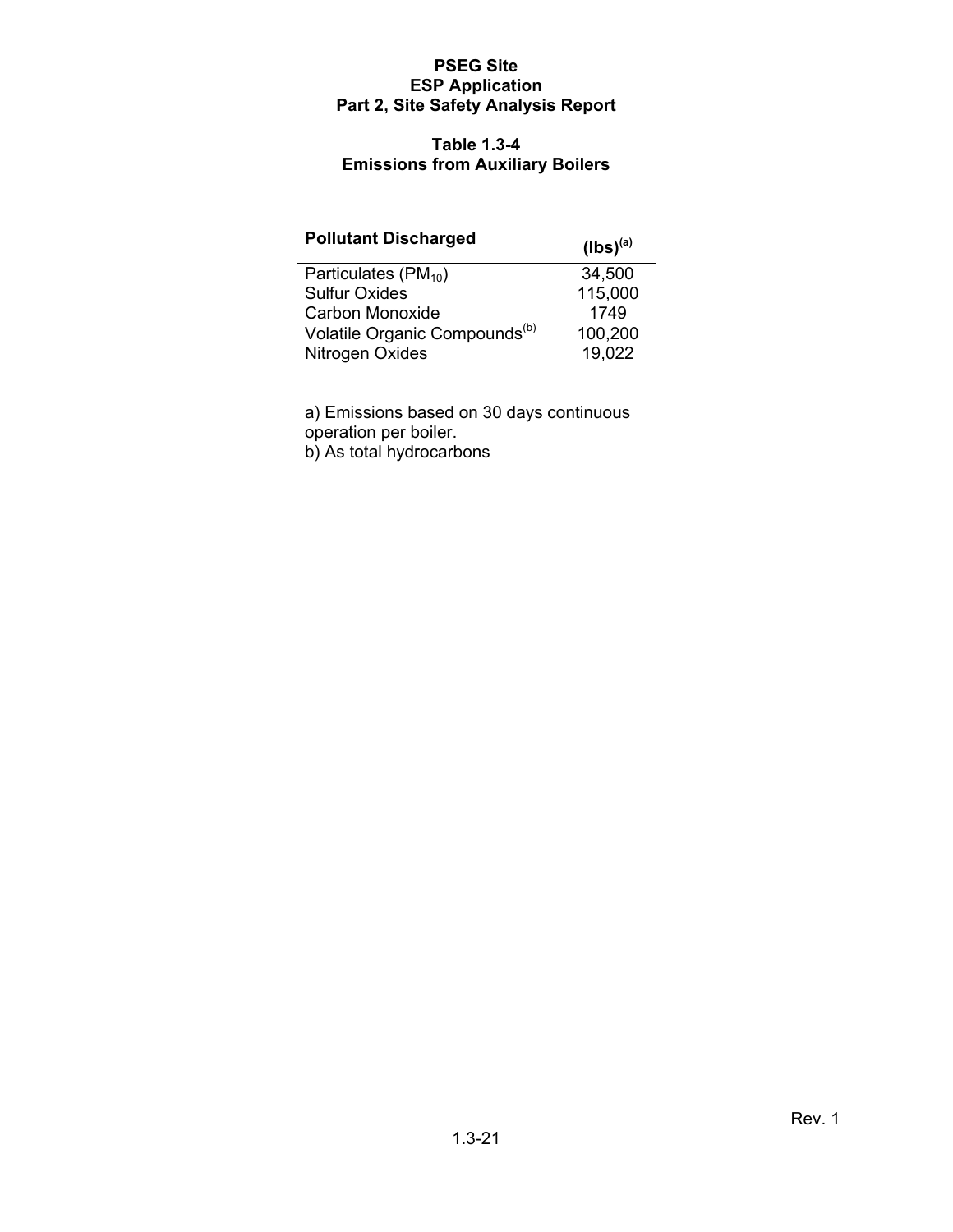**Table 1.3-4**
**Emissions from Auxiliary Boilers**

| Pollutant Discharged | (lbs)[a] |
|---|---|
| Particulates ($PM_{10}$) | 34,500 |
| Sulfur Oxides | 115,000 |
| Carbon Monoxide | 1749 |
| Volatile Organic Compounds[b] | 100,200 |
| Nitrogen Oxides | 19,022 |

a) Emissions based on 30 days continuous operation per boiler.
b) As total hydrocarbons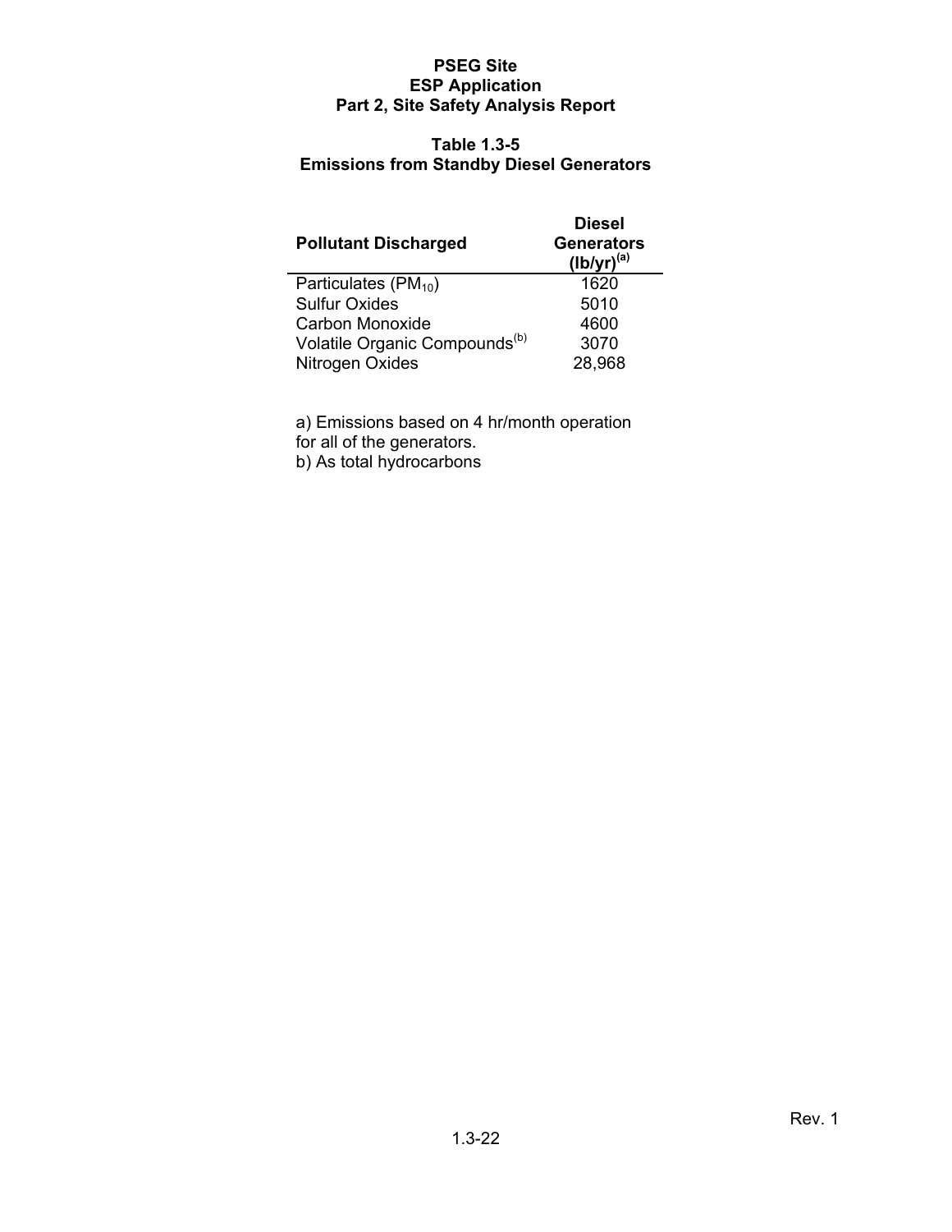**Table 1.3-5**
**Emissions from Standby Diesel Generators**

| Pollutant Discharged | Diesel Generators (lb/yr)[a] |
|---|---|
| Particulates ($PM_{10}$) | 1620 |
| Sulfur Oxides | 5010 |
| Carbon Monoxide | 4600 |
| Volatile Organic Compounds[b] | 3070 |
| Nitrogen Oxides | 28,968 |

a) Emissions based on 4 hr/month operation for all of the generators.
b) As total hydrocarbons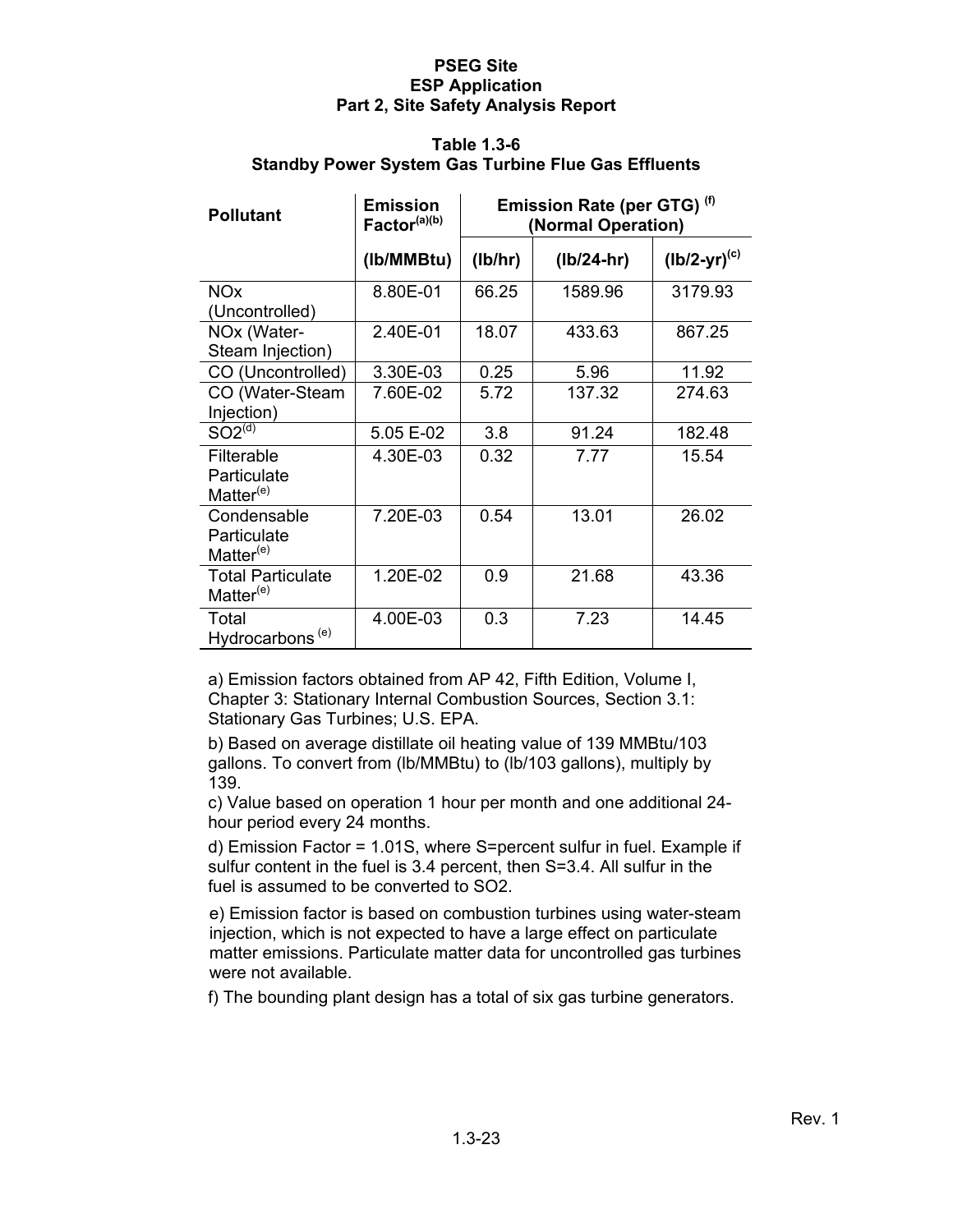PSEG Site
ESP Application
Part 2, Site Safety Analysis Report

**Table 1.3-6**
**Standby Power System Gas Turbine Flue Gas Effluents**

| Pollutant | Emission Factor[(a)(b)] | Emission Rate (per GTG) [(f)] (Normal Operation) | | |
|---|---|---|---|---|
| | (lb/MMBtu) | (lb/hr) | (lb/24-hr) | (lb/2-yr)[(c)] |
| NOx (Uncontrolled) | 8.80E-01 | 66.25 | 1589.96 | 3179.93 |
| NOx (Water-Steam Injection) | 2.40E-01 | 18.07 | 433.63 | 867.25 |
| CO (Uncontrolled) | 3.30E-03 | 0.25 | 5.96 | 11.92 |
| CO (Water-Steam Injection) | 7.60E-02 | 5.72 | 137.32 | 274.63 |
| SO2[(d)] | 5.05 E-02 | 3.8 | 91.24 | 182.48 |
| Filterable Particulate Matter[(e)] | 4.30E-03 | 0.32 | 7.77 | 15.54 |
| Condensable Particulate Matter[(e)] | 7.20E-03 | 0.54 | 13.01 | 26.02 |
| Total Particulate Matter[(e)] | 1.20E-02 | 0.9 | 21.68 | 43.36 |
| Total Hydrocarbons [(e)] | 4.00E-03 | 0.3 | 7.23 | 14.45 |

a) Emission factors obtained from AP 42, Fifth Edition, Volume I, Chapter 3: Stationary Internal Combustion Sources, Section 3.1: Stationary Gas Turbines; U.S. EPA.

b) Based on average distillate oil heating value of 139 MMBtu/103 gallons. To convert from (lb/MMBtu) to (lb/103 gallons), multiply by 139.

c) Value based on operation 1 hour per month and one additional 24-hour period every 24 months.

d) Emission Factor = 1.01S, where S=percent sulfur in fuel. Example if sulfur content in the fuel is 3.4 percent, then S=3.4. All sulfur in the fuel is assumed to be converted to SO2.

e) Emission factor is based on combustion turbines using water-steam injection, which is not expected to have a large effect on particulate matter emissions. Particulate matter data for uncontrolled gas turbines were not available.

f) The bounding plant design has a total of six gas turbine generators.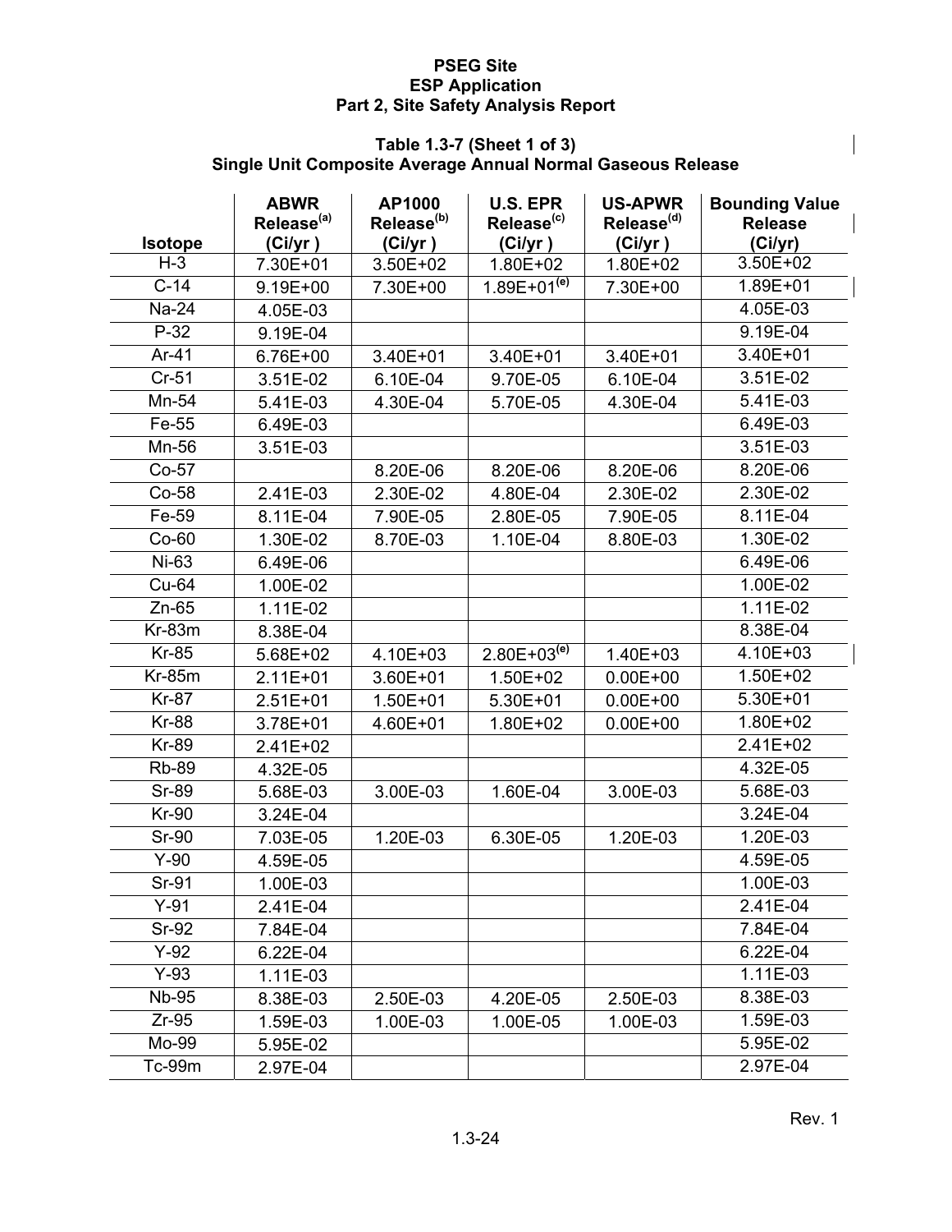**PSEG Site**
**ESP Application**
**Part 2, Site Safety Analysis Report**

**Table 1.3-7 (Sheet 1 of 3)**
**Single Unit Composite Average Annual Normal Gaseous Release**

| Isotope | ABWR Release[(a)] (Ci/yr ) | AP1000 Release[(b)] (Ci/yr ) | U.S. EPR Release[(c)] (Ci/yr ) | US-APWR Release[(d)] (Ci/yr ) | Bounding Value Release (Ci/yr) |
|---|---|---|---|---|---|
| H-3 | 7.30E+01 | 3.50E+02 | 1.80E+02 | 1.80E+02 | 3.50E+02 |
| C-14 | 9.19E+00 | 7.30E+00 | 1.89E+01[(e)] | 7.30E+00 | 1.89E+01 |
| Na-24 | 4.05E-03 | | | | 4.05E-03 |
| P-32 | 9.19E-04 | | | | 9.19E-04 |
| Ar-41 | 6.76E+00 | 3.40E+01 | 3.40E+01 | 3.40E+01 | 3.40E+01 |
| Cr-51 | 3.51E-02 | 6.10E-04 | 9.70E-05 | 6.10E-04 | 3.51E-02 |
| Mn-54 | 5.41E-03 | 4.30E-04 | 5.70E-05 | 4.30E-04 | 5.41E-03 |
| Fe-55 | 6.49E-03 | | | | 6.49E-03 |
| Mn-56 | 3.51E-03 | | | | 3.51E-03 |
| Co-57 | | 8.20E-06 | 8.20E-06 | 8.20E-06 | 8.20E-06 |
| Co-58 | 2.41E-03 | 2.30E-02 | 4.80E-04 | 2.30E-02 | 2.30E-02 |
| Fe-59 | 8.11E-04 | 7.90E-05 | 2.80E-05 | 7.90E-05 | 8.11E-04 |
| Co-60 | 1.30E-02 | 8.70E-03 | 1.10E-04 | 8.80E-03 | 1.30E-02 |
| Ni-63 | 6.49E-06 | | | | 6.49E-06 |
| Cu-64 | 1.00E-02 | | | | 1.00E-02 |
| Zn-65 | 1.11E-02 | | | | 1.11E-02 |
| Kr-83m | 8.38E-04 | | | | 8.38E-04 |
| Kr-85 | 5.68E+02 | 4.10E+03 | 2.80E+03[(e)] | 1.40E+03 | 4.10E+03 |
| Kr-85m | 2.11E+01 | 3.60E+01 | 1.50E+02 | 0.00E+00 | 1.50E+02 |
| Kr-87 | 2.51E+01 | 1.50E+01 | 5.30E+01 | 0.00E+00 | 5.30E+01 |
| Kr-88 | 3.78E+01 | 4.60E+01 | 1.80E+02 | 0.00E+00 | 1.80E+02 |
| Kr-89 | 2.41E+02 | | | | 2.41E+02 |
| Rb-89 | 4.32E-05 | | | | 4.32E-05 |
| Sr-89 | 5.68E-03 | 3.00E-03 | 1.60E-04 | 3.00E-03 | 5.68E-03 |
| Kr-90 | 3.24E-04 | | | | 3.24E-04 |
| Sr-90 | 7.03E-05 | 1.20E-03 | 6.30E-05 | 1.20E-03 | 1.20E-03 |
| Y-90 | 4.59E-05 | | | | 4.59E-05 |
| Sr-91 | 1.00E-03 | | | | 1.00E-03 |
| Y-91 | 2.41E-04 | | | | 2.41E-04 |
| Sr-92 | 7.84E-04 | | | | 7.84E-04 |
| Y-92 | 6.22E-04 | | | | 6.22E-04 |
| Y-93 | 1.11E-03 | | | | 1.11E-03 |
| Nb-95 | 8.38E-03 | 2.50E-03 | 4.20E-05 | 2.50E-03 | 8.38E-03 |
| Zr-95 | 1.59E-03 | 1.00E-03 | 1.00E-05 | 1.00E-03 | 1.59E-03 |
| Mo-99 | 5.95E-02 | | | | 5.95E-02 |
| Tc-99m | 2.97E-04 | | | | 2.97E-04 |

Rev. 1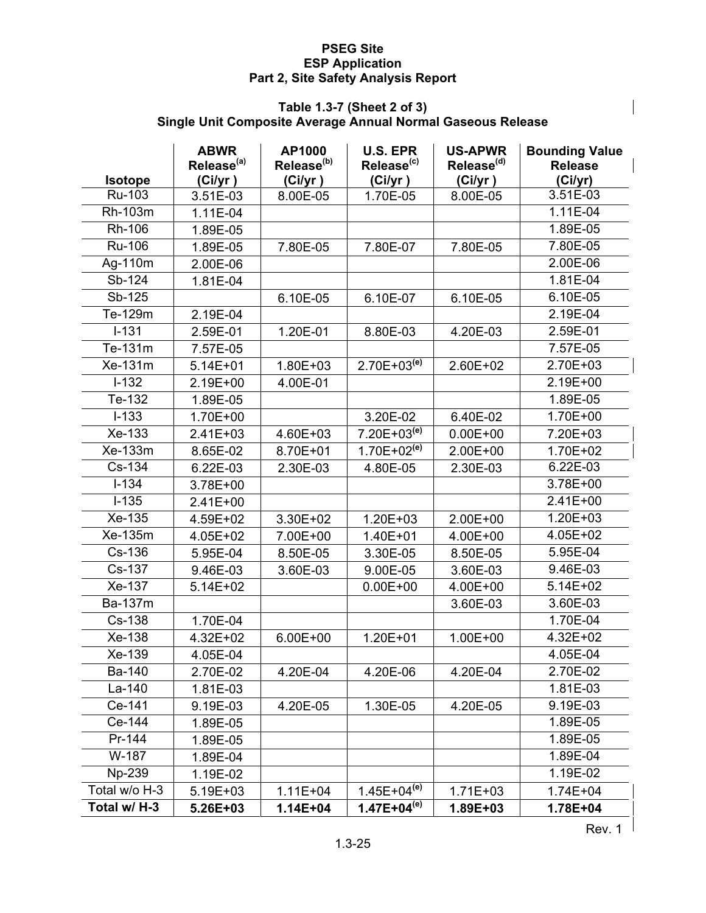PSEG Site
ESP Application
Part 2, Site Safety Analysis Report

**Table 1.3-7 (Sheet 2 of 3)**
**Single Unit Composite Average Annual Normal Gaseous Release**

| Isotope | ABWR Release[(a)] (Ci/yr ) | AP1000 Release[(b)] (Ci/yr ) | U.S. EPR Release[(c)] (Ci/yr ) | US-APWR Release[(d)] (Ci/yr ) | Bounding Value Release (Ci/yr) |
|---|---|---|---|---|---|
| Ru-103 | 3.51E-03 | 8.00E-05 | 1.70E-05 | 8.00E-05 | 3.51E-03 |
| Rh-103m | 1.11E-04 | | | | 1.11E-04 |
| Rh-106 | 1.89E-05 | | | | 1.89E-05 |
| Ru-106 | 1.89E-05 | 7.80E-05 | 7.80E-07 | 7.80E-05 | 7.80E-05 |
| Ag-110m | 2.00E-06 | | | | 2.00E-06 |
| Sb-124 | 1.81E-04 | | | | 1.81E-04 |
| Sb-125 | | 6.10E-05 | 6.10E-07 | 6.10E-05 | 6.10E-05 |
| Te-129m | 2.19E-04 | | | | 2.19E-04 |
| I-131 | 2.59E-01 | 1.20E-01 | 8.80E-03 | 4.20E-03 | 2.59E-01 |
| Te-131m | 7.57E-05 | | | | 7.57E-05 |
| Xe-131m | 5.14E+01 | 1.80E+03 | 2.70E+03[(e)] | 2.60E+02 | 2.70E+03 |
| I-132 | 2.19E+00 | 4.00E-01 | | | 2.19E+00 |
| Te-132 | 1.89E-05 | | | | 1.89E-05 |
| I-133 | 1.70E+00 | | 3.20E-02 | 6.40E-02 | 1.70E+00 |
| Xe-133 | 2.41E+03 | 4.60E+03 | 7.20E+03[(e)] | 0.00E+00 | 7.20E+03 |
| Xe-133m | 8.65E-02 | 8.70E+01 | 1.70E+02[(e)] | 2.00E+00 | 1.70E+02 |
| Cs-134 | 6.22E-03 | 2.30E-03 | 4.80E-05 | 2.30E-03 | 6.22E-03 |
| I-134 | 3.78E+00 | | | | 3.78E+00 |
| I-135 | 2.41E+00 | | | | 2.41E+00 |
| Xe-135 | 4.59E+02 | 3.30E+02 | 1.20E+03 | 2.00E+00 | 1.20E+03 |
| Xe-135m | 4.05E+02 | 7.00E+00 | 1.40E+01 | 4.00E+00 | 4.05E+02 |
| Cs-136 | 5.95E-04 | 8.50E-05 | 3.30E-05 | 8.50E-05 | 5.95E-04 |
| Cs-137 | 9.46E-03 | 3.60E-03 | 9.00E-05 | 3.60E-03 | 9.46E-03 |
| Xe-137 | 5.14E+02 | | 0.00E+00 | 4.00E+00 | 5.14E+02 |
| Ba-137m | | | | 3.60E-03 | 3.60E-03 |
| Cs-138 | 1.70E-04 | | | | 1.70E-04 |
| Xe-138 | 4.32E+02 | 6.00E+00 | 1.20E+01 | 1.00E+00 | 4.32E+02 |
| Xe-139 | 4.05E-04 | | | | 4.05E-04 |
| Ba-140 | 2.70E-02 | 4.20E-04 | 4.20E-06 | 4.20E-04 | 2.70E-02 |
| La-140 | 1.81E-03 | | | | 1.81E-03 |
| Ce-141 | 9.19E-03 | 4.20E-05 | 1.30E-05 | 4.20E-05 | 9.19E-03 |
| Ce-144 | 1.89E-05 | | | | 1.89E-05 |
| Pr-144 | 1.89E-05 | | | | 1.89E-05 |
| W-187 | 1.89E-04 | | | | 1.89E-04 |
| Np-239 | 1.19E-02 | | | | 1.19E-02 |
| Total w/o H-3 | 5.19E+03 | 1.11E+04 | 1.45E+04[(e)] | 1.71E+03 | 1.74E+04 |
| **Total w/ H-3** | **5.26E+03** | **1.14E+04** | **1.47E+04[(e)]** | **1.89E+03** | **1.78E+04** |

Rev. 1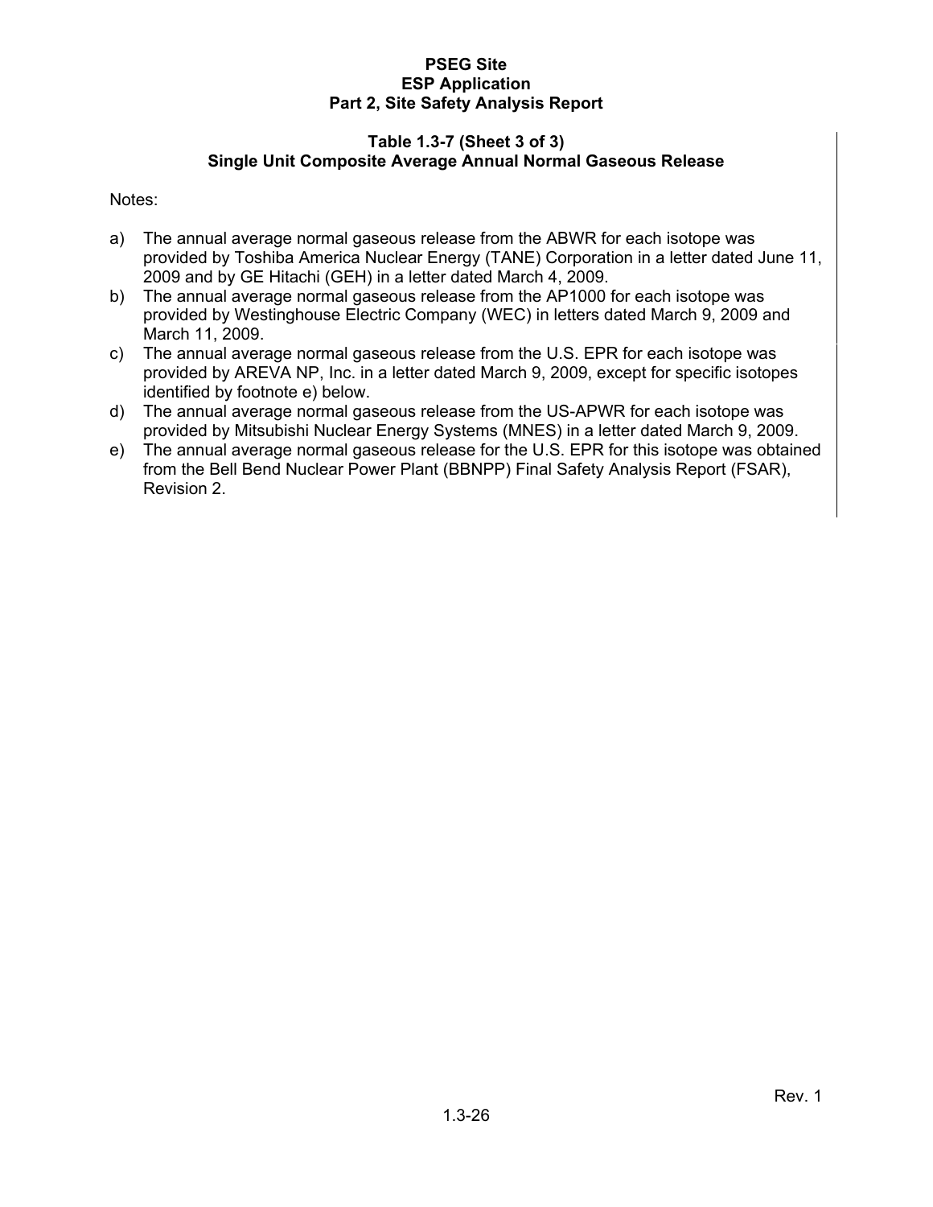**Table 1.3-7 (Sheet 3 of 3)**
**Single Unit Composite Average Annual Normal Gaseous Release**

Notes:

a) The annual average normal gaseous release from the ABWR for each isotope was provided by Toshiba America Nuclear Energy (TANE) Corporation in a letter dated June 11, 2009 and by GE Hitachi (GEH) in a letter dated March 4, 2009.
b) The annual average normal gaseous release from the AP1000 for each isotope was provided by Westinghouse Electric Company (WEC) in letters dated March 9, 2009 and March 11, 2009.
c) The annual average normal gaseous release from the U.S. EPR for each isotope was provided by AREVA NP, Inc. in a letter dated March 9, 2009, except for specific isotopes identified by footnote e) below.
d) The annual average normal gaseous release from the US-APWR for each isotope was provided by Mitsubishi Nuclear Energy Systems (MNES) in a letter dated March 9, 2009.
e) The annual average normal gaseous release for the U.S. EPR for this isotope was obtained from the Bell Bend Nuclear Power Plant (BBNPP) Final Safety Analysis Report (FSAR), Revision 2.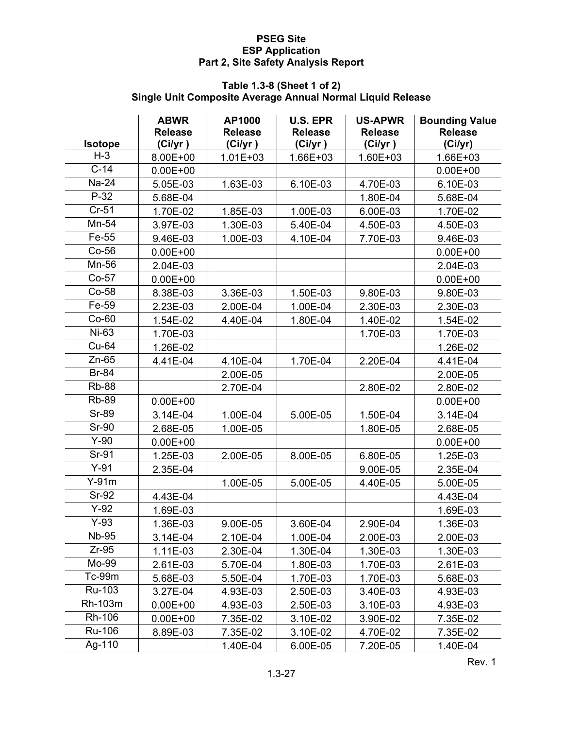### Table 1.3-8 (Sheet 1 of 2)
### Single Unit Composite Average Annual Normal Liquid Release

| Isotope | ABWR Release (Ci/yr ) | AP1000 Release (Ci/yr ) | U.S. EPR Release (Ci/yr ) | US-APWR Release (Ci/yr ) | Bounding Value Release (Ci/yr) |
|---|---|---|---|---|---|
| H-3 | 8.00E+00 | 1.01E+03 | 1.66E+03 | 1.60E+03 | 1.66E+03 |
| C-14 | 0.00E+00 | | | | 0.00E+00 |
| Na-24 | 5.05E-03 | 1.63E-03 | 6.10E-03 | 4.70E-03 | 6.10E-03 |
| P-32 | 5.68E-04 | | | 1.80E-04 | 5.68E-04 |
| Cr-51 | 1.70E-02 | 1.85E-03 | 1.00E-03 | 6.00E-03 | 1.70E-02 |
| Mn-54 | 3.97E-03 | 1.30E-03 | 5.40E-04 | 4.50E-03 | 4.50E-03 |
| Fe-55 | 9.46E-03 | 1.00E-03 | 4.10E-04 | 7.70E-03 | 9.46E-03 |
| Co-56 | 0.00E+00 | | | | 0.00E+00 |
| Mn-56 | 2.04E-03 | | | | 2.04E-03 |
| Co-57 | 0.00E+00 | | | | 0.00E+00 |
| Co-58 | 8.38E-03 | 3.36E-03 | 1.50E-03 | 9.80E-03 | 9.80E-03 |
| Fe-59 | 2.23E-03 | 2.00E-04 | 1.00E-04 | 2.30E-03 | 2.30E-03 |
| Co-60 | 1.54E-02 | 4.40E-04 | 1.80E-04 | 1.40E-02 | 1.54E-02 |
| Ni-63 | 1.70E-03 | | | 1.70E-03 | 1.70E-03 |
| Cu-64 | 1.26E-02 | | | | 1.26E-02 |
| Zn-65 | 4.41E-04 | 4.10E-04 | 1.70E-04 | 2.20E-04 | 4.41E-04 |
| Br-84 | | 2.00E-05 | | | 2.00E-05 |
| Rb-88 | | 2.70E-04 | | 2.80E-02 | 2.80E-02 |
| Rb-89 | 0.00E+00 | | | | 0.00E+00 |
| Sr-89 | 3.14E-04 | 1.00E-04 | 5.00E-05 | 1.50E-04 | 3.14E-04 |
| Sr-90 | 2.68E-05 | 1.00E-05 | | 1.80E-05 | 2.68E-05 |
| Y-90 | 0.00E+00 | | | | 0.00E+00 |
| Sr-91 | 1.25E-03 | 2.00E-05 | 8.00E-05 | 6.80E-05 | 1.25E-03 |
| Y-91 | 2.35E-04 | | | 9.00E-05 | 2.35E-04 |
| Y-91m | | 1.00E-05 | 5.00E-05 | 4.40E-05 | 5.00E-05 |
| Sr-92 | 4.43E-04 | | | | 4.43E-04 |
| Y-92 | 1.69E-03 | | | | 1.69E-03 |
| Y-93 | 1.36E-03 | 9.00E-05 | 3.60E-04 | 2.90E-04 | 1.36E-03 |
| Nb-95 | 3.14E-04 | 2.10E-04 | 1.00E-04 | 2.00E-03 | 2.00E-03 |
| Zr-95 | 1.11E-03 | 2.30E-04 | 1.30E-04 | 1.30E-03 | 1.30E-03 |
| Mo-99 | 2.61E-03 | 5.70E-04 | 1.80E-03 | 1.70E-03 | 2.61E-03 |
| Tc-99m | 5.68E-03 | 5.50E-04 | 1.70E-03 | 1.70E-03 | 5.68E-03 |
| Ru-103 | 3.27E-04 | 4.93E-03 | 2.50E-03 | 3.40E-03 | 4.93E-03 |
| Rh-103m | 0.00E+00 | 4.93E-03 | 2.50E-03 | 3.10E-03 | 4.93E-03 |
| Rh-106 | 0.00E+00 | 7.35E-02 | 3.10E-02 | 3.90E-02 | 7.35E-02 |
| Ru-106 | 8.89E-03 | 7.35E-02 | 3.10E-02 | 4.70E-02 | 7.35E-02 |
| Ag-110 | | 1.40E-04 | 6.00E-05 | 7.20E-05 | 1.40E-04 |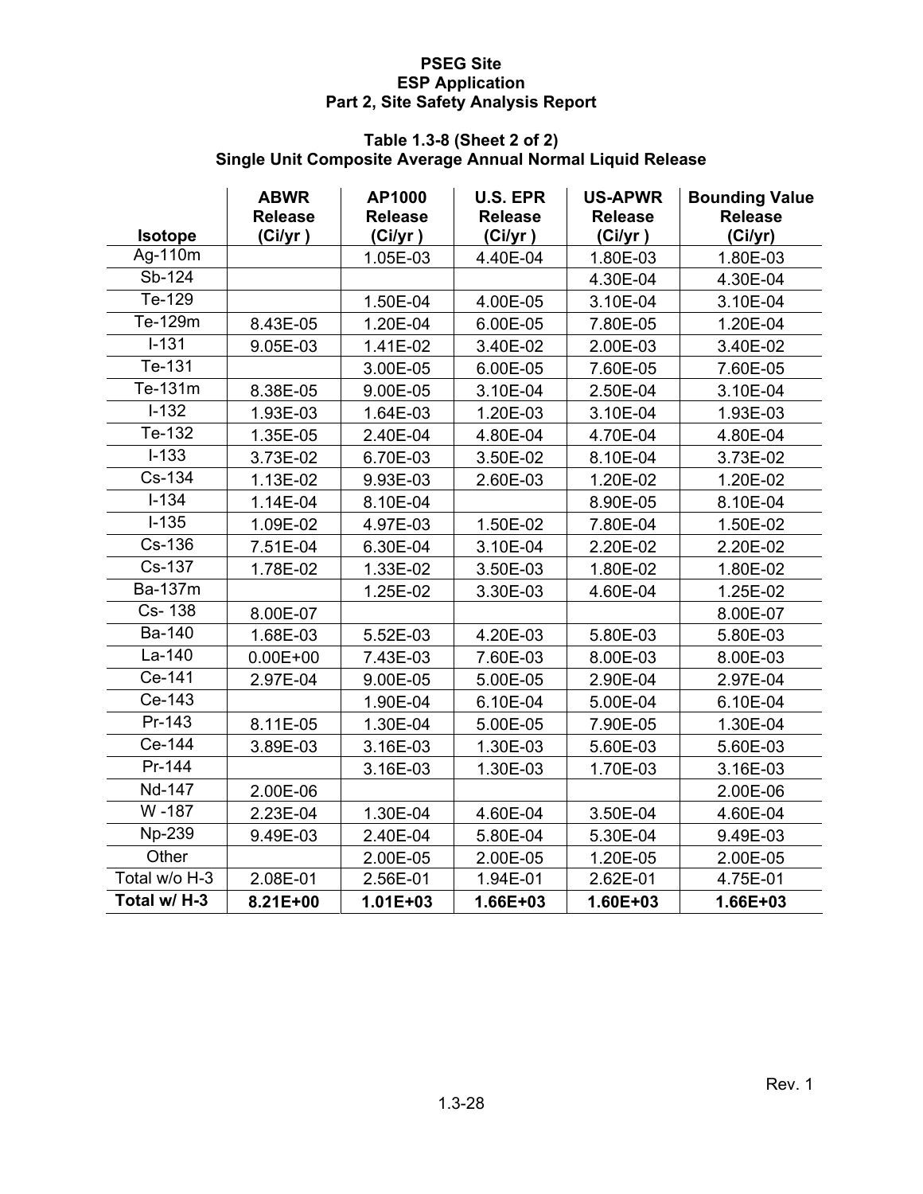PSEG Site
ESP Application
Part 2, Site Safety Analysis Report

**Table 1.3-8 (Sheet 2 of 2)**
**Single Unit Composite Average Annual Normal Liquid Release**

| Isotope | ABWR Release (Ci/yr ) | AP1000 Release (Ci/yr ) | U.S. EPR Release (Ci/yr ) | US-APWR Release (Ci/yr ) | Bounding Value Release (Ci/yr) |
|---|---|---|---|---|---|
| Ag-110m | | 1.05E-03 | 4.40E-04 | 1.80E-03 | 1.80E-03 |
| Sb-124 | | | | 4.30E-04 | 4.30E-04 |
| Te-129 | | 1.50E-04 | 4.00E-05 | 3.10E-04 | 3.10E-04 |
| Te-129m | 8.43E-05 | 1.20E-04 | 6.00E-05 | 7.80E-05 | 1.20E-04 |
| I-131 | 9.05E-03 | 1.41E-02 | 3.40E-02 | 2.00E-03 | 3.40E-02 |
| Te-131 | | 3.00E-05 | 6.00E-05 | 7.60E-05 | 7.60E-05 |
| Te-131m | 8.38E-05 | 9.00E-05 | 3.10E-04 | 2.50E-04 | 3.10E-04 |
| I-132 | 1.93E-03 | 1.64E-03 | 1.20E-03 | 3.10E-04 | 1.93E-03 |
| Te-132 | 1.35E-05 | 2.40E-04 | 4.80E-04 | 4.70E-04 | 4.80E-04 |
| I-133 | 3.73E-02 | 6.70E-03 | 3.50E-02 | 8.10E-04 | 3.73E-02 |
| Cs-134 | 1.13E-02 | 9.93E-03 | 2.60E-03 | 1.20E-02 | 1.20E-02 |
| I-134 | 1.14E-04 | 8.10E-04 | | 8.90E-05 | 8.10E-04 |
| I-135 | 1.09E-02 | 4.97E-03 | 1.50E-02 | 7.80E-04 | 1.50E-02 |
| Cs-136 | 7.51E-04 | 6.30E-04 | 3.10E-04 | 2.20E-02 | 2.20E-02 |
| Cs-137 | 1.78E-02 | 1.33E-02 | 3.50E-03 | 1.80E-02 | 1.80E-02 |
| Ba-137m | | 1.25E-02 | 3.30E-03 | 4.60E-04 | 1.25E-02 |
| Cs- 138 | 8.00E-07 | | | | 8.00E-07 |
| Ba-140 | 1.68E-03 | 5.52E-03 | 4.20E-03 | 5.80E-03 | 5.80E-03 |
| La-140 | 0.00E+00 | 7.43E-03 | 7.60E-03 | 8.00E-03 | 8.00E-03 |
| Ce-141 | 2.97E-04 | 9.00E-05 | 5.00E-05 | 2.90E-04 | 2.97E-04 |
| Ce-143 | | 1.90E-04 | 6.10E-04 | 5.00E-04 | 6.10E-04 |
| Pr-143 | 8.11E-05 | 1.30E-04 | 5.00E-05 | 7.90E-05 | 1.30E-04 |
| Ce-144 | 3.89E-03 | 3.16E-03 | 1.30E-03 | 5.60E-03 | 5.60E-03 |
| Pr-144 | | 3.16E-03 | 1.30E-03 | 1.70E-03 | 3.16E-03 |
| Nd-147 | 2.00E-06 | | | | 2.00E-06 |
| W -187 | 2.23E-04 | 1.30E-04 | 4.60E-04 | 3.50E-04 | 4.60E-04 |
| Np-239 | 9.49E-03 | 2.40E-04 | 5.80E-04 | 5.30E-04 | 9.49E-03 |
| Other | | 2.00E-05 | 2.00E-05 | 1.20E-05 | 2.00E-05 |
| Total w/o H-3 | 2.08E-01 | 2.56E-01 | 1.94E-01 | 2.62E-01 | 4.75E-01 |
| **Total w/ H-3** | **8.21E+00** | **1.01E+03** | **1.66E+03** | **1.60E+03** | **1.66E+03** |

Rev. 1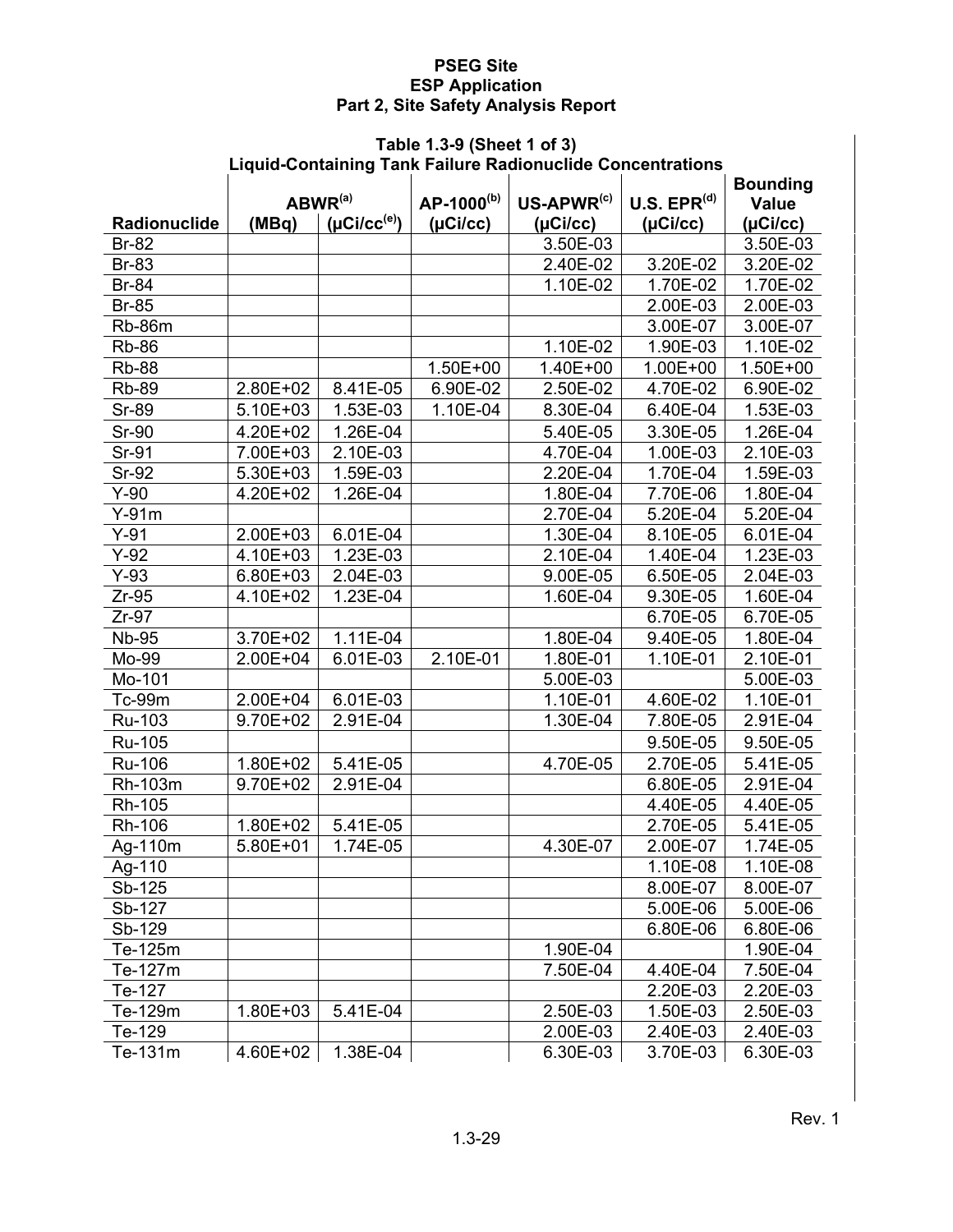# PSEG Site
## ESP Application
## Part 2, Site Safety Analysis Report

**Table 1.3-9 (Sheet 1 of 3)**
**Liquid-Containing Tank Failure Radionuclide Concentrations**

| Radionuclide | ABWR[a] (MBq) | ABWR[a] (μCi/cc[e]) | AP-1000[b] (μCi/cc) | US-APWR[c] (μCi/cc) | U.S. EPR[d] (μCi/cc) | Bounding Value (μCi/cc) |
|---|---|---|---|---|---|---|
| Br-82 | | | | 3.50E-03 | | 3.50E-03 |
| Br-83 | | | | 2.40E-02 | 3.20E-02 | 3.20E-02 |
| Br-84 | | | | 1.10E-02 | 1.70E-02 | 1.70E-02 |
| Br-85 | | | | | 2.00E-03 | 2.00E-03 |
| Rb-86m | | | | | 3.00E-07 | 3.00E-07 |
| Rb-86 | | | | 1.10E-02 | 1.90E-03 | 1.10E-02 |
| Rb-88 | | | 1.50E+00 | 1.40E+00 | 1.00E+00 | 1.50E+00 |
| Rb-89 | 2.80E+02 | 8.41E-05 | 6.90E-02 | 2.50E-02 | 4.70E-02 | 6.90E-02 |
| Sr-89 | 5.10E+03 | 1.53E-03 | 1.10E-04 | 8.30E-04 | 6.40E-04 | 1.53E-03 |
| Sr-90 | 4.20E+02 | 1.26E-04 | | 5.40E-05 | 3.30E-05 | 1.26E-04 |
| Sr-91 | 7.00E+03 | 2.10E-03 | | 4.70E-04 | 1.00E-03 | 2.10E-03 |
| Sr-92 | 5.30E+03 | 1.59E-03 | | 2.20E-04 | 1.70E-04 | 1.59E-03 |
| Y-90 | 4.20E+02 | 1.26E-04 | | 1.80E-04 | 7.70E-06 | 1.80E-04 |
| Y-91m | | | | 2.70E-04 | 5.20E-04 | 5.20E-04 |
| Y-91 | 2.00E+03 | 6.01E-04 | | 1.30E-04 | 8.10E-05 | 6.01E-04 |
| Y-92 | 4.10E+03 | 1.23E-03 | | 2.10E-04 | 1.40E-04 | 1.23E-03 |
| Y-93 | 6.80E+03 | 2.04E-03 | | 9.00E-05 | 6.50E-05 | 2.04E-03 |
| Zr-95 | 4.10E+02 | 1.23E-04 | | 1.60E-04 | 9.30E-05 | 1.60E-04 |
| Zr-97 | | | | | 6.70E-05 | 6.70E-05 |
| Nb-95 | 3.70E+02 | 1.11E-04 | | 1.80E-04 | 9.40E-05 | 1.80E-04 |
| Mo-99 | 2.00E+04 | 6.01E-03 | 2.10E-01 | 1.80E-01 | 1.10E-01 | 2.10E-01 |
| Mo-101 | | | | 5.00E-03 | | 5.00E-03 |
| Tc-99m | 2.00E+04 | 6.01E-03 | | 1.10E-01 | 4.60E-02 | 1.10E-01 |
| Ru-103 | 9.70E+02 | 2.91E-04 | | 1.30E-04 | 7.80E-05 | 2.91E-04 |
| Ru-105 | | | | | 9.50E-05 | 9.50E-05 |
| Ru-106 | 1.80E+02 | 5.41E-05 | | 4.70E-05 | 2.70E-05 | 5.41E-05 |
| Rh-103m | 9.70E+02 | 2.91E-04 | | | 6.80E-05 | 2.91E-04 |
| Rh-105 | | | | | 4.40E-05 | 4.40E-05 |
| Rh-106 | 1.80E+02 | 5.41E-05 | | | 2.70E-05 | 5.41E-05 |
| Ag-110m | 5.80E+01 | 1.74E-05 | | 4.30E-07 | 2.00E-07 | 1.74E-05 |
| Ag-110 | | | | | 1.10E-08 | 1.10E-08 |
| Sb-125 | | | | | 8.00E-07 | 8.00E-07 |
| Sb-127 | | | | | 5.00E-06 | 5.00E-06 |
| Sb-129 | | | | | 6.80E-06 | 6.80E-06 |
| Te-125m | | | | 1.90E-04 | | 1.90E-04 |
| Te-127m | | | | 7.50E-04 | 4.40E-04 | 7.50E-04 |
| Te-127 | | | | | 2.20E-03 | 2.20E-03 |
| Te-129m | 1.80E+03 | 5.41E-04 | | 2.50E-03 | 1.50E-03 | 2.50E-03 |
| Te-129 | | | | 2.00E-03 | 2.40E-03 | 2.40E-03 |
| Te-131m | 4.60E+02 | 1.38E-04 | | 6.30E-03 | 3.70E-03 | 6.30E-03 |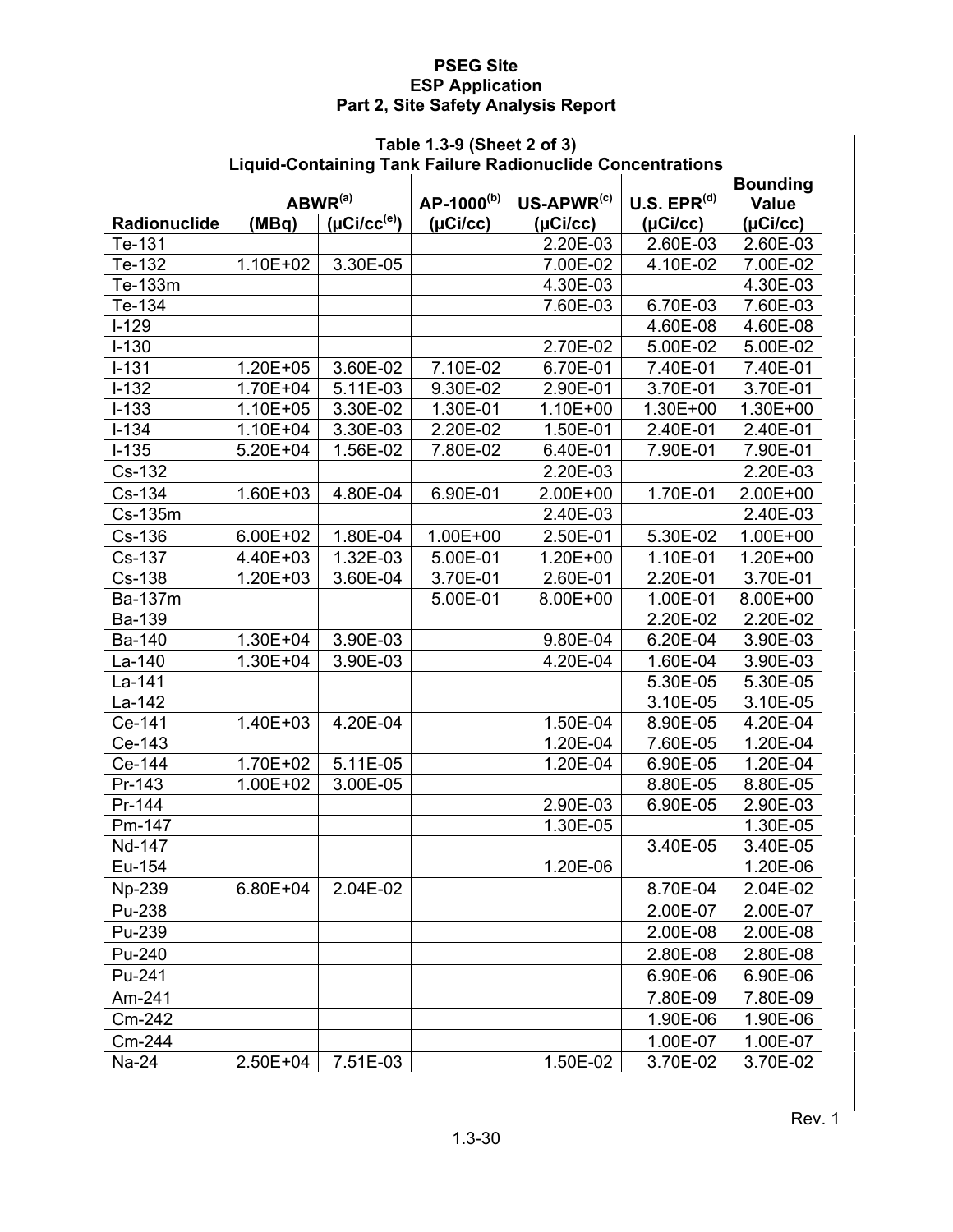PSEG Site
ESP Application
Part 2, Site Safety Analysis Report

**Table 1.3-9 (Sheet 2 of 3)**
**Liquid-Containing Tank Failure Radionuclide Concentrations**

| Radionuclide | ABWR[(a)] (MBq) | ABWR[(a)] (µCi/cc[(e)]) | AP-1000[(b)] (µCi/cc) | US-APWR[(c)] (µCi/cc) | U.S. EPR[(d)] (µCi/cc) | Bounding Value (µCi/cc) |
|---|---|---|---|---|---|---|
| Te-131 | | | | 2.20E-03 | 2.60E-03 | 2.60E-03 |
| Te-132 | 1.10E+02 | 3.30E-05 | | 7.00E-02 | 4.10E-02 | 7.00E-02 |
| Te-133m | | | | 4.30E-03 | | 4.30E-03 |
| Te-134 | | | | 7.60E-03 | 6.70E-03 | 7.60E-03 |
| I-129 | | | | | 4.60E-08 | 4.60E-08 |
| I-130 | | | | 2.70E-02 | 5.00E-02 | 5.00E-02 |
| I-131 | 1.20E+05 | 3.60E-02 | 7.10E-02 | 6.70E-01 | 7.40E-01 | 7.40E-01 |
| I-132 | 1.70E+04 | 5.11E-03 | 9.30E-02 | 2.90E-01 | 3.70E-01 | 3.70E-01 |
| I-133 | 1.10E+05 | 3.30E-02 | 1.30E-01 | 1.10E+00 | 1.30E+00 | 1.30E+00 |
| I-134 | 1.10E+04 | 3.30E-03 | 2.20E-02 | 1.50E-01 | 2.40E-01 | 2.40E-01 |
| I-135 | 5.20E+04 | 1.56E-02 | 7.80E-02 | 6.40E-01 | 7.90E-01 | 7.90E-01 |
| Cs-132 | | | | 2.20E-03 | | 2.20E-03 |
| Cs-134 | 1.60E+03 | 4.80E-04 | 6.90E-01 | 2.00E+00 | 1.70E-01 | 2.00E+00 |
| Cs-135m | | | | 2.40E-03 | | 2.40E-03 |
| Cs-136 | 6.00E+02 | 1.80E-04 | 1.00E+00 | 2.50E-01 | 5.30E-02 | 1.00E+00 |
| Cs-137 | 4.40E+03 | 1.32E-03 | 5.00E-01 | 1.20E+00 | 1.10E-01 | 1.20E+00 |
| Cs-138 | 1.20E+03 | 3.60E-04 | 3.70E-01 | 2.60E-01 | 2.20E-01 | 3.70E-01 |
| Ba-137m | | | 5.00E-01 | 8.00E+00 | 1.00E-01 | 8.00E+00 |
| Ba-139 | | | | | 2.20E-02 | 2.20E-02 |
| Ba-140 | 1.30E+04 | 3.90E-03 | | 9.80E-04 | 6.20E-04 | 3.90E-03 |
| La-140 | 1.30E+04 | 3.90E-03 | | 4.20E-04 | 1.60E-04 | 3.90E-03 |
| La-141 | | | | | 5.30E-05 | 5.30E-05 |
| La-142 | | | | | 3.10E-05 | 3.10E-05 |
| Ce-141 | 1.40E+03 | 4.20E-04 | | 1.50E-04 | 8.90E-05 | 4.20E-04 |
| Ce-143 | | | | 1.20E-04 | 7.60E-05 | 1.20E-04 |
| Ce-144 | 1.70E+02 | 5.11E-05 | | 1.20E-04 | 6.90E-05 | 1.20E-04 |
| Pr-143 | 1.00E+02 | 3.00E-05 | | | 8.80E-05 | 8.80E-05 |
| Pr-144 | | | | 2.90E-03 | 6.90E-05 | 2.90E-03 |
| Pm-147 | | | | 1.30E-05 | | 1.30E-05 |
| Nd-147 | | | | | 3.40E-05 | 3.40E-05 |
| Eu-154 | | | | 1.20E-06 | | 1.20E-06 |
| Np-239 | 6.80E+04 | 2.04E-02 | | | 8.70E-04 | 2.04E-02 |
| Pu-238 | | | | | 2.00E-07 | 2.00E-07 |
| Pu-239 | | | | | 2.00E-08 | 2.00E-08 |
| Pu-240 | | | | | 2.80E-08 | 2.80E-08 |
| Pu-241 | | | | | 6.90E-06 | 6.90E-06 |
| Am-241 | | | | | 7.80E-09 | 7.80E-09 |
| Cm-242 | | | | | 1.90E-06 | 1.90E-06 |
| Cm-244 | | | | | 1.00E-07 | 1.00E-07 |
| Na-24 | 2.50E+04 | 7.51E-03 | | 1.50E-02 | 3.70E-02 | 3.70E-02 |

Rev. 1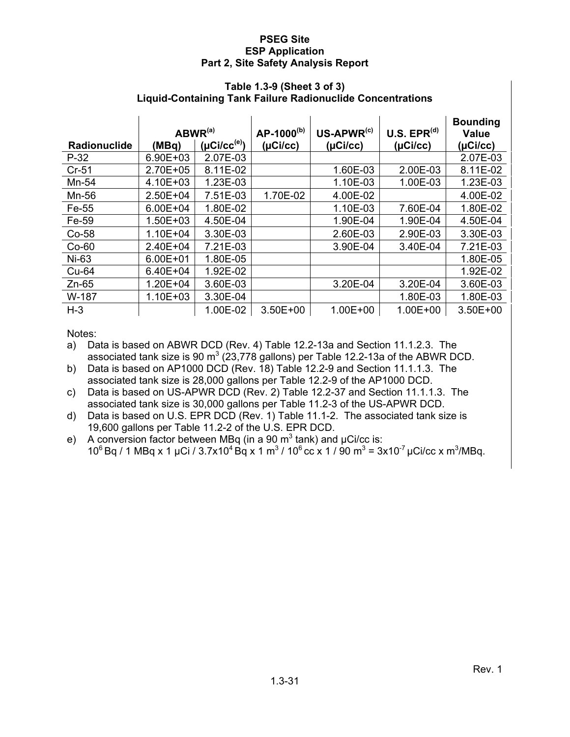**Table 1.3-9 (Sheet 3 of 3)**
**Liquid-Containing Tank Failure Radionuclide Concentrations**

| Radionuclide | ABWR[a] (MBq) | ABWR[a] (μCi/cc[e]) | AP-1000[b] (μCi/cc) | US-APWR[c] (μCi/cc) | U.S. EPR[d] (μCi/cc) | Bounding Value (μCi/cc) |
|---|---|---|---|---|---|---|
| P-32 | 6.90E+03 | 2.07E-03 | | | | 2.07E-03 |
| Cr-51 | 2.70E+05 | 8.11E-02 | | 1.60E-03 | 2.00E-03 | 8.11E-02 |
| Mn-54 | 4.10E+03 | 1.23E-03 | | 1.10E-03 | 1.00E-03 | 1.23E-03 |
| Mn-56 | 2.50E+04 | 7.51E-03 | 1.70E-02 | 4.00E-02 | | 4.00E-02 |
| Fe-55 | 6.00E+04 | 1.80E-02 | | 1.10E-03 | 7.60E-04 | 1.80E-02 |
| Fe-59 | 1.50E+03 | 4.50E-04 | | 1.90E-04 | 1.90E-04 | 4.50E-04 |
| Co-58 | 1.10E+04 | 3.30E-03 | | 2.60E-03 | 2.90E-03 | 3.30E-03 |
| Co-60 | 2.40E+04 | 7.21E-03 | | 3.90E-04 | 3.40E-04 | 7.21E-03 |
| Ni-63 | 6.00E+01 | 1.80E-05 | | | | 1.80E-05 |
| Cu-64 | 6.40E+04 | 1.92E-02 | | | | 1.92E-02 |
| Zn-65 | 1.20E+04 | 3.60E-03 | | 3.20E-04 | 3.20E-04 | 3.60E-03 |
| W-187 | 1.10E+03 | 3.30E-04 | | | 1.80E-03 | 1.80E-03 |
| H-3 | | 1.00E-02 | 3.50E+00 | 1.00E+00 | 1.00E+00 | 3.50E+00 |

Notes:

a) Data is based on ABWR DCD (Rev. 4) Table 12.2-13a and Section 11.1.2.3. The associated tank size is 90 $m^3$ (23,778 gallons) per Table 12.2-13a of the ABWR DCD.

b) Data is based on AP1000 DCD (Rev. 18) Table 12.2-9 and Section 11.1.1.3. The associated tank size is 28,000 gallons per Table 12.2-9 of the AP1000 DCD.

c) Data is based on US-APWR DCD (Rev. 2) Table 12.2-37 and Section 11.1.1.3. The associated tank size is 30,000 gallons per Table 11.2-3 of the US-APWR DCD.

d) Data is based on U.S. EPR DCD (Rev. 1) Table 11.1-2. The associated tank size is 19,600 gallons per Table 11.2-2 of the U.S. EPR DCD.

e) A conversion factor between MBq (in a 90 $m^3$ tank) and μCi/cc is:
$10^6$ Bq / 1 MBq x 1 μCi / $3.7 \times 10^4$ Bq x 1 $m^3$ / $10^6$ cc x 1 / 90 $m^3$ = $3 \times 10^{-7}$ μCi/cc x $m^3$/MBq.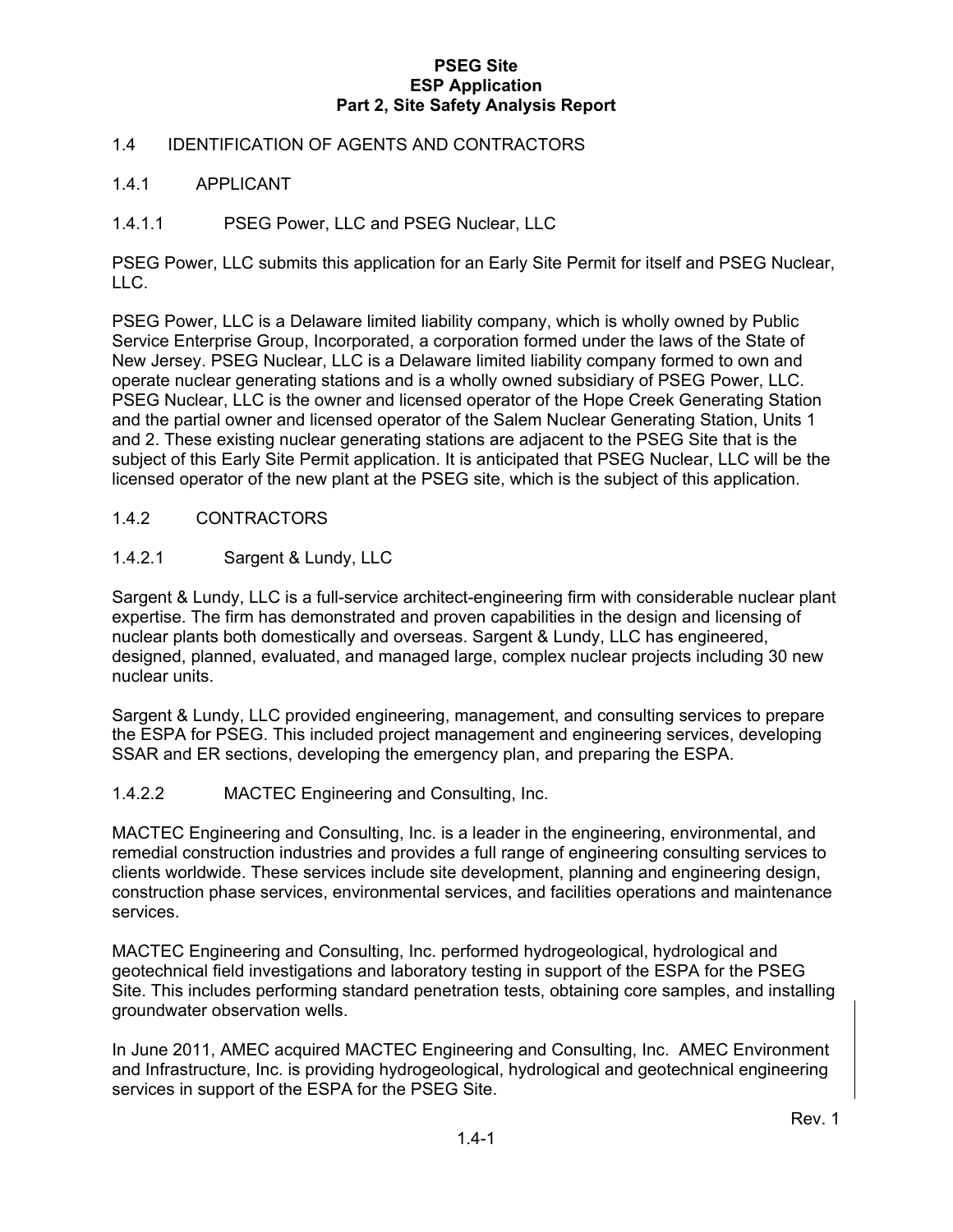## 1.4 IDENTIFICATION OF AGENTS AND CONTRACTORS

### 1.4.1 APPLICANT

#### 1.4.1.1 PSEG Power, LLC and PSEG Nuclear, LLC

PSEG Power, LLC submits this application for an Early Site Permit for itself and PSEG Nuclear, LLC.

PSEG Power, LLC is a Delaware limited liability company, which is wholly owned by Public Service Enterprise Group, Incorporated, a corporation formed under the laws of the State of New Jersey. PSEG Nuclear, LLC is a Delaware limited liability company formed to own and operate nuclear generating stations and is a wholly owned subsidiary of PSEG Power, LLC. PSEG Nuclear, LLC is the owner and licensed operator of the Hope Creek Generating Station and the partial owner and licensed operator of the Salem Nuclear Generating Station, Units 1 and 2. These existing nuclear generating stations are adjacent to the PSEG Site that is the subject of this Early Site Permit application. It is anticipated that PSEG Nuclear, LLC will be the licensed operator of the new plant at the PSEG site, which is the subject of this application.

### 1.4.2 CONTRACTORS

#### 1.4.2.1 Sargent & Lundy, LLC

Sargent & Lundy, LLC is a full-service architect-engineering firm with considerable nuclear plant expertise. The firm has demonstrated and proven capabilities in the design and licensing of nuclear plants both domestically and overseas. Sargent & Lundy, LLC has engineered, designed, planned, evaluated, and managed large, complex nuclear projects including 30 new nuclear units.

Sargent & Lundy, LLC provided engineering, management, and consulting services to prepare the ESPA for PSEG. This included project management and engineering services, developing SSAR and ER sections, developing the emergency plan, and preparing the ESPA.

#### 1.4.2.2 MACTEC Engineering and Consulting, Inc.

MACTEC Engineering and Consulting, Inc. is a leader in the engineering, environmental, and remedial construction industries and provides a full range of engineering consulting services to clients worldwide. These services include site development, planning and engineering design, construction phase services, environmental services, and facilities operations and maintenance services.

MACTEC Engineering and Consulting, Inc. performed hydrogeological, hydrological and geotechnical field investigations and laboratory testing in support of the ESPA for the PSEG Site. This includes performing standard penetration tests, obtaining core samples, and installing groundwater observation wells.

In June 2011, AMEC acquired MACTEC Engineering and Consulting, Inc. AMEC Environment and Infrastructure, Inc. is providing hydrogeological, hydrological and geotechnical engineering services in support of the ESPA for the PSEG Site.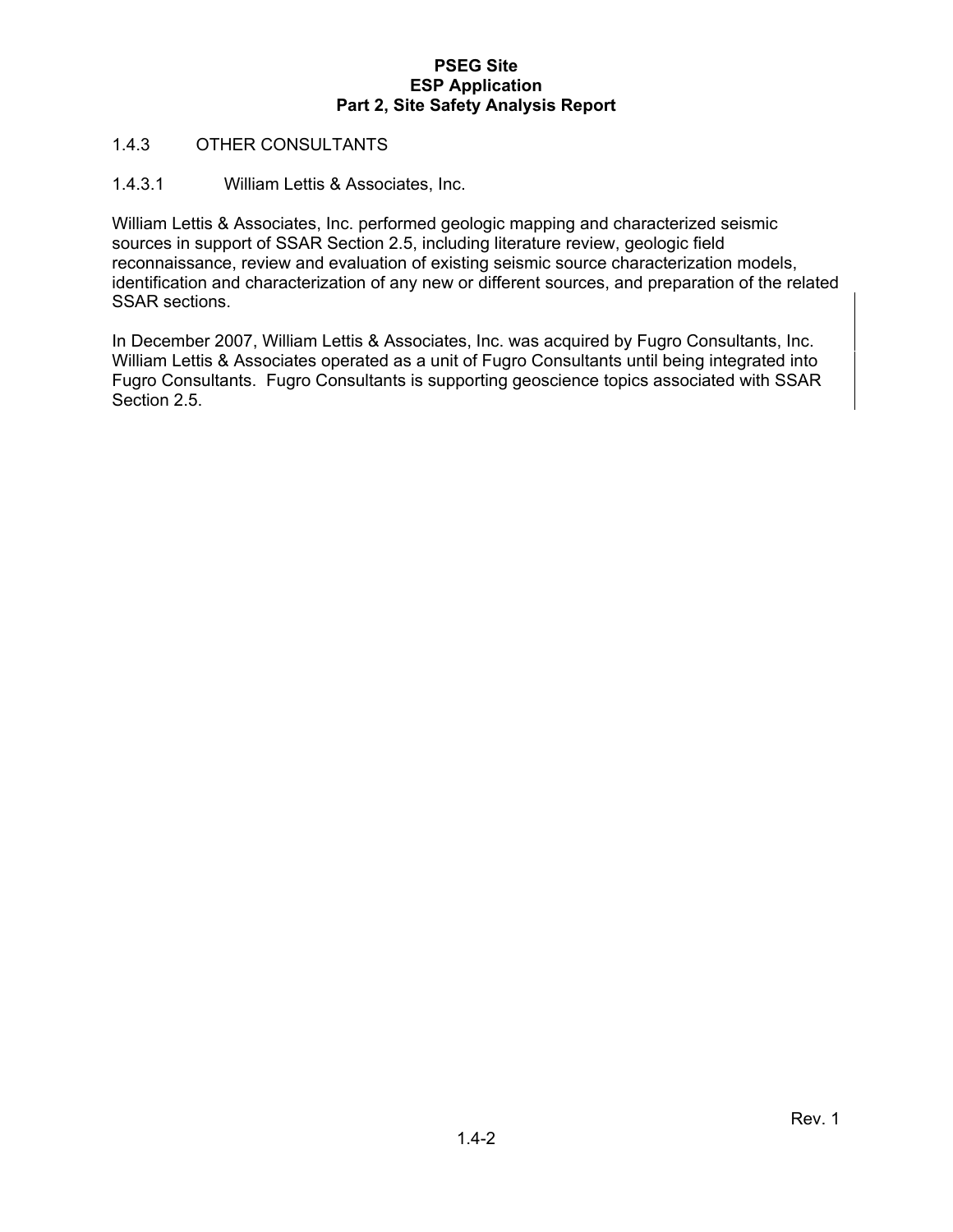### 1.4.3 OTHER CONSULTANTS

#### 1.4.3.1 William Lettis & Associates, Inc.

William Lettis & Associates, Inc. performed geologic mapping and characterized seismic sources in support of SSAR Section 2.5, including literature review, geologic field reconnaissance, review and evaluation of existing seismic source characterization models, identification and characterization of any new or different sources, and preparation of the related SSAR sections.

In December 2007, William Lettis & Associates, Inc. was acquired by Fugro Consultants, Inc. William Lettis & Associates operated as a unit of Fugro Consultants until being integrated into Fugro Consultants. Fugro Consultants is supporting geoscience topics associated with SSAR Section 2.5.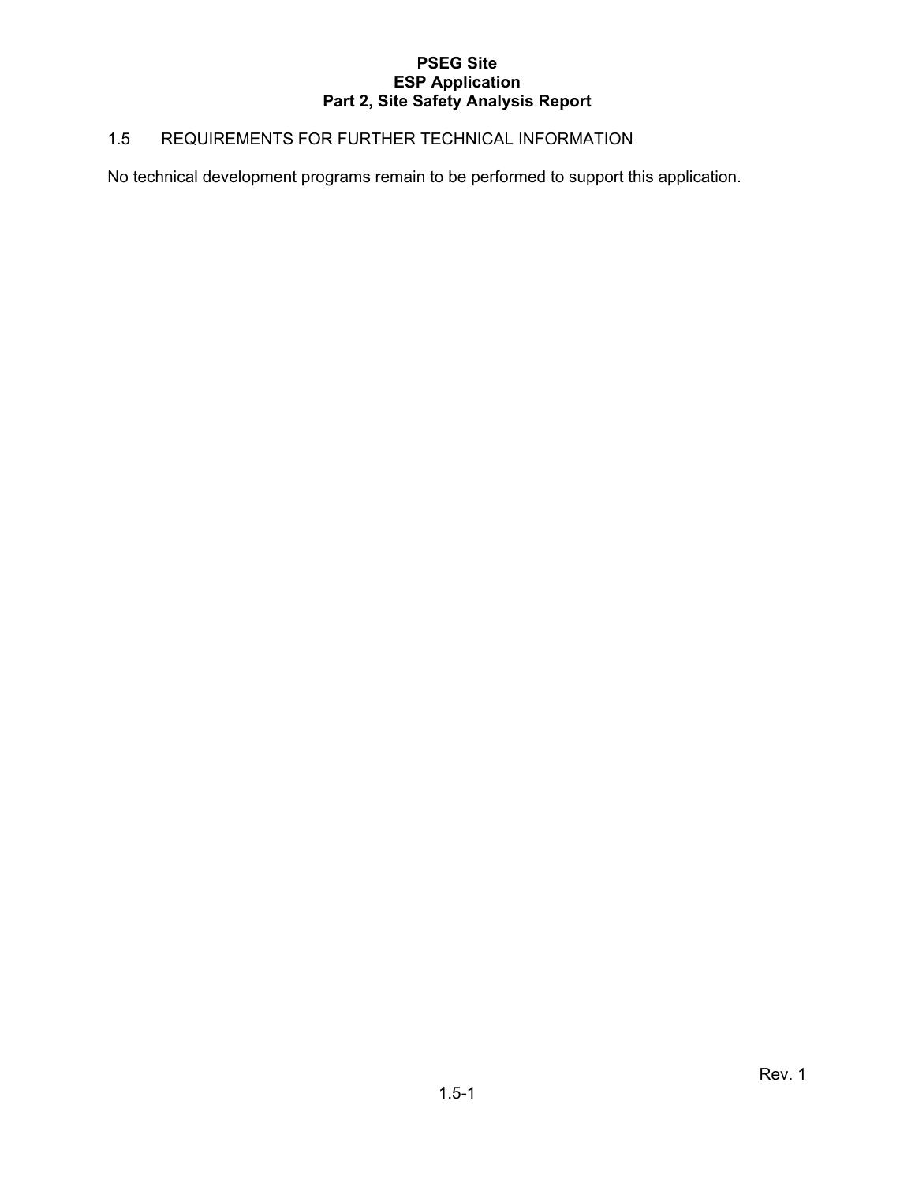## 1.5 REQUIREMENTS FOR FURTHER TECHNICAL INFORMATION

No technical development programs remain to be performed to support this application.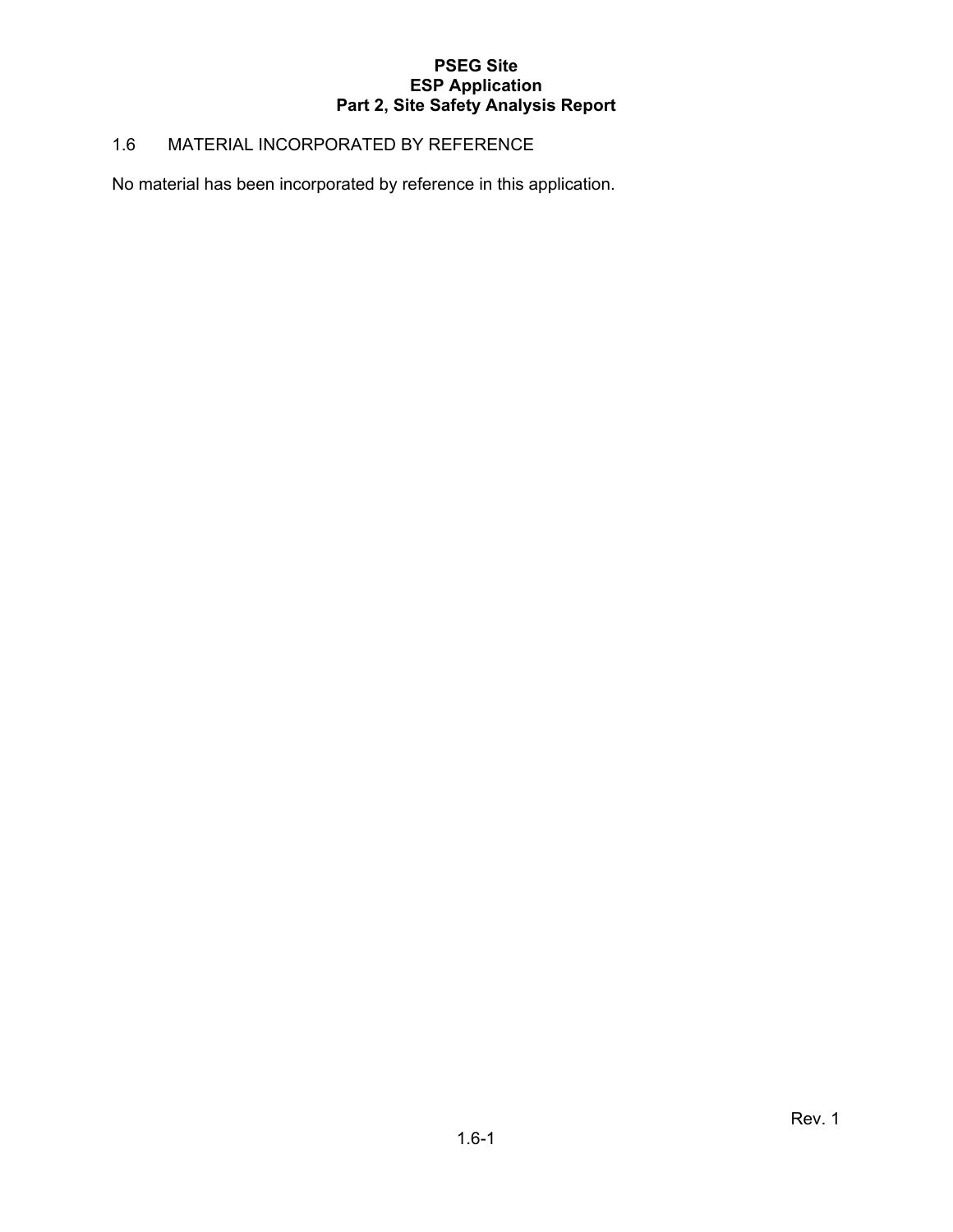## 1.6 MATERIAL INCORPORATED BY REFERENCE

No material has been incorporated by reference in this application.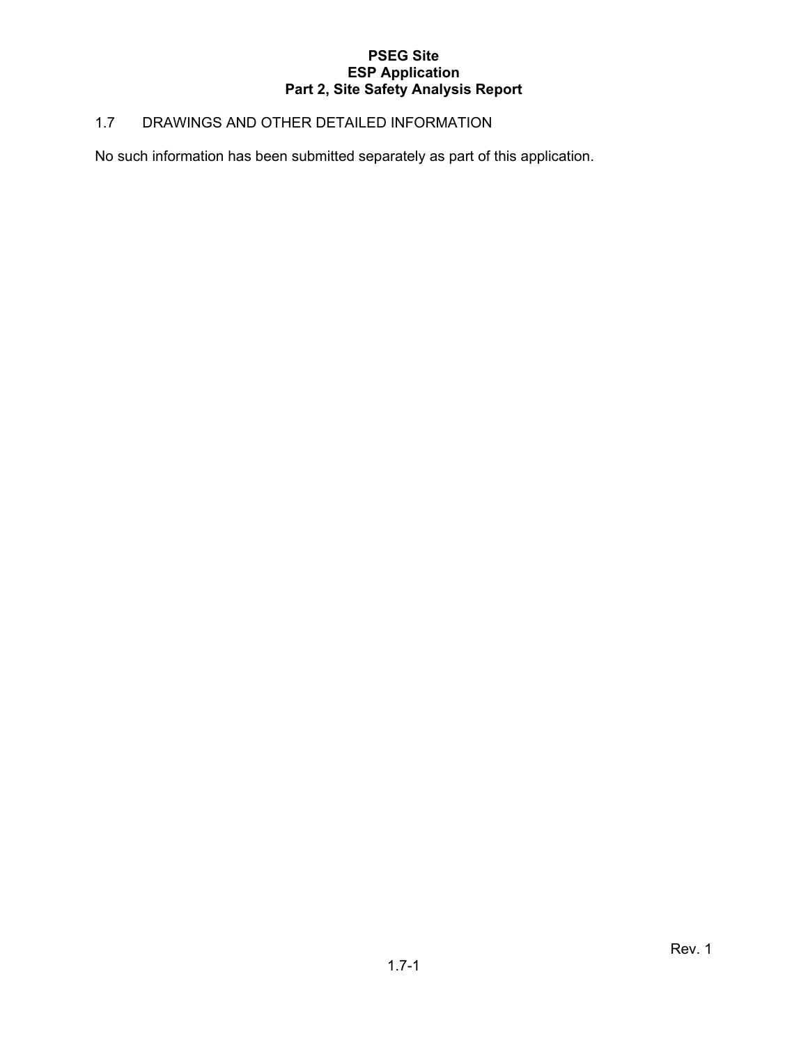## 1.7 DRAWINGS AND OTHER DETAILED INFORMATION

No such information has been submitted separately as part of this application.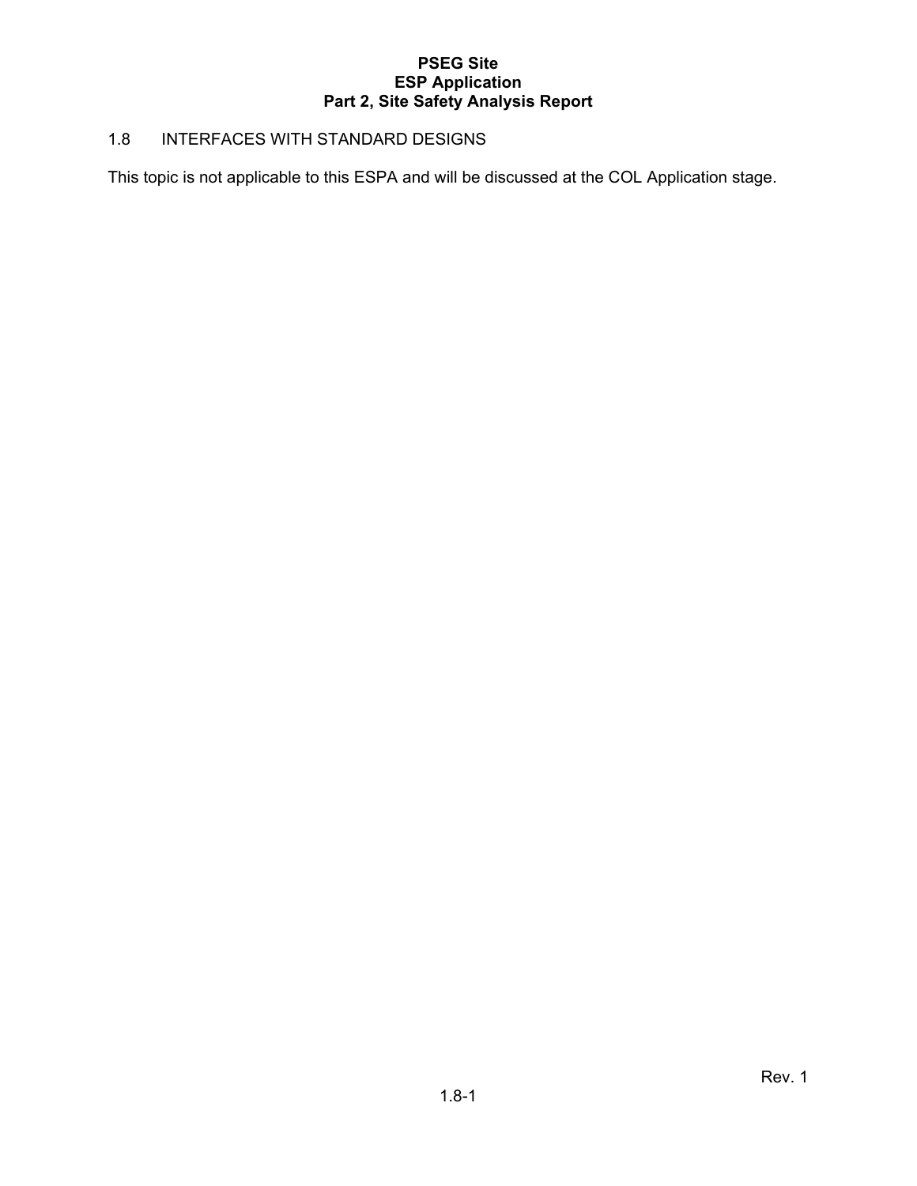## 1.8 INTERFACES WITH STANDARD DESIGNS

This topic is not applicable to this ESPA and will be discussed at the COL Application stage.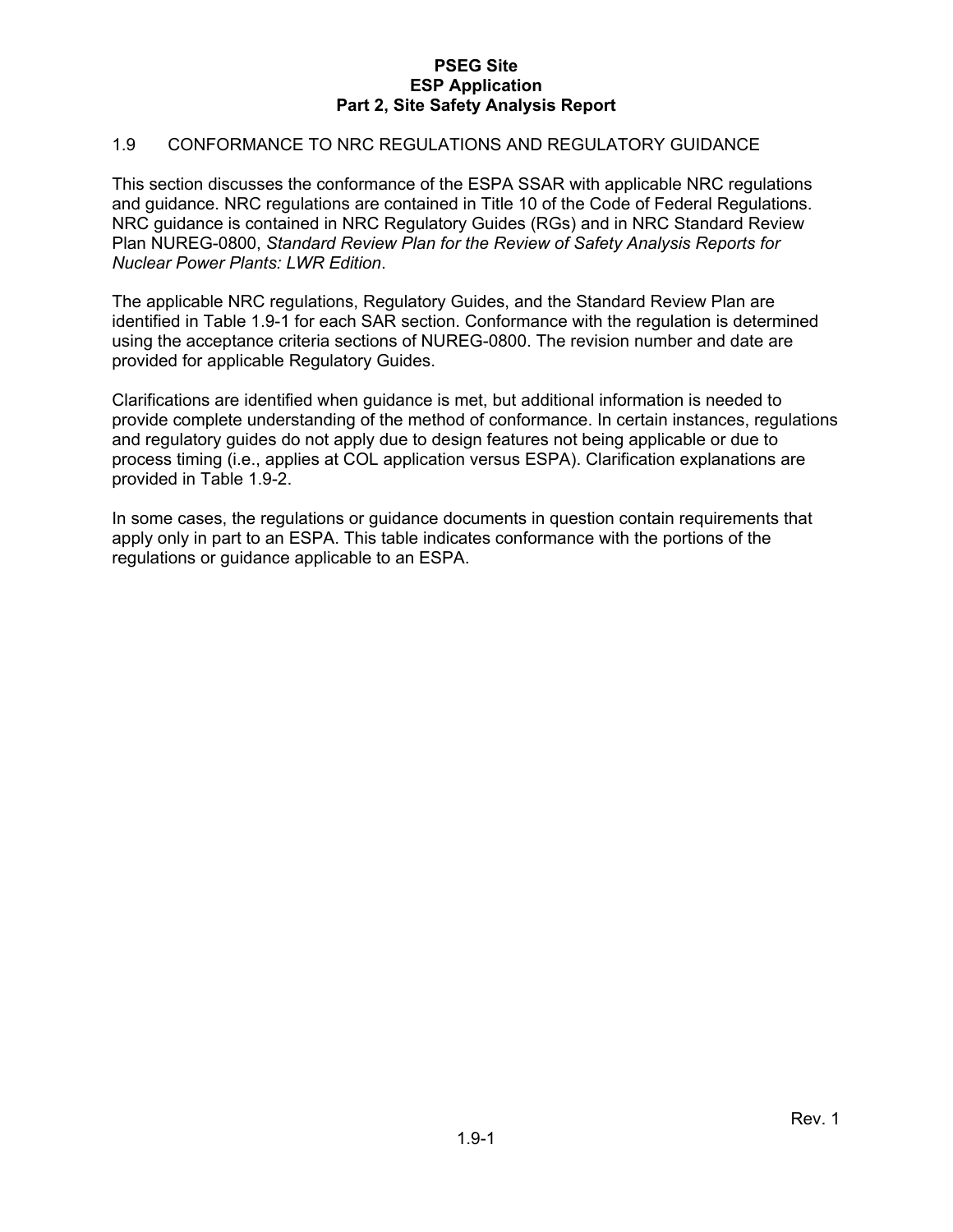## 1.9 CONFORMANCE TO NRC REGULATIONS AND REGULATORY GUIDANCE

This section discusses the conformance of the ESPA SSAR with applicable NRC regulations and guidance. NRC regulations are contained in Title 10 of the Code of Federal Regulations. NRC guidance is contained in NRC Regulatory Guides (RGs) and in NRC Standard Review Plan NUREG-0800, *Standard Review Plan for the Review of Safety Analysis Reports for Nuclear Power Plants: LWR Edition*.

The applicable NRC regulations, Regulatory Guides, and the Standard Review Plan are identified in Table 1.9-1 for each SAR section. Conformance with the regulation is determined using the acceptance criteria sections of NUREG-0800. The revision number and date are provided for applicable Regulatory Guides.

Clarifications are identified when guidance is met, but additional information is needed to provide complete understanding of the method of conformance. In certain instances, regulations and regulatory guides do not apply due to design features not being applicable or due to process timing (i.e., applies at COL application versus ESPA). Clarification explanations are provided in Table 1.9-2.

In some cases, the regulations or guidance documents in question contain requirements that apply only in part to an ESPA. This table indicates conformance with the portions of the regulations or guidance applicable to an ESPA.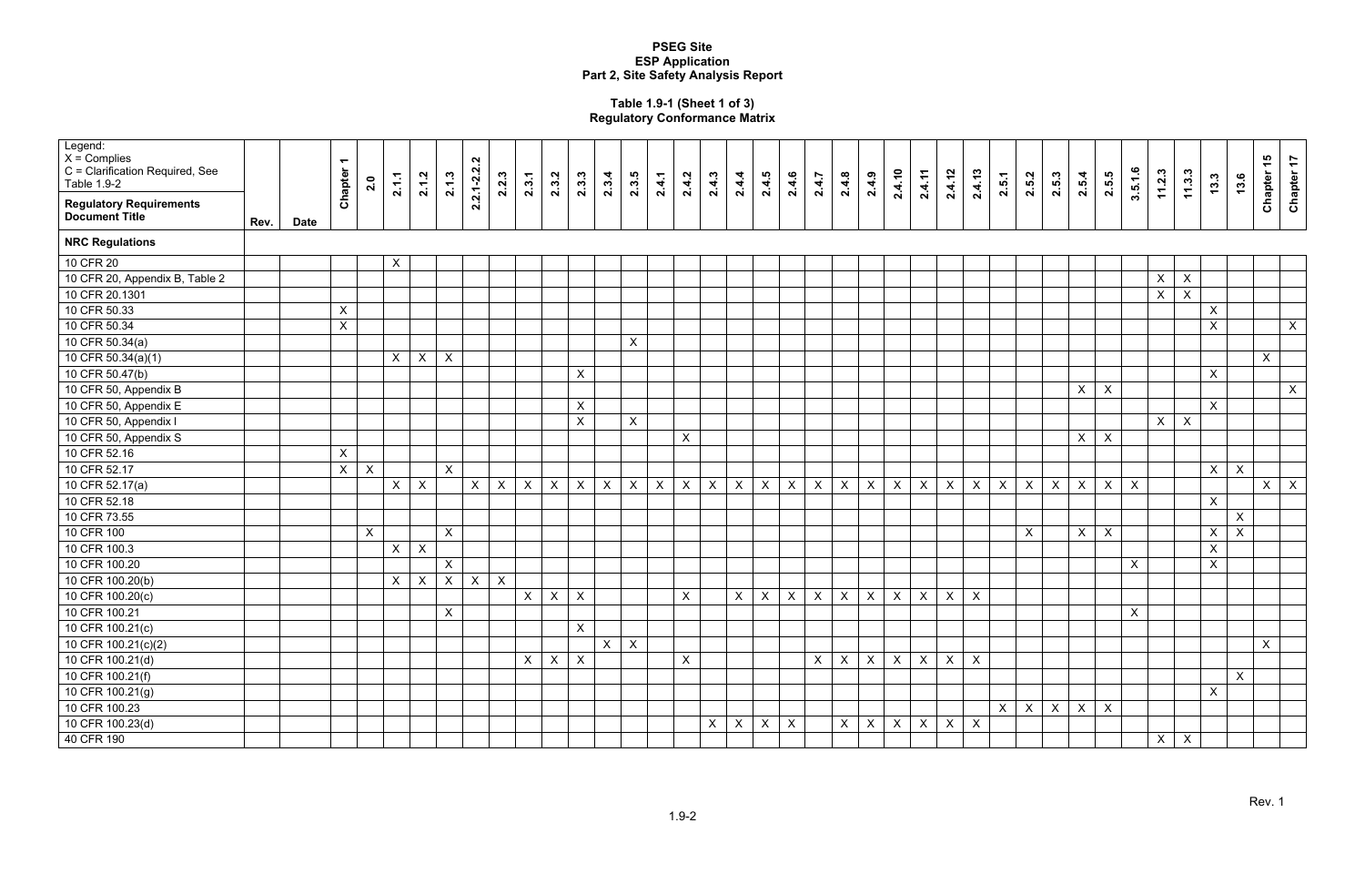**PSEG Site**
**ESP Application**
**Part 2, Site Safety Analysis Report**

**Table 1.9-1 (Sheet 1 of 3)**
**Regulatory Conformance Matrix**

Legend:
X = Complies
C = Clarification Required, See Table 1.9-2

| Regulatory Requirements Document Title | Rev. | Date | Chapter 1 | 2.0 | 2.1.1 | 2.1.2 | 2.1.3 | 2.2.1-2.2.2 | 2.2.3 | 2.3.1 | 2.3.2 | 2.3.3 | 2.3.4 | 2.3.5 | 2.4.1 | 2.4.2 | 2.4.3 | 2.4.4 | 2.4.5 | 2.4.6 | 2.4.7 | 2.4.8 | 2.4.9 | 2.4.10 | 2.4.11 | 2.4.12 | 2.4.13 | 2.5.1 | 2.5.2 | 2.5.3 | 2.5.4 | 2.5.5 | 3.5.1.6 | 11.2.3 | 11.3.3 | 13.3 | 13.6 | Chapter 15 | Chapter 17 |
|---|---|---|---|---|---|---|---|---|---|---|---|---|---|---|---|---|---|---|---|---|---|---|---|---|---|---|---|---|---|---|---|---|---|---|---|---|---|---|---|
| **NRC Regulations** | | | | | | | | | | | | | | | | | | | | | | | | | | | | | | | | | | | | | | | |
| 10 CFR 20 | | | | | X | | | | | | | | | | | | | | | | | | | | | | | | | | | | | | | | | | |
| 10 CFR 20, Appendix B, Table 2 | | | | | | | | | | | | | | | | | | | | | | | | | | | | | | | | | | X | X | | | | |
| 10 CFR 20.1301 | | | | | | | | | | | | | | | | | | | | | | | | | | | | | | | | | | X | X | | | | |
| 10 CFR 50.33 | | | X | | | | | | | | | | | | | | | | | | | | | | | | | | | | | | | | | X | | | |
| 10 CFR 50.34 | | | X | | | | | | | | | | | | | | | | | | | | | | | | | | | | | | | | | X | | | X |
| 10 CFR 50.34(a) | | | | | | | | | | | | | | X | | | | | | | | | | | | | | | | | | | | | | | | | |
| 10 CFR 50.34(a)(1) | | | | | X | X | X | | | | | | | | | | | | | | | | | | | | | | | | | | | | | | | X | |
| 10 CFR 50.47(b) | | | | | | | | | | | | X | | | | | | | | | | | | | | | | | | | | | | | | X | | | |
| 10 CFR 50, Appendix B | | | | | | | | | | | | | | | | | | | | | | | | | | | | | | | X | X | | | | | | | X |
| 10 CFR 50, Appendix E | | | | | | | | | | | | X | | | | | | | | | | | | | | | | | | | | | | | | X | | | |
| 10 CFR 50, Appendix I | | | | | | | | | | | | X | | X | | | | | | | | | | | | | | | | | | | | X | X | | | | |
| 10 CFR 50, Appendix S | | | | | | | | | | | | | | | | X | | | | | | | | | | | | | | | X | X | | | | | | | |
| 10 CFR 52.16 | | | X | | | | | | | | | | | | | | | | | | | | | | | | | | | | | | | | | | | | |
| 10 CFR 52.17 | | | X | X | | | X | | | | | | | | | | | | | | | | | | | | | | | | | | | | | X | X | | |
| 10 CFR 52.17(a) | | | | | X | X | | X | X | X | X | X | X | X | X | X | X | X | X | X | X | X | X | X | X | X | X | X | X | X | X | X | X | | | | | X | X |
| 10 CFR 52.18 | | | | | | | | | | | | | | | | | | | | | | | | | | | | | | | | | | | | X | | | |
| 10 CFR 73.55 | | | | | | | | | | | | | | | | | | | | | | | | | | | | | | | | | | | | | X | | |
| 10 CFR 100 | | | | X | | | X | | | | | | | | | | | | | | | | | | | | | | X | | X | X | | | | X | X | | |
| 10 CFR 100.3 | | | | | X | X | | | | | | | | | | | | | | | | | | | | | | | | | | | | | | X | | | |
| 10 CFR 100.20 | | | | | | | X | | | | | | | | | | | | | | | | | | | | | | | | | | X | | | X | | | |
| 10 CFR 100.20(b) | | | | | X | X | X | X | X | | | | | | | | | | | | | | | | | | | | | | | | | | | | | | |
| 10 CFR 100.20(c) | | | | | | | | | | X | X | X | | | | X | | X | X | X | X | X | X | X | X | X | X | | | | | | | | | | | | |
| 10 CFR 100.21 | | | | | | | X | | | | | | | | | | | | | | | | | | | | | | | | | | X | | | | | | |
| 10 CFR 100.21(c) | | | | | | | | | | | | X | | | | | | | | | | | | | | | | | | | | | | | | | | | |
| 10 CFR 100.21(c)(2) | | | | | | | | | | | | | X | X | | | | | | | | | | | | | | | | | | | | | | | | X | |
| 10 CFR 100.21(d) | | | | | | | | | | X | X | X | | | | X | | | | | X | X | X | X | X | X | X | | | | | | | | | | | | |
| 10 CFR 100.21(f) | | | | | | | | | | | | | | | | | | | | | | | | | | | | | | | | | | | | | X | | |
| 10 CFR 100.21(g) | | | | | | | | | | | | | | | | | | | | | | | | | | | | | | | | | | | | X | | | |
| 10 CFR 100.23 | | | | | | | | | | | | | | | | | | | | | | | | | | | | X | X | X | X | X | | | | | | | |
| 10 CFR 100.23(d) | | | | | | | | | | | | | | | | | X | X | X | X | | X | X | X | X | X | X | | | | | | | | | | | | |
| 40 CFR 190 | | | | | | | | | | | | | | | | | | | | | | | | | | | | | | | | | | X | X | | | | |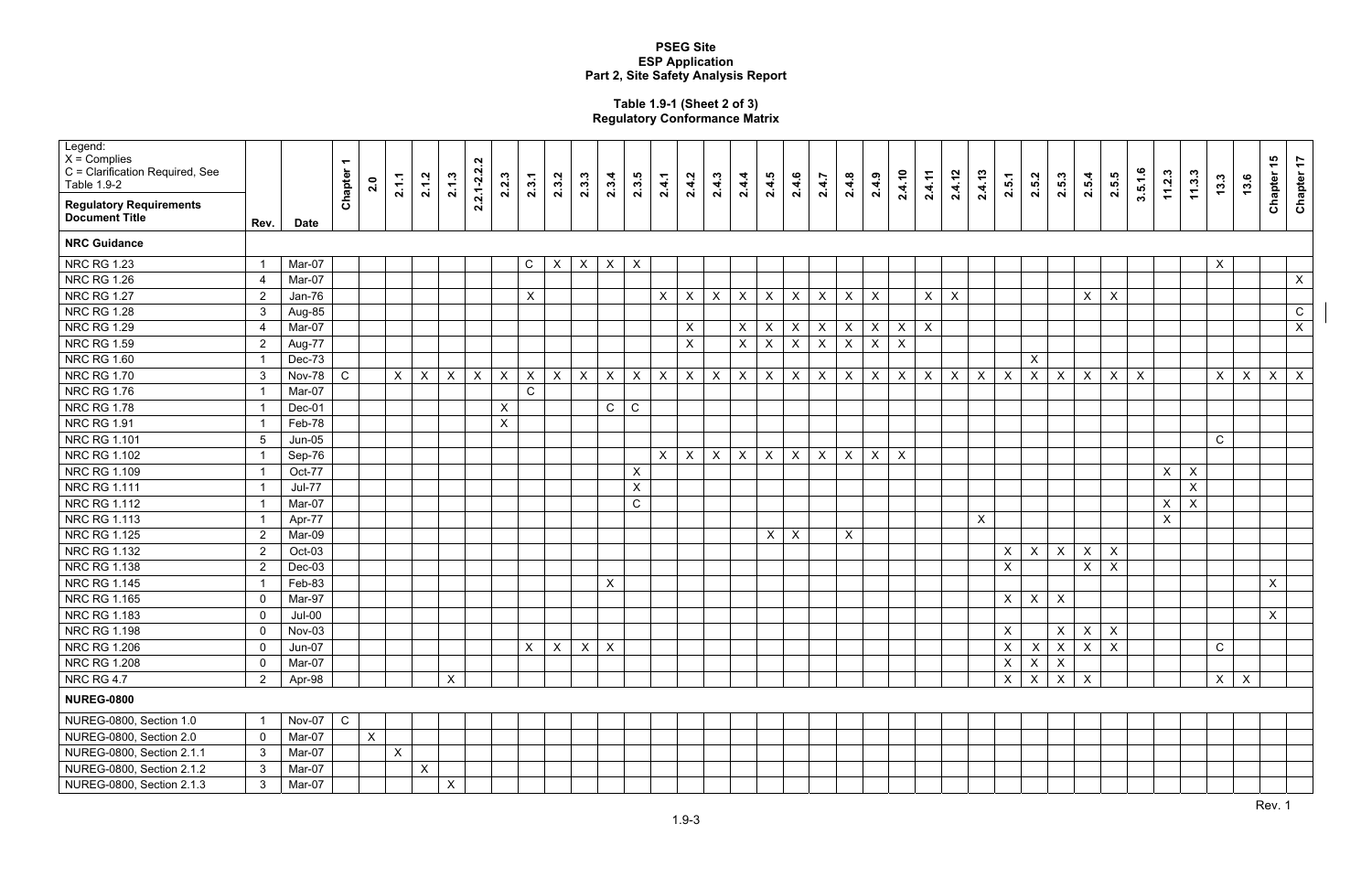**PSEG Site**
**ESP Application**
**Part 2, Site Safety Analysis Report**

**Table 1.9-1 (Sheet 2 of 3)**
**Regulatory Conformance Matrix**

Legend:
X = Complies
C = Clarification Required, See Table 1.9-2

| Regulatory Requirements Document Title | Rev. | Date | Chapter 1 | 2.0 | 2.1.1 | 2.1.2 | 2.1.3 | 2.2.1-2.2.2 | 2.2.3 | 2.3.1 | 2.3.2 | 2.3.3 | 2.3.4 | 2.3.5 | 2.4.1 | 2.4.2 | 2.4.3 | 2.4.4 | 2.4.5 | 2.4.6 | 2.4.7 | 2.4.8 | 2.4.9 | 2.4.10 | 2.4.11 | 2.4.12 | 2.4.13 | 2.5.1 | 2.5.2 | 2.5.3 | 2.5.4 | 2.5.5 | 3.5.1.6 | 11.2.3 | 11.3.3 | 13.3 | 13.6 | Chapter 15 | Chapter 17 |
|---|---|---|---|---|---|---|---|---|---|---|---|---|---|---|---|---|---|---|---|---|---|---|---|---|---|---|---|---|---|---|---|---|---|---|---|---|---|---|---|
| **NRC Guidance** | | | | | | | | | | | | | | | | | | | | | | | | | | | | | | | | | | | | | | | |
| NRC RG 1.23 | 1 | Mar-07 | | | | | | | | C | X | X | X | X | | | | | | | | | | | | | | | | | | | | | | X | | | |
| NRC RG 1.26 | 4 | Mar-07 | | | | | | | | | | | | | | | | | | | | | | | | | | | | | | | | | | | | | X |
| NRC RG 1.27 | 2 | Jan-76 | | | | | | | | X | | | | | X | X | X | X | X | X | X | X | X | | X | X | | | | | X | X | | | | | | | |
| NRC RG 1.28 | 3 | Aug-85 | | | | | | | | | | | | | | | | | | | | | | | | | | | | | | | | | | | | | C |
| NRC RG 1.29 | 4 | Mar-07 | | | | | | | | | | | | | | X | | X | X | X | X | X | X | X | X | | | | | | | | | | | | | | X |
| NRC RG 1.59 | 2 | Aug-77 | | | | | | | | | | | | | | X | | X | X | X | X | X | X | X | | | | | | | | | | | | | | | |
| NRC RG 1.60 | 1 | Dec-73 | | | | | | | | | | | | | | | | | | | | | | | | | | | X | | | | | | | | | | |
| NRC RG 1.70 | 3 | Nov-78 | C | | X | X | X | X | X | X | X | X | X | X | X | X | X | X | X | X | X | X | X | X | X | X | X | X | X | X | X | X | X | | | X | X | X | X |
| NRC RG 1.76 | 1 | Mar-07 | | | | | | | | C | | | | | | | | | | | | | | | | | | | | | | | | | | | | | |
| NRC RG 1.78 | 1 | Dec-01 | | | | | | | X | | | | C | C | | | | | | | | | | | | | | | | | | | | | | | | | |
| NRC RG 1.91 | 1 | Feb-78 | | | | | | | X | | | | | | | | | | | | | | | | | | | | | | | | | | | | | | |
| NRC RG 1.101 | 5 | Jun-05 | | | | | | | | | | | | | | | | | | | | | | | | | | | | | | | | | | C | | | |
| NRC RG 1.102 | 1 | Sep-76 | | | | | | | | | | | | | X | X | X | X | X | X | X | X | X | X | | | | | | | | | | | | | | | |
| NRC RG 1.109 | 1 | Oct-77 | | | | | | | | | | | | X | | | | | | | | | | | | | | | | | | | | X | X | | | | |
| NRC RG 1.111 | 1 | Jul-77 | | | | | | | | | | | | X | | | | | | | | | | | | | | | | | | | | | X | | | | |
| NRC RG 1.112 | 1 | Mar-07 | | | | | | | | | | | | C | | | | | | | | | | | | | | | | | | | | X | X | | | | |
| NRC RG 1.113 | 1 | Apr-77 | | | | | | | | | | | | | | | | | | | | | | | | | X | | | | | | | X | | | | | |
| NRC RG 1.125 | 2 | Mar-09 | | | | | | | | | | | | | | | | | X | X | | X | | | | | | | | | | | | | | | | | |
| NRC RG 1.132 | 2 | Oct-03 | | | | | | | | | | | | | | | | | | | | | | | | | | X | X | X | X | X | | | | | | | |
| NRC RG 1.138 | 2 | Dec-03 | | | | | | | | | | | | | | | | | | | | | | | | | | X | | | X | X | | | | | | | |
| NRC RG 1.145 | 1 | Feb-83 | | | | | | | | | | | X | | | | | | | | | | | | | | | | | | | | | | | | | X | |
| NRC RG 1.165 | 0 | Mar-97 | | | | | | | | | | | | | | | | | | | | | | | | | | X | X | X | | | | | | | | | |
| NRC RG 1.183 | 0 | Jul-00 | | | | | | | | | | | | | | | | | | | | | | | | | | | | | | | | | | | | X | |
| NRC RG 1.198 | 0 | Nov-03 | | | | | | | | | | | | | | | | | | | | | | | | | | X | | X | X | X | | | | | | | |
| NRC RG 1.206 | 0 | Jun-07 | | | | | | | | X | X | X | X | | | | | | | | | | | | | | | X | X | X | X | X | | | | C | | | |
| NRC RG 1.208 | 0 | Mar-07 | | | | | | | | | | | | | | | | | | | | | | | | | | X | X | X | | | | | | | | | |
| NRC RG 4.7 | 2 | Apr-98 | | | | | X | | | | | | | | | | | | | | | | | | | | | X | X | X | X | | | | | X | X | | |
| **NUREG-0800** | | | | | | | | | | | | | | | | | | | | | | | | | | | | | | | | | | | | | | | |
| NUREG-0800, Section 1.0 | 1 | Nov-07 | C | | | | | | | | | | | | | | | | | | | | | | | | | | | | | | | | | | | | |
| NUREG-0800, Section 2.0 | 0 | Mar-07 | | X | | | | | | | | | | | | | | | | | | | | | | | | | | | | | | | | | | | |
| NUREG-0800, Section 2.1.1 | 3 | Mar-07 | | | X | | | | | | | | | | | | | | | | | | | | | | | | | | | | | | | | | | |
| NUREG-0800, Section 2.1.2 | 3 | Mar-07 | | | | X | | | | | | | | | | | | | | | | | | | | | | | | | | | | | | | | | |
| NUREG-0800, Section 2.1.3 | 3 | Mar-07 | | | | | X | | | | | | | | | | | | | | | | | | | | | | | | | | | | | | | | |

Rev. 1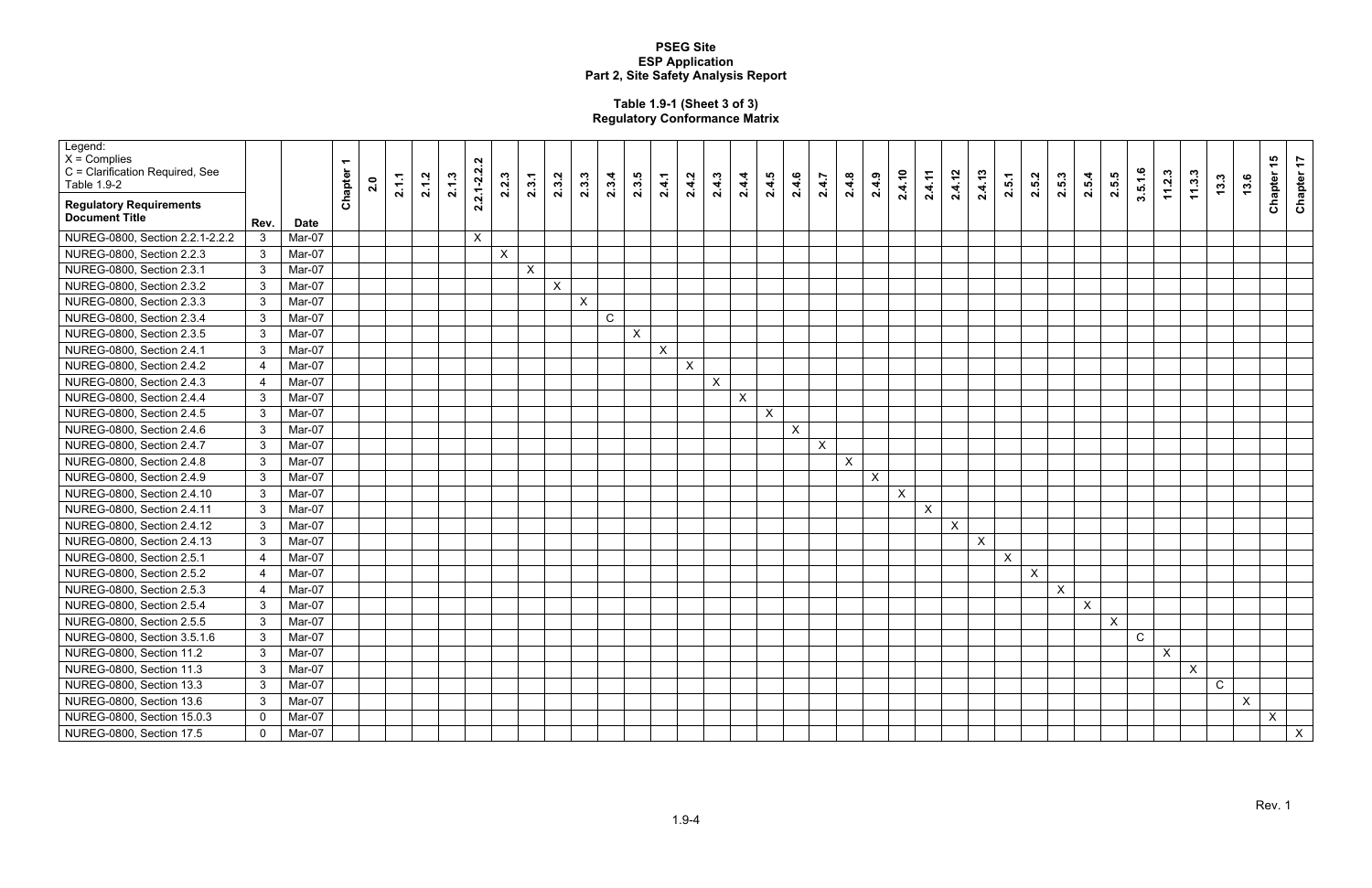**Table 1.9-1 (Sheet 3 of 3)**
**Regulatory Conformance Matrix**

| Legend: X = Complies C = Clarification Required, See Table 1.9-2 **Regulatory Requirements Document Title** | Rev. | Date | Chapter 1 | 2.0 | 2.1.1 | 2.1.2 | 2.1.3 | 2.2.1-2.2.2 | 2.2.3 | 2.3.1 | 2.3.2 | 2.3.3 | 2.3.4 | 2.3.5 | 2.4.1 | 2.4.2 | 2.4.3 | 2.4.4 | 2.4.5 | 2.4.6 | 2.4.7 | 2.4.8 | 2.4.9 | 2.4.10 | 2.4.11 | 2.4.12 | 2.4.13 | 2.5.1 | 2.5.2 | 2.5.3 | 2.5.4 | 2.5.5 | 3.5.1.6 | 11.2.3 | 11.3.3 | 13.3 | 13.6 | Chapter 15 | Chapter 17 |
|---|---|---|---|---|---|---|---|---|---|---|---|---|---|---|---|---|---|---|---|---|---|---|---|---|---|---|---|---|---|---|---|---|---|---|---|---|---|---|---|
| NUREG-0800, Section 2.2.1-2.2.2 | 3 | Mar-07 | | | | | | X | | | | | | | | | | | | | | | | | | | | | | | | | | | | | | | |
| NUREG-0800, Section 2.2.3 | 3 | Mar-07 | | | | | | | X | | | | | | | | | | | | | | | | | | | | | | | | | | | | | | |
| NUREG-0800, Section 2.3.1 | 3 | Mar-07 | | | | | | | | X | | | | | | | | | | | | | | | | | | | | | | | | | | | | | |
| NUREG-0800, Section 2.3.2 | 3 | Mar-07 | | | | | | | | | X | | | | | | | | | | | | | | | | | | | | | | | | | | | | |
| NUREG-0800, Section 2.3.3 | 3 | Mar-07 | | | | | | | | | | X | | | | | | | | | | | | | | | | | | | | | | | | | | | |
| NUREG-0800, Section 2.3.4 | 3 | Mar-07 | | | | | | | | | | | C | | | | | | | | | | | | | | | | | | | | | | | | | | |
| NUREG-0800, Section 2.3.5 | 3 | Mar-07 | | | | | | | | | | | | X | | | | | | | | | | | | | | | | | | | | | | | | | |
| NUREG-0800, Section 2.4.1 | 3 | Mar-07 | | | | | | | | | | | | | X | | | | | | | | | | | | | | | | | | | | | | | | |
| NUREG-0800, Section 2.4.2 | 4 | Mar-07 | | | | | | | | | | | | | | X | | | | | | | | | | | | | | | | | | | | | | | |
| NUREG-0800, Section 2.4.3 | 4 | Mar-07 | | | | | | | | | | | | | | | X | | | | | | | | | | | | | | | | | | | | | | |
| NUREG-0800, Section 2.4.4 | 3 | Mar-07 | | | | | | | | | | | | | | | | X | | | | | | | | | | | | | | | | | | | | | |
| NUREG-0800, Section 2.4.5 | 3 | Mar-07 | | | | | | | | | | | | | | | | | X | | | | | | | | | | | | | | | | | | | | |
| NUREG-0800, Section 2.4.6 | 3 | Mar-07 | | | | | | | | | | | | | | | | | | X | | | | | | | | | | | | | | | | | | | |
| NUREG-0800, Section 2.4.7 | 3 | Mar-07 | | | | | | | | | | | | | | | | | | | X | | | | | | | | | | | | | | | | | | |
| NUREG-0800, Section 2.4.8 | 3 | Mar-07 | | | | | | | | | | | | | | | | | | | | X | | | | | | | | | | | | | | | | | |
| NUREG-0800, Section 2.4.9 | 3 | Mar-07 | | | | | | | | | | | | | | | | | | | | | X | | | | | | | | | | | | | | | | |
| NUREG-0800, Section 2.4.10 | 3 | Mar-07 | | | | | | | | | | | | | | | | | | | | | | X | | | | | | | | | | | | | | | |
| NUREG-0800, Section 2.4.11 | 3 | Mar-07 | | | | | | | | | | | | | | | | | | | | | | | X | | | | | | | | | | | | | | |
| NUREG-0800, Section 2.4.12 | 3 | Mar-07 | | | | | | | | | | | | | | | | | | | | | | | | X | | | | | | | | | | | | | |
| NUREG-0800, Section 2.4.13 | 3 | Mar-07 | | | | | | | | | | | | | | | | | | | | | | | | | X | | | | | | | | | | | | |
| NUREG-0800, Section 2.5.1 | 4 | Mar-07 | | | | | | | | | | | | | | | | | | | | | | | | | | X | | | | | | | | | | | |
| NUREG-0800, Section 2.5.2 | 4 | Mar-07 | | | | | | | | | | | | | | | | | | | | | | | | | | | X | | | | | | | | | | |
| NUREG-0800, Section 2.5.3 | 4 | Mar-07 | | | | | | | | | | | | | | | | | | | | | | | | | | | | X | | | | | | | | | |
| NUREG-0800, Section 2.5.4 | 3 | Mar-07 | | | | | | | | | | | | | | | | | | | | | | | | | | | | | X | | | | | | | | |
| NUREG-0800, Section 2.5.5 | 3 | Mar-07 | | | | | | | | | | | | | | | | | | | | | | | | | | | | | | X | | | | | | | |
| NUREG-0800, Section 3.5.1.6 | 3 | Mar-07 | | | | | | | | | | | | | | | | | | | | | | | | | | | | | | | C | | | | | | |
| NUREG-0800, Section 11.2 | 3 | Mar-07 | | | | | | | | | | | | | | | | | | | | | | | | | | | | | | | | X | | | | | |
| NUREG-0800, Section 11.3 | 3 | Mar-07 | | | | | | | | | | | | | | | | | | | | | | | | | | | | | | | | | X | | | | |
| NUREG-0800, Section 13.3 | 3 | Mar-07 | | | | | | | | | | | | | | | | | | | | | | | | | | | | | | | | | | C | | | |
| NUREG-0800, Section 13.6 | 3 | Mar-07 | | | | | | | | | | | | | | | | | | | | | | | | | | | | | | | | | | | X | | |
| NUREG-0800, Section 15.0.3 | 0 | Mar-07 | | | | | | | | | | | | | | | | | | | | | | | | | | | | | | | | | | | | X | |
| NUREG-0800, Section 17.5 | 0 | Mar-07 | | | | | | | | | | | | | | | | | | | | | | | | | | | | | | | | | | | | | X |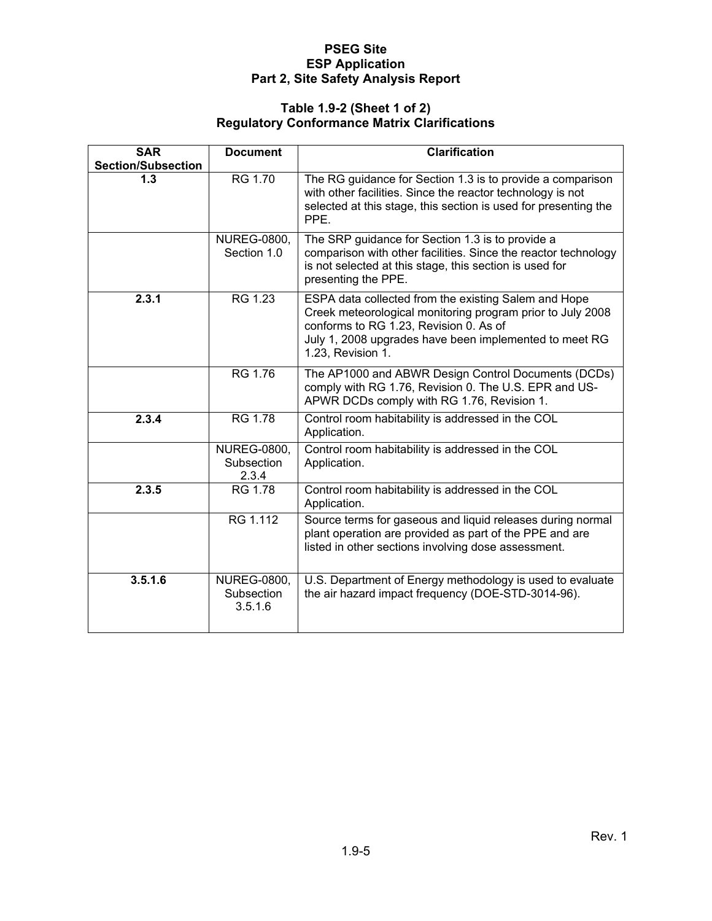# PSEG Site
# ESP Application
# Part 2, Site Safety Analysis Report

## Table 1.9-2 (Sheet 1 of 2)
## Regulatory Conformance Matrix Clarifications

| SAR Section/Subsection | Document | Clarification |
|---|---|---|
| **1.3** | RG 1.70 | The RG guidance for Section 1.3 is to provide a comparison with other facilities. Since the reactor technology is not selected at this stage, this section is used for presenting the PPE. |
| | NUREG-0800, Section 1.0 | The SRP guidance for Section 1.3 is to provide a comparison with other facilities. Since the reactor technology is not selected at this stage, this section is used for presenting the PPE. |
| **2.3.1** | RG 1.23 | ESPA data collected from the existing Salem and Hope Creek meteorological monitoring program prior to July 2008 conforms to RG 1.23, Revision 0. As of July 1, 2008 upgrades have been implemented to meet RG 1.23, Revision 1. |
| | RG 1.76 | The AP1000 and ABWR Design Control Documents (DCDs) comply with RG 1.76, Revision 0. The U.S. EPR and US-APWR DCDs comply with RG 1.76, Revision 1. |
| **2.3.4** | RG 1.78 | Control room habitability is addressed in the COL Application. |
| | NUREG-0800, Subsection 2.3.4 | Control room habitability is addressed in the COL Application. |
| **2.3.5** | RG 1.78 | Control room habitability is addressed in the COL Application. |
| | RG 1.112 | Source terms for gaseous and liquid releases during normal plant operation are provided as part of the PPE and are listed in other sections involving dose assessment. |
| **3.5.1.6** | NUREG-0800, Subsection 3.5.1.6 | U.S. Department of Energy methodology is used to evaluate the air hazard impact frequency (DOE-STD-3014-96). |

Rev. 1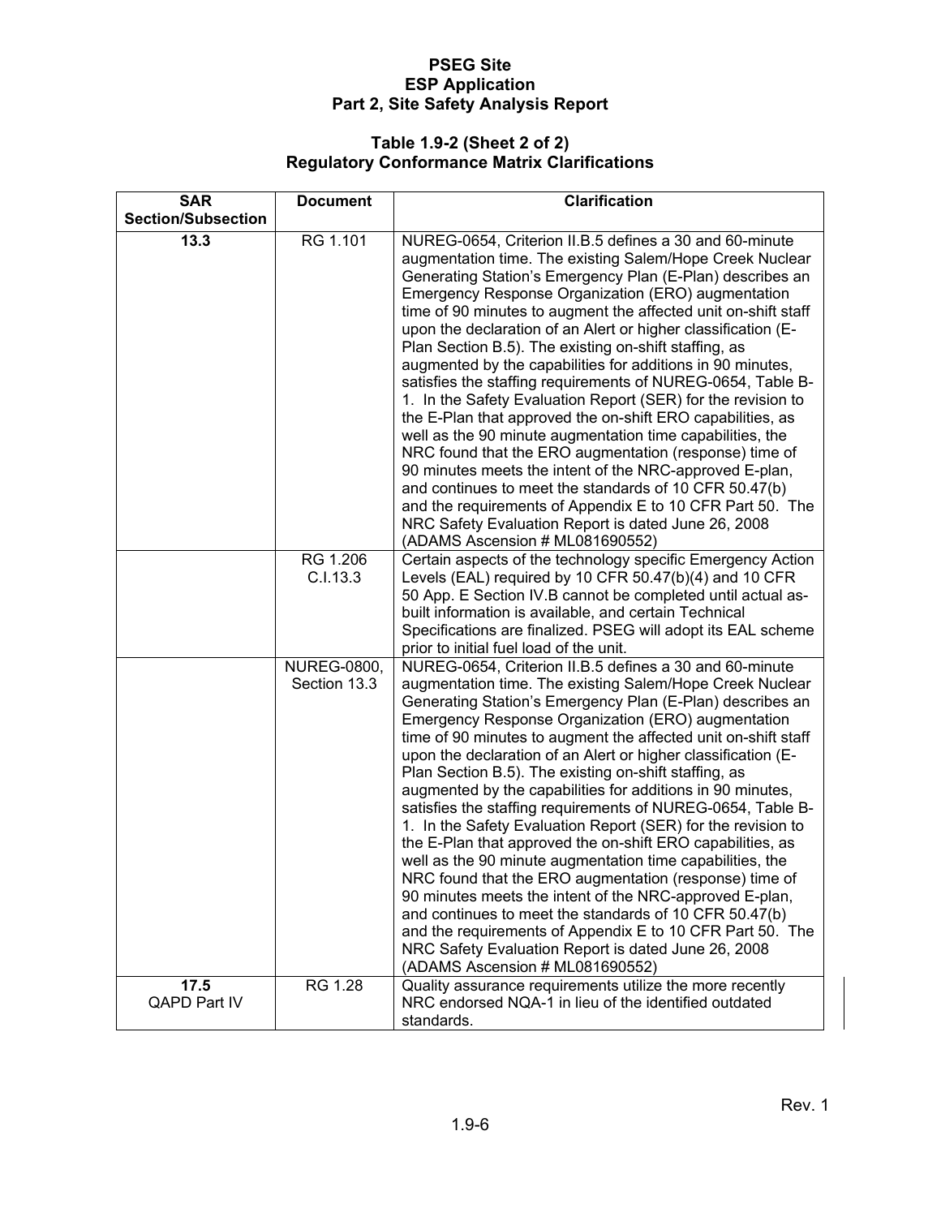## Table 1.9-2 (Sheet 2 of 2)
## Regulatory Conformance Matrix Clarifications

| SAR Section/Subsection | Document | Clarification |
|---|---|---|
| **13.3** | RG 1.101 | NUREG-0654, Criterion II.B.5 defines a 30 and 60-minute augmentation time. The existing Salem/Hope Creek Nuclear Generating Station's Emergency Plan (E-Plan) describes an Emergency Response Organization (ERO) augmentation time of 90 minutes to augment the affected unit on-shift staff upon the declaration of an Alert or higher classification (E-Plan Section B.5). The existing on-shift staffing, as augmented by the capabilities for additions in 90 minutes, satisfies the staffing requirements of NUREG-0654, Table B-1. In the Safety Evaluation Report (SER) for the revision to the E-Plan that approved the on-shift ERO capabilities, as well as the 90 minute augmentation time capabilities, the NRC found that the ERO augmentation (response) time of 90 minutes meets the intent of the NRC-approved E-plan, and continues to meet the standards of 10 CFR 50.47(b) and the requirements of Appendix E to 10 CFR Part 50. The NRC Safety Evaluation Report is dated June 26, 2008 (ADAMS Ascension # ML081690552) |
| | RG 1.206 C.I.13.3 | Certain aspects of the technology specific Emergency Action Levels (EAL) required by 10 CFR 50.47(b)(4) and 10 CFR 50 App. E Section IV.B cannot be completed until actual as-built information is available, and certain Technical Specifications are finalized. PSEG will adopt its EAL scheme prior to initial fuel load of the unit. |
| | NUREG-0800, Section 13.3 | NUREG-0654, Criterion II.B.5 defines a 30 and 60-minute augmentation time. The existing Salem/Hope Creek Nuclear Generating Station's Emergency Plan (E-Plan) describes an Emergency Response Organization (ERO) augmentation time of 90 minutes to augment the affected unit on-shift staff upon the declaration of an Alert or higher classification (E-Plan Section B.5). The existing on-shift staffing, as augmented by the capabilities for additions in 90 minutes, satisfies the staffing requirements of NUREG-0654, Table B-1. In the Safety Evaluation Report (SER) for the revision to the E-Plan that approved the on-shift ERO capabilities, as well as the 90 minute augmentation time capabilities, the NRC found that the ERO augmentation (response) time of 90 minutes meets the intent of the NRC-approved E-plan, and continues to meet the standards of 10 CFR 50.47(b) and the requirements of Appendix E to 10 CFR Part 50. The NRC Safety Evaluation Report is dated June 26, 2008 (ADAMS Ascension # ML081690552) |
| **17.5** QAPD Part IV | RG 1.28 | Quality assurance requirements utilize the more recently NRC endorsed NQA-1 in lieu of the identified outdated standards. |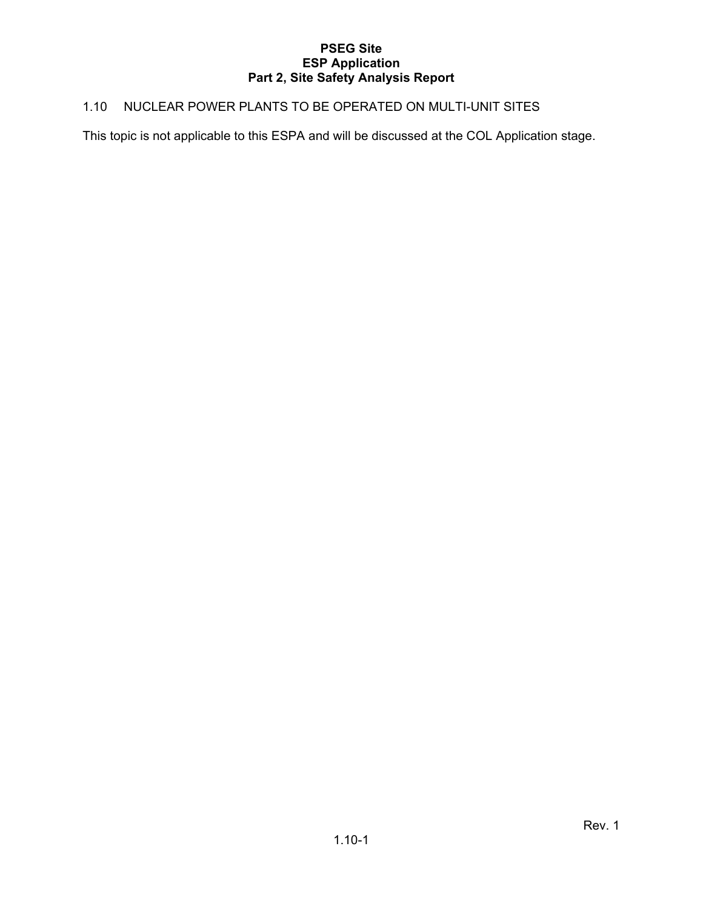## 1.10 NUCLEAR POWER PLANTS TO BE OPERATED ON MULTI-UNIT SITES

This topic is not applicable to this ESPA and will be discussed at the COL Application stage.